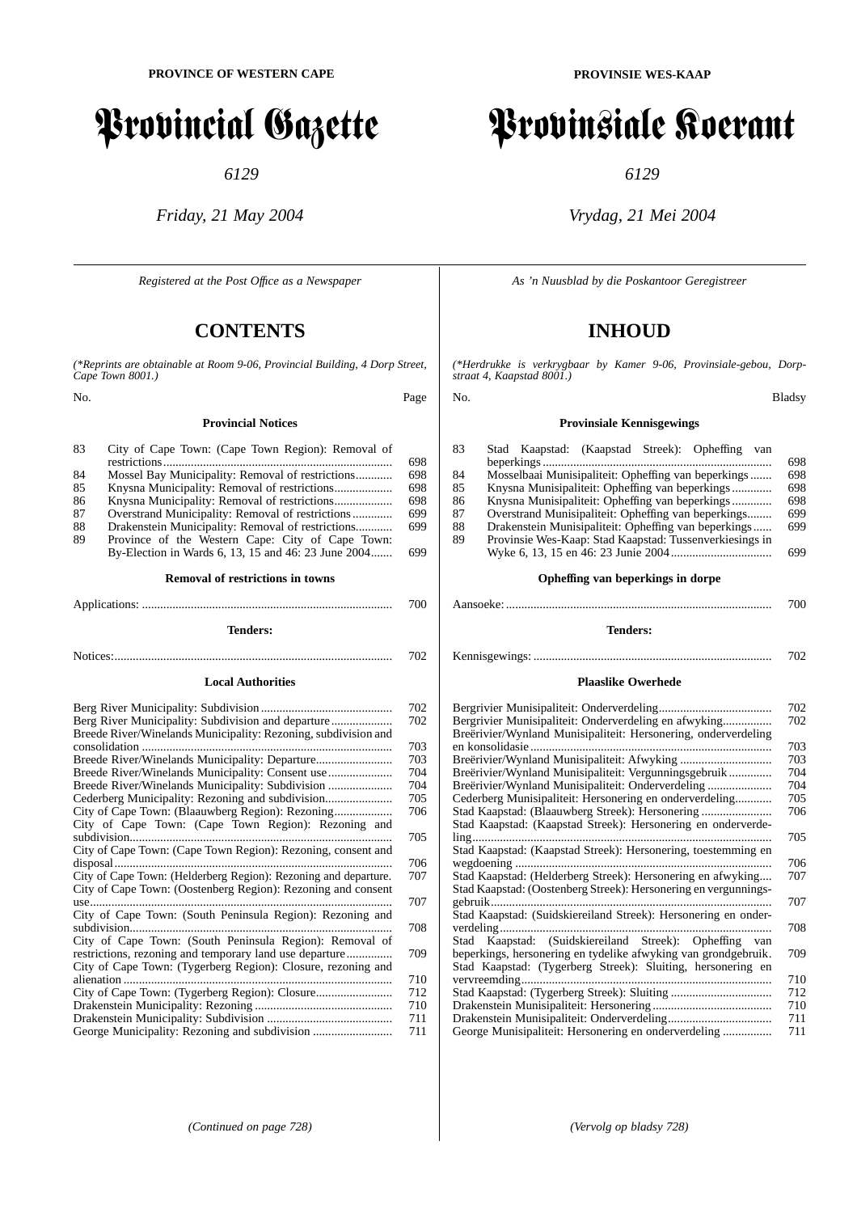**PROVINCE OF WESTERN CAPE**

# Provincial Gazette

*6129*

*Friday, 21 May 2004*

*Registered at the Post Office as a Newspaper*

## CONTENTS

*(\*Reprints are obtainable at Room 9-06, Provincial Building, 4 Dorp Street, Cape Town 8001.)*

### Provincial Notices

| No. | | Page |
|---|---|---|
| 83 | City of Cape Town: (Cape Town Region): Removal of restrictions | 698 |
| 84 | Mossel Bay Municipality: Removal of restrictions | 698 |
| 85 | Knysna Municipality: Removal of restrictions | 698 |
| 86 | Knysna Municipality: Removal of restrictions | 698 |
| 87 | Overstrand Municipality: Removal of restrictions | 699 |
| 88 | Drakenstein Municipality: Removal of restrictions | 699 |
| 89 | Province of the Western Cape: City of Cape Town: By-Election in Wards 6, 13, 15 and 46: 23 June 2004 | 699 |

### Removal of restrictions in towns

| | |
|---|---|
| Applications: | 700 |

### Tenders:

| | |
|---|---|
| Notices: | 702 |

### Local Authorities

| | |
|---|---|
| Berg River Municipality: Subdivision | 702 |
| Berg River Municipality: Subdivision and departure | 702 |
| Breede River/Winelands Municipality: Rezoning, subdivision and consolidation | 703 |
| Breede River/Winelands Municipality: Departure | 703 |
| Breede River/Winelands Municipality: Consent use | 704 |
| Breede River/Winelands Municipality: Subdivision | 704 |
| Cederberg Municipality: Rezoning and subdivision | 705 |
| City of Cape Town: (Blaauwberg Region): Rezoning | 706 |
| City of Cape Town: (Cape Town Region): Rezoning and subdivision | 705 |
| City of Cape Town: (Cape Town Region): Rezoning, consent and disposal | 706 |
| City of Cape Town: (Helderberg Region): Rezoning and departure. | 707 |
| City of Cape Town: (Oostenberg Region): Rezoning and consent use | 707 |
| City of Cape Town: (South Peninsula Region): Rezoning and subdivision | 708 |
| City of Cape Town: (South Peninsula Region): Removal of restrictions, rezoning and temporary land use departure | 709 |
| City of Cape Town: (Tygerberg Region): Closure, rezoning and alienation | 710 |
| City of Cape Town: (Tygerberg Region): Closure | 712 |
| Drakenstein Municipality: Rezoning | 710 |
| Drakenstein Municipality: Subdivision | 711 |
| George Municipality: Rezoning and subdivision | 711 |

*(Continued on page 728)*

**PROVINSIE WES-KAAP**

# Provinsiale Koerant

*6129*

*Vrydag, 21 Mei 2004*

*As 'n Nuusblad by die Poskantoor Geregistreer*

## INHOUD

*(\*Herdrukke is verkrygbaar by Kamer 9-06, Provinsiale-gebou, Dorpstraat 4, Kaapstad 8001.)*

### Provinsiale Kennisgewings

| No. | | Bladsy |
|---|---|---|
| 83 | Stad Kaapstad: (Kaapstad Streek): Opheffing van beperkings | 698 |
| 84 | Mosselbaai Munisipaliteit: Opheffing van beperkings | 698 |
| 85 | Knysna Munisipaliteit: Opheffing van beperkings | 698 |
| 86 | Knysna Munisipaliteit: Opheffing van beperkings | 698 |
| 87 | Overstrand Munisipaliteit: Opheffing van beperkings | 699 |
| 88 | Drakenstein Munisipaliteit: Opheffing van beperkings | 699 |
| 89 | Provinsie Wes-Kaap: Stad Kaapstad: Tussenverkiesings in Wyke 6, 13, 15 en 46: 23 Junie 2004 | 699 |

### Opheffing van beperkings in dorpe

| | |
|---|---|
| Aansoeke: | 700 |

### Tenders:

| | |
|---|---|
| Kennisgewings: | 702 |

### Plaaslike Owerhede

| | |
|---|---|
| Bergrivier Munisipaliteit: Onderverdeling | 702 |
| Bergrivier Munisipaliteit: Onderverdeling en afwyking | 702 |
| Breërivier/Wynland Munisipaliteit: Hersonering, onderverdeling en konsolidasie | 703 |
| Breërivier/Wynland Munisipaliteit: Afwyking | 703 |
| Breërivier/Wynland Munisipaliteit: Vergunningsgebruik | 704 |
| Breërivier/Wynland Munisipaliteit: Onderverdeling | 704 |
| Cederberg Munisipaliteit: Hersonering en onderverdeling | 705 |
| Stad Kaapstad: (Blaauwberg Streek): Hersonering | 706 |
| Stad Kaapstad: (Kaapstad Streek): Hersonering en onderverdeling | 705 |
| Stad Kaapstad: (Kaapstad Streek): Hersonering, toestemming en wegdoening | 706 |
| Stad Kaapstad: (Helderberg Streek): Hersonering en afwyking | 707 |
| Stad Kaapstad: (Oostenberg Streek): Hersonering en vergunningsgebruik | 707 |
| Stad Kaapstad: (Suidskiereiland Streek): Hersonering en onderverdeling | 708 |
| Stad Kaapstad: (Suidskiereiland Streek): Opheffing van beperkings, hersonering en tydelike afwyking van grondgebruik. | 709 |
| Stad Kaapstad: (Tygerberg Streek): Sluiting, hersonering en vervreemding | 710 |
| Stad Kaapstad: (Tygerberg Streek): Sluiting | 712 |
| Drakenstein Munisipaliteit: Hersonering | 710 |
| Drakenstein Munisipaliteit: Onderverdeling | 711 |
| George Munisipaliteit: Hersonering en onderverdeling | 711 |

*(Vervolg op bladsy 728)*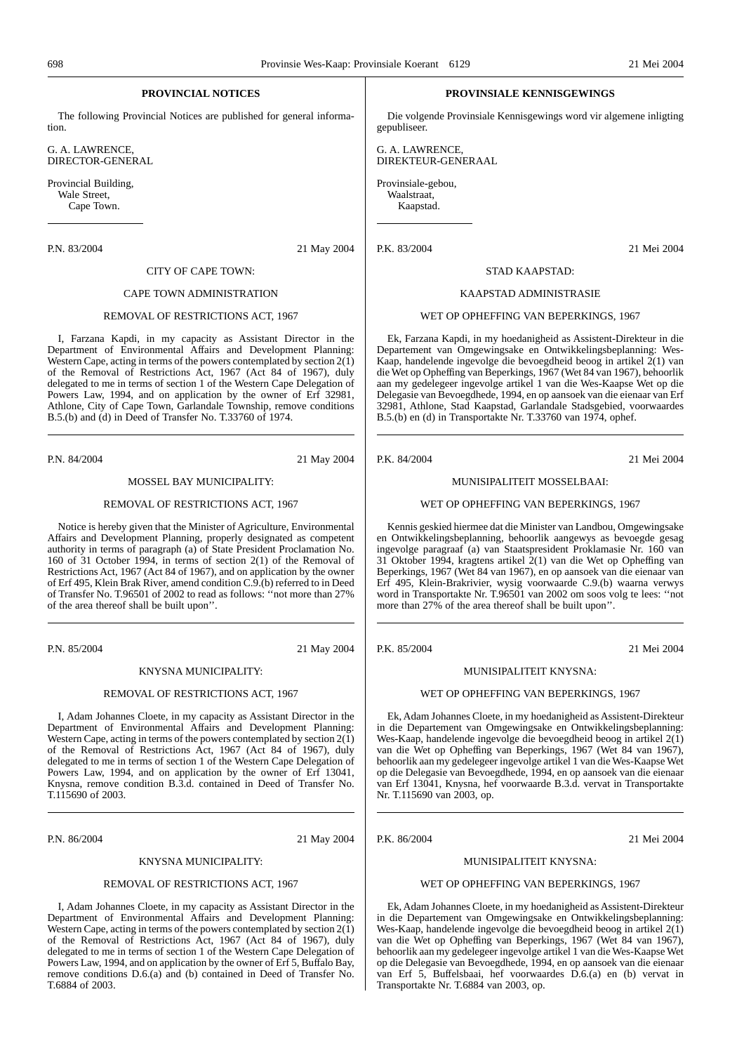## PROVINCIAL NOTICES

The following Provincial Notices are published for general information.

G. A. LAWRENCE,
DIRECTOR-GENERAL

Provincial Building,
Wale Street,
Cape Town.

---

P.N. 83/2004 21 May 2004

CITY OF CAPE TOWN:

CAPE TOWN ADMINISTRATION

REMOVAL OF RESTRICTIONS ACT, 1967

I, Farzana Kapdi, in my capacity as Assistant Director in the Department of Environmental Affairs and Development Planning: Western Cape, acting in terms of the powers contemplated by section 2(1) of the Removal of Restrictions Act, 1967 (Act 84 of 1967), duly delegated to me in terms of section 1 of the Western Cape Delegation of Powers Law, 1994, and on application by the owner of Erf 32981, Athlone, City of Cape Town, Garlandale Township, remove conditions B.5.(b) and (d) in Deed of Transfer No. T.33760 of 1974.

---

P.N. 84/2004 21 May 2004

MOSSEL BAY MUNICIPALITY:

REMOVAL OF RESTRICTIONS ACT, 1967

Notice is hereby given that the Minister of Agriculture, Environmental Affairs and Development Planning, properly designated as competent authority in terms of paragraph (a) of State President Proclamation No. 160 of 31 October 1994, in terms of section 2(1) of the Removal of Restrictions Act, 1967 (Act 84 of 1967), and on application by the owner of Erf 495, Klein Brak River, amend condition C.9.(b) referred to in Deed of Transfer No. T.96501 of 2002 to read as follows: ''not more than 27% of the area thereof shall be built upon''.

---

P.N. 85/2004 21 May 2004

KNYSNA MUNICIPALITY:

REMOVAL OF RESTRICTIONS ACT, 1967

I, Adam Johannes Cloete, in my capacity as Assistant Director in the Department of Environmental Affairs and Development Planning: Western Cape, acting in terms of the powers contemplated by section 2(1) of the Removal of Restrictions Act, 1967 (Act 84 of 1967), duly delegated to me in terms of section 1 of the Western Cape Delegation of Powers Law, 1994, and on application by the owner of Erf 13041, Knysna, remove condition B.3.d. contained in Deed of Transfer No. T.115690 of 2003.

---

P.N. 86/2004 21 May 2004

KNYSNA MUNICIPALITY:

REMOVAL OF RESTRICTIONS ACT, 1967

I, Adam Johannes Cloete, in my capacity as Assistant Director in the Department of Environmental Affairs and Development Planning: Western Cape, acting in terms of the powers contemplated by section 2(1) of the Removal of Restrictions Act, 1967 (Act 84 of 1967), duly delegated to me in terms of section 1 of the Western Cape Delegation of Powers Law, 1994, and on application by the owner of Erf 5, Buffalo Bay, remove conditions D.6.(a) and (b) contained in Deed of Transfer No. T.6884 of 2003.

## PROVINSIALE KENNISGEWINGS

Die volgende Provinsiale Kennisgewings word vir algemene inligting gepubliseer.

G. A. LAWRENCE,
DIREKTEUR-GENERAAL

Provinsiale-gebou,
Waalstraat,
Kaapstad.

---

P.K. 83/2004 21 Mei 2004

STAD KAAPSTAD:

KAAPSTAD ADMINISTRASIE

WET OP OPHEFFING VAN BEPERKINGS, 1967

Ek, Farzana Kapdi, in my hoedanigheid as Assistent-Direkteur in die Departement van Omgewingsake en Ontwikkelingsbeplanning: Wes-Kaap, handelende ingevolge die bevoegdheid beoog in artikel 2(1) van die Wet op Opheffing van Beperkings, 1967 (Wet 84 van 1967), behoorlik aan my gedelegeer ingevolge artikel 1 van die Wes-Kaapse Wet op die Delegasie van Bevoegdhede, 1994, en op aansoek van die eienaar van Erf 32981, Athlone, Stad Kaapstad, Garlandale Stadsgebied, voorwaardes B.5.(b) en (d) in Transportakte Nr. T.33760 van 1974, ophef.

---

P.K. 84/2004 21 Mei 2004

MUNISIPALITEIT MOSSELBAAI:

WET OP OPHEFFING VAN BEPERKINGS, 1967

Kennis geskied hiermee dat die Minister van Landbou, Omgewingsake en Ontwikkelingsbeplanning, behoorlik aangewys as bevoegde gesag ingevolge paragraaf (a) van Staatspresident Proklamasie Nr. 160 van 31 Oktober 1994, kragtens artikel 2(1) van die Wet op Opheffing van Beperkings, 1967 (Wet 84 van 1967), en op aansoek van die eienaar van Erf 495, Klein-Brakrivier, wysig voorwaarde C.9.(b) waarna verwys word in Transportakte Nr. T.96501 van 2002 om soos volg te lees: ''not more than 27% of the area thereof shall be built upon''.

---

P.K. 85/2004 21 Mei 2004

MUNISIPALITEIT KNYSNA:

WET OP OPHEFFING VAN BEPERKINGS, 1967

Ek, Adam Johannes Cloete, in my hoedanigheid as Assistent-Direkteur in die Departement van Omgewingsake en Ontwikkelingsbeplanning: Wes-Kaap, handelende ingevolge die bevoegdheid beoog in artikel 2(1) van die Wet op Opheffing van Beperkings, 1967 (Wet 84 van 1967), behoorlik aan my gedelegeer ingevolge artikel 1 van die Wes-Kaapse Wet op die Delegasie van Bevoegdhede, 1994, en op aansoek van die eienaar van Erf 13041, Knysna, hef voorwaarde B.3.d. vervat in Transportakte Nr. T.115690 van 2003, op.

---

P.K. 86/2004 21 Mei 2004

MUNISIPALITEIT KNYSNA:

WET OP OPHEFFING VAN BEPERKINGS, 1967

Ek, Adam Johannes Cloete, in my hoedanigheid as Assistent-Direkteur in die Departement van Omgewingsake en Ontwikkelingsbeplanning: Wes-Kaap, handelende ingevolge die bevoegdheid beoog in artikel 2(1) van die Wet op Opheffing van Beperkings, 1967 (Wet 84 van 1967), behoorlik aan my gedelegeer ingevolge artikel 1 van die Wes-Kaapse Wet op die Delegasie van Bevoegdhede, 1994, en op aansoek van die eienaar van Erf 5, Buffelsbaai, hef voorwaardes D.6.(a) en (b) vervat in Transportakte Nr. T.6884 van 2003, op.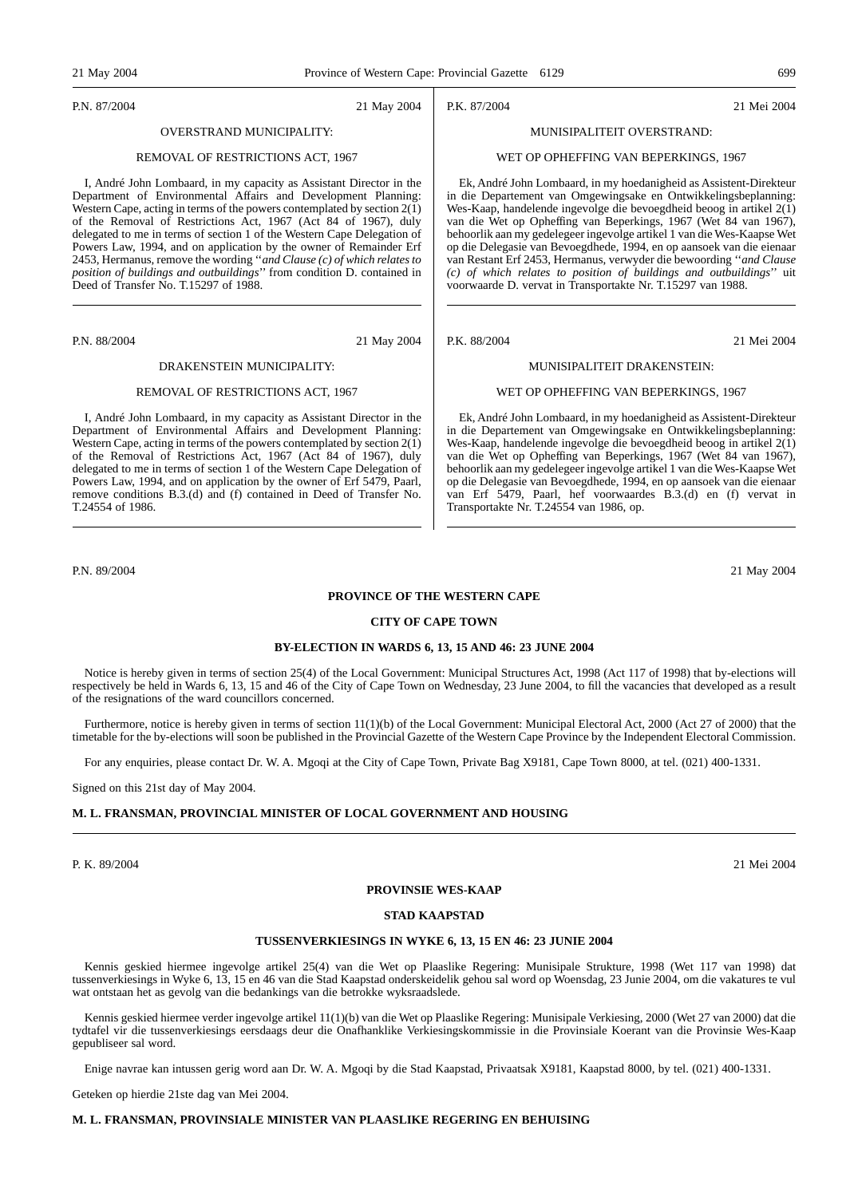P.N. 87/2004 21 May 2004

OVERSTRAND MUNICIPALITY:

REMOVAL OF RESTRICTIONS ACT, 1967

I, André John Lombaard, in my capacity as Assistant Director in the Department of Environmental Affairs and Development Planning: Western Cape, acting in terms of the powers contemplated by section 2(1) of the Removal of Restrictions Act, 1967 (Act 84 of 1967), duly delegated to me in terms of section 1 of the Western Cape Delegation of Powers Law, 1994, and on application by the owner of Remainder Erf 2453, Hermanus, remove the wording ''*and Clause (c) of which relates to position of buildings and outbuildings*'' from condition D. contained in Deed of Transfer No. T.15297 of 1988.

---

P.K. 87/2004 21 Mei 2004

MUNISIPALITEIT OVERSTRAND:

WET OP OPHEFFING VAN BEPERKINGS, 1967

Ek, André John Lombaard, in my hoedanigheid as Assistent-Direkteur in die Departement van Omgewingsake en Ontwikkelingsbeplanning: Wes-Kaap, handelende ingevolge die bevoegdheid beoog in artikel 2(1) van die Wet op Opheffing van Beperkings, 1967 (Wet 84 van 1967), behoorlik aan my gedelegeer ingevolge artikel 1 van die Wes-Kaapse Wet op die Delegasie van Bevoegdhede, 1994, en op aansoek van die eienaar van Restant Erf 2453, Hermanus, verwyder die bewoording ''*and Clause (c) of which relates to position of buildings and outbuildings*'' uit voorwaarde D. vervat in Transportakte Nr. T.15297 van 1988.

---

P.N. 88/2004 21 May 2004

DRAKENSTEIN MUNICIPALITY:

REMOVAL OF RESTRICTIONS ACT, 1967

I, André John Lombaard, in my capacity as Assistant Director in the Department of Environmental Affairs and Development Planning: Western Cape, acting in terms of the powers contemplated by section 2(1) of the Removal of Restrictions Act, 1967 (Act 84 of 1967), duly delegated to me in terms of section 1 of the Western Cape Delegation of Powers Law, 1994, and on application by the owner of Erf 5479, Paarl, remove conditions B.3.(d) and (f) contained in Deed of Transfer No. T.24554 of 1986.

---

P.K. 88/2004 21 Mei 2004

MUNISIPALITEIT DRAKENSTEIN:

WET OP OPHEFFING VAN BEPERKINGS, 1967

Ek, André John Lombaard, in my hoedanigheid as Assistent-Direkteur in die Departement van Omgewingsake en Ontwikkelingsbeplanning: Wes-Kaap, handelende ingevolge die bevoegdheid beoog in artikel 2(1) van die Wet op Opheffing van Beperkings, 1967 (Wet 84 van 1967), behoorlik aan my gedelegeer ingevolge artikel 1 van die Wes-Kaapse Wet op die Delegasie van Bevoegdhede, 1994, en op aansoek van die eienaar van Erf 5479, Paarl, hef voorwaardes B.3.(d) en (f) vervat in Transportakte Nr. T.24554 van 1986, op.

---

P.N. 89/2004 21 May 2004

**PROVINCE OF THE WESTERN CAPE**

**CITY OF CAPE TOWN**

**BY-ELECTION IN WARDS 6, 13, 15 AND 46: 23 JUNE 2004**

Notice is hereby given in terms of section 25(4) of the Local Government: Municipal Structures Act, 1998 (Act 117 of 1998) that by-elections will respectively be held in Wards 6, 13, 15 and 46 of the City of Cape Town on Wednesday, 23 June 2004, to fill the vacancies that developed as a result of the resignations of the ward councillors concerned.

Furthermore, notice is hereby given in terms of section 11(1)(b) of the Local Government: Municipal Electoral Act, 2000 (Act 27 of 2000) that the timetable for the by-elections will soon be published in the Provincial Gazette of the Western Cape Province by the Independent Electoral Commission.

For any enquiries, please contact Dr. W. A. Mgoqi at the City of Cape Town, Private Bag X9181, Cape Town 8000, at tel. (021) 400-1331.

Signed on this 21st day of May 2004.

**M. L. FRANSMAN, PROVINCIAL MINISTER OF LOCAL GOVERNMENT AND HOUSING**

---

P. K. 89/2004 21 Mei 2004

**PROVINSIE WES-KAAP**

**STAD KAAPSTAD**

**TUSSENVERKIESINGS IN WYKE 6, 13, 15 EN 46: 23 JUNIE 2004**

Kennis geskied hiermee ingevolge artikel 25(4) van die Wet op Plaaslike Regering: Munisipale Strukture, 1998 (Wet 117 van 1998) dat tussenverkiesings in Wyke 6, 13, 15 en 46 van die Stad Kaapstad onderskeidelik gehou sal word op Woensdag, 23 Junie 2004, om die vakatures te vul wat ontstaan het as gevolg van die bedankings van die betrokke wyksraadslede.

Kennis geskied hiermee verder ingevolge artikel 11(1)(b) van die Wet op Plaaslike Regering: Munisipale Verkiesing, 2000 (Wet 27 van 2000) dat die tydtafel vir die tussenverkiesings eersdaags deur die Onafhanklike Verkiesingskommissie in die Provinsiale Koerant van die Provinsie Wes-Kaap gepubliseer sal word.

Enige navrae kan intussen gerig word aan Dr. W. A. Mgoqi by die Stad Kaapstad, Privaatsak X9181, Kaapstad 8000, by tel. (021) 400-1331.

Geteken op hierdie 21ste dag van Mei 2004.

**M. L. FRANSMAN, PROVINSIALE MINISTER VAN PLAASLIKE REGERING EN BEHUISING**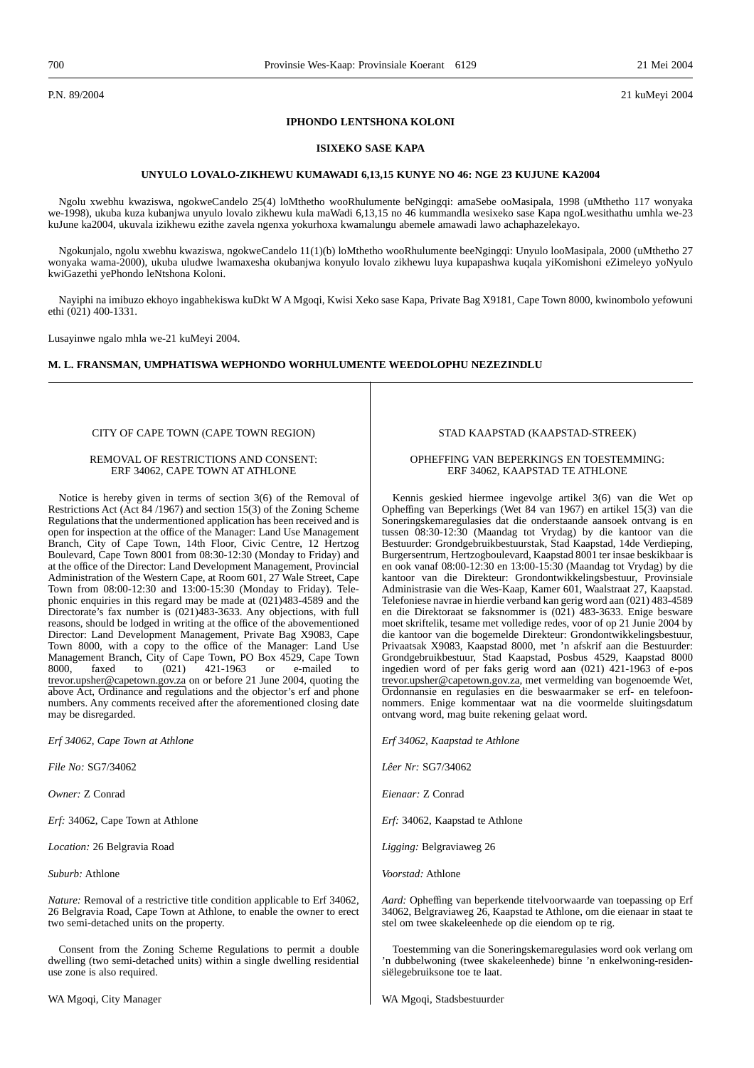P.N. 89/2004

21 kuMeyi 2004

**IPHONDO LENTSHONA KOLONI**

**ISIXEKO SASE KAPA**

**UNYULO LOVALO-ZIKHEWU KUMAWADI 6,13,15 KUNYE NO 46: NGE 23 KUJUNE KA2004**

Ngolu xwebhu kwaziswa, ngokweCandelo 25(4) loMthetho wooRhulumente beNgingqi: amaSebe ooMasipala, 1998 (uMthetho 117 wonyaka we-1998), ukuba kuza kubanjwa unyulo lovalo zikhewu kula maWadi 6,13,15 no 46 kummandla wesixeko sase Kapa ngoLwesithathu umhla we-23 kuJune ka2004, ukuvala izikhewu ezithe zavela ngenxa yokurhoxa kwamalungu abemele amawadi lawo achaphazelekayo.

Ngokunjalo, ngolu xwebhu kwaziswa, ngokweCandelo 11(1)(b) loMthetho wooRhulumente beeNgingqi: Unyulo looMasipala, 2000 (uMthetho 27 wonyaka wama-2000), ukuba uludwe lwamaxesha okubanjwa konyulo lovalo zikhewu luya kupapashwa kuqala yiKomishoni eZimeleyo yoNyulo kwiGazethi yePhondo leNtshona Koloni.

Nayiphi na imibuzo ekhoyo ingabhekiswa kuDkt W A Mgoqi, Kwisi Xeko sase Kapa, Private Bag X9181, Cape Town 8000, kwinombolo yefowuni ethi (021) 400-1331.

Lusayinwe ngalo mhla we-21 kuMeyi 2004.

**M. L. FRANSMAN, UMPHATISWA WEPHONDO WORHULUMENTE WEEDOLOPHU NEZEZINDLU**

---

CITY OF CAPE TOWN (CAPE TOWN REGION)

REMOVAL OF RESTRICTIONS AND CONSENT:
ERF 34062, CAPE TOWN AT ATHLONE

Notice is hereby given in terms of section 3(6) of the Removal of Restrictions Act (Act 84 /1967) and section 15(3) of the Zoning Scheme Regulations that the undermentioned application has been received and is open for inspection at the office of the Manager: Land Use Management Branch, City of Cape Town, 14th Floor, Civic Centre, 12 Hertzog Boulevard, Cape Town 8001 from 08:30-12:30 (Monday to Friday) and at the office of the Director: Land Development Management, Provincial Administration of the Western Cape, at Room 601, 27 Wale Street, Cape Town from 08:00-12:30 and 13:00-15:30 (Monday to Friday). Telephonic enquiries in this regard may be made at (021)483-4589 and the Directorate's fax number is (021)483-3633. Any objections, with full reasons, should be lodged in writing at the office of the abovementioned Director: Land Development Management, Private Bag X9083, Cape Town 8000, with a copy to the office of the Manager: Land Use Management Branch, City of Cape Town, PO Box 4529, Cape Town 8000, faxed to (021) 421-1963 or e-mailed to trevor.upsher@capetown.gov.za on or before 21 June 2004, quoting the above Act, Ordinance and regulations and the objector's erf and phone numbers. Any comments received after the aforementioned closing date may be disregarded.

*Erf 34062, Cape Town at Athlone*

*File No:* SG7/34062

*Owner:* Z Conrad

*Erf:* 34062, Cape Town at Athlone

*Location:* 26 Belgravia Road

*Suburb:* Athlone

*Nature:* Removal of a restrictive title condition applicable to Erf 34062, 26 Belgravia Road, Cape Town at Athlone, to enable the owner to erect two semi-detached units on the property.

Consent from the Zoning Scheme Regulations to permit a double dwelling (two semi-detached units) within a single dwelling residential use zone is also required.

WA Mgoqi, City Manager

STAD KAAPSTAD (KAAPSTAD-STREEK)

OPHEFFING VAN BEPERKINGS EN TOESTEMMING:
ERF 34062, KAAPSTAD TE ATHLONE

Kennis geskied hiermee ingevolge artikel 3(6) van die Wet op Opheffing van Beperkings (Wet 84 van 1967) en artikel 15(3) van die Soneringskemaregulasies dat die onderstaande aansoek ontvang is en tussen 08:30-12:30 (Maandag tot Vrydag) by die kantoor van die Bestuurder: Grondgebruikbestuurstak, Stad Kaapstad, 14de Verdieping, Burgersentrum, Hertzogboulevard, Kaapstad 8001 ter insae beskikbaar is en ook vanaf 08:00-12:30 en 13:00-15:30 (Maandag tot Vrydag) by die kantoor van die Direkteur: Grondontwikkelingsbestuur, Provinsiale Administrasie van die Wes-Kaap, Kamer 601, Waalstraat 27, Kaapstad. Telefoniese navrae in hierdie verband kan gerig word aan (021) 483-4589 en die Direktoraat se faksnommer is (021) 483-3633. Enige besware moet skriftelik, tesame met volledige redes, voor of op 21 Junie 2004 by die kantoor van die bogemelde Direkteur: Grondontwikkelingsbestuur, Privaatsak X9083, Kaapstad 8000, met 'n afskrif aan die Bestuurder: Grondgebruikbestuur, Stad Kaapstad, Posbus 4529, Kaapstad 8000 ingedien word of per faks gerig word aan (021) 421-1963 of e-pos trevor.upsher@capetown.gov.za, met vermelding van bogenoemde Wet, Ordonnansie en regulasies en die beswaarmaker se erf- en telefoonnommers. Enige kommentaar wat na die voormelde sluitingsdatum ontvang word, mag buite rekening gelaat word.

*Erf 34062, Kaapstad te Athlone*

*Lêer Nr:* SG7/34062

*Eienaar:* Z Conrad

*Erf:* 34062, Kaapstad te Athlone

*Ligging:* Belgraviaweg 26

*Voorstad:* Athlone

*Aard:* Opheffing van beperkende titelvoorwaarde van toepassing op Erf 34062, Belgraviaweg 26, Kaapstad te Athlone, om die eienaar in staat te stel om twee skakeleenhede op die eiendom op te rig.

Toestemming van die Soneringskemaregulasies word ook verlang om 'n dubbelwoning (twee skakeleenhede) binne 'n enkelwoning-residensiëlegebruiksone toe te laat.

WA Mgoqi, Stadsbestuurder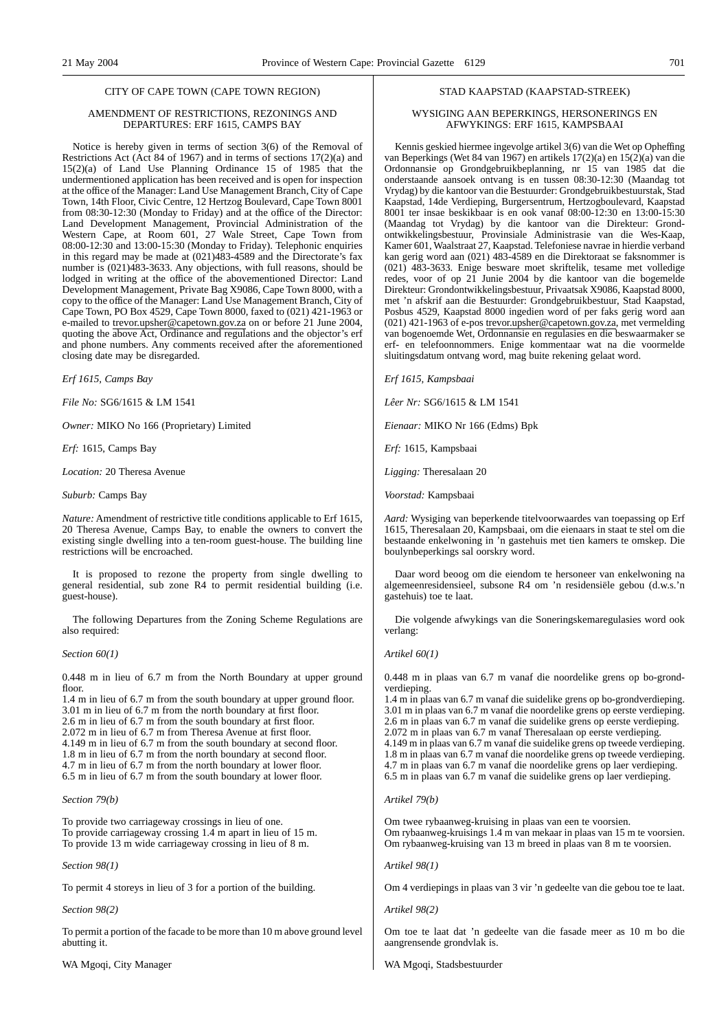CITY OF CAPE TOWN (CAPE TOWN REGION)

AMENDMENT OF RESTRICTIONS, REZONINGS AND DEPARTURES: ERF 1615, CAMPS BAY

Notice is hereby given in terms of section 3(6) of the Removal of Restrictions Act (Act 84 of 1967) and in terms of sections 17(2)(a) and 15(2)(a) of Land Use Planning Ordinance 15 of 1985 that the undermentioned application has been received and is open for inspection at the office of the Manager: Land Use Management Branch, City of Cape Town, 14th Floor, Civic Centre, 12 Hertzog Boulevard, Cape Town 8001 from 08:30-12:30 (Monday to Friday) and at the office of the Director: Land Development Management, Provincial Administration of the Western Cape, at Room 601, 27 Wale Street, Cape Town from 08:00-12:30 and 13:00-15:30 (Monday to Friday). Telephonic enquiries in this regard may be made at (021)483-4589 and the Directorate's fax number is (021)483-3633. Any objections, with full reasons, should be lodged in writing at the office of the abovementioned Director: Land Development Management, Private Bag X9086, Cape Town 8000, with a copy to the office of the Manager: Land Use Management Branch, City of Cape Town, PO Box 4529, Cape Town 8000, faxed to (021) 421-1963 or e-mailed to trevor.upsher@capetown.gov.za on or before 21 June 2004, quoting the above Act, Ordinance and regulations and the objector's erf and phone numbers. Any comments received after the aforementioned closing date may be disregarded.

*Erf 1615, Camps Bay*

*File No:* SG6/1615 & LM 1541

*Owner:* MIKO No 166 (Proprietary) Limited

*Erf:* 1615, Camps Bay

*Location:* 20 Theresa Avenue

*Suburb:* Camps Bay

*Nature:* Amendment of restrictive title conditions applicable to Erf 1615, 20 Theresa Avenue, Camps Bay, to enable the owners to convert the existing single dwelling into a ten-room guest-house. The building line restrictions will be encroached.

It is proposed to rezone the property from single dwelling to general residential, sub zone R4 to permit residential building (i.e. guest-house).

The following Departures from the Zoning Scheme Regulations are also required:

*Section 60(1)*

0.448 m in lieu of 6.7 m from the North Boundary at upper ground floor.
1.4 m in lieu of 6.7 m from the south boundary at upper ground floor.
3.01 m in lieu of 6.7 m from the north boundary at first floor.
2.6 m in lieu of 6.7 m from the south boundary at first floor.
2.072 m in lieu of 6.7 m from Theresa Avenue at first floor.
4.149 m in lieu of 6.7 m from the south boundary at second floor.
1.8 m in lieu of 6.7 m from the north boundary at second floor.
4.7 m in lieu of 6.7 m from the north boundary at lower floor.
6.5 m in lieu of 6.7 m from the south boundary at lower floor.

*Section 79(b)*

To provide two carriageway crossings in lieu of one.
To provide carriageway crossing 1.4 m apart in lieu of 15 m.
To provide 13 m wide carriageway crossing in lieu of 8 m.

*Section 98(1)*

To permit 4 storeys in lieu of 3 for a portion of the building.

*Section 98(2)*

To permit a portion of the facade to be more than 10 m above ground level abutting it.

WA Mgoqi, City Manager

STAD KAAPSTAD (KAAPSTAD-STREEK)

WYSIGING AAN BEPERKINGS, HERSONERINGS EN AFWYKINGS: ERF 1615, KAMPSBAAI

Kennis geskied hiermee ingevolge artikel 3(6) van die Wet op Opheffing van Beperkings (Wet 84 van 1967) en artikels 17(2)(a) en 15(2)(a) van die Ordonnansie op Grondgebruikbeplanning, nr 15 van 1985 dat die onderstaande aansoek ontvang is en tussen 08:30-12:30 (Maandag tot Vrydag) by die kantoor van die Bestuurder: Grondgebruikbestuurstak, Stad Kaapstad, 14de Verdieping, Burgersentrum, Hertzogboulevard, Kaapstad 8001 ter insae beskikbaar is en ook vanaf 08:00-12:30 en 13:00-15:30 (Maandag tot Vrydag) by die kantoor van die Direkteur: Grondontwikkelingsbestuur, Provinsiale Administrasie van die Wes-Kaap, Kamer 601, Waalstraat 27, Kaapstad. Telefoniese navrae in hierdie verband kan gerig word aan (021) 483-4589 en die Direktoraat se faksnommer is (021) 483-3633. Enige besware moet skriftelik, tesame met volledige redes, voor of op 21 Junie 2004 by die kantoor van die bogemelde Direkteur: Grondontwikkelingsbestuur, Privaatsak X9086, Kaapstad 8000, met 'n afskrif aan die Bestuurder: Grondgebruikbestuur, Stad Kaapstad, Posbus 4529, Kaapstad 8000 ingedien word of per faks gerig word aan (021) 421-1963 of e-pos trevor.upsher@capetown.gov.za, met vermelding van bogenoemde Wet, Ordonnansie en regulasies en die beswaarmaker se erf- en telefoonnommers. Enige kommentaar wat na die voormelde sluitingsdatum ontvang word, mag buite rekening gelaat word.

*Erf 1615, Kampsbaai*

*Lêer Nr:* SG6/1615 & LM 1541

*Eienaar:* MIKO Nr 166 (Edms) Bpk

*Erf:* 1615, Kampsbaai

*Ligging:* Theresalaan 20

*Voorstad:* Kampsbaai

*Aard:* Wysiging van beperkende titelvoorwaardes van toepassing op Erf 1615, Theresalaan 20, Kampsbaai, om die eienaars in staat te stel om die bestaande enkelwoning in 'n gastehuis met tien kamers te omskep. Die boulynbeperkings sal oorskry word.

Daar word beoog om die eiendom te hersoneer van enkelwoning na algemeenresidensieel, subsone R4 om 'n residensiële gebou (d.w.s.'n gastehuis) toe te laat.

Die volgende afwykings van die Soneringskemaregulasies word ook verlang:

*Artikel 60(1)*

0.448 m in plaas van 6.7 m vanaf die noordelike grens op bo-grondverdieping.
1.4 m in plaas van 6.7 m vanaf die suidelike grens op bo-grondverdieping.
3.01 m in plaas van 6.7 m vanaf die noordelike grens op eerste verdieping.
2.6 m in plaas van 6.7 m vanaf die suidelike grens op eerste verdieping.
2.072 m in plaas van 6.7 m vanaf Theresalaan op eerste verdieping.
4.149 m in plaas van 6.7 m vanaf die suidelike grens op tweede verdieping.
1.8 m in plaas van 6.7 m vanaf die noordelike grens op tweede verdieping.
4.7 m in plaas van 6.7 m vanaf die noordelike grens op laer verdieping.
6.5 m in plaas van 6.7 m vanaf die suidelike grens op laer verdieping.

*Artikel 79(b)*

Om twee rybaanweg-kruising in plaas van een te voorsien.
Om rybaanweg-kruisings 1.4 m van mekaar in plaas van 15 m te voorsien.
Om rybaanweg-kruising van 13 m breed in plaas van 8 m te voorsien.

*Artikel 98(1)*

Om 4 verdiepings in plaas van 3 vir 'n gedeelte van die gebou toe te laat.

*Artikel 98(2)*

Om toe te laat dat 'n gedeelte van die fasade meer as 10 m bo die aangrensende grondvlak is.

WA Mgoqi, Stadsbestuurder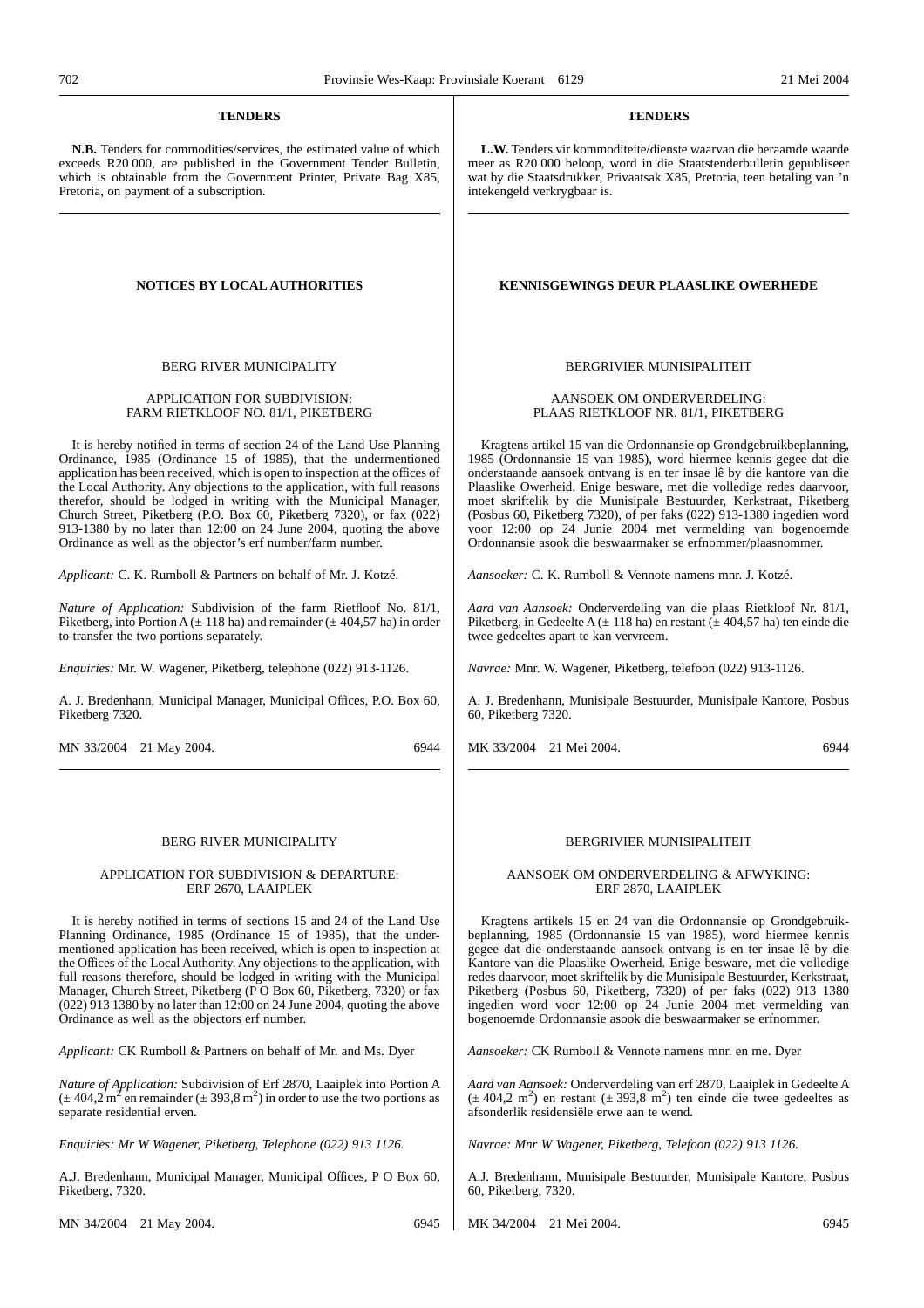## TENDERS

**N.B.** Tenders for commodities/services, the estimated value of which exceeds R20 000, are published in the Government Tender Bulletin, which is obtainable from the Government Printer, Private Bag X85, Pretoria, on payment of a subscription.

## TENDERS

**L.W.** Tenders vir kommoditeite/dienste waarvan die beraamde waarde meer as R20 000 beloop, word in die Staatstenderbulletin gepubliseer wat by die Staatsdrukker, Privaatsak X85, Pretoria, teen betaling van 'n intekengeld verkrygbaar is.

## NOTICES BY LOCAL AUTHORITIES

BERG RIVER MUNICIPALITY

APPLICATION FOR SUBDIVISION:
FARM RIETKLOOF NO. 81/1, PIKETBERG

It is hereby notified in terms of section 24 of the Land Use Planning Ordinance, 1985 (Ordinance 15 of 1985), that the undermentioned application has been received, which is open to inspection at the offices of the Local Authority. Any objections to the application, with full reasons therefor, should be lodged in writing with the Municipal Manager, Church Street, Piketberg (P.O. Box 60, Piketberg 7320), or fax (022) 913-1380 by no later than 12:00 on 24 June 2004, quoting the above Ordinance as well as the objector's erf number/farm number.

*Applicant:* C. K. Rumboll & Partners on behalf of Mr. J. Kotzé.

*Nature of Application:* Subdivision of the farm Rietfloof No. 81/1, Piketberg, into Portion A (± 118 ha) and remainder (± 404,57 ha) in order to transfer the two portions separately.

*Enquiries:* Mr. W. Wagener, Piketberg, telephone (022) 913-1126.

A. J. Bredenhann, Municipal Manager, Municipal Offices, P.O. Box 60, Piketberg 7320.

MN 33/2004 21 May 2004. 6944

BERG RIVER MUNICIPALITY

APPLICATION FOR SUBDIVISION & DEPARTURE:
ERF 2670, LAAIPLEK

It is hereby notified in terms of sections 15 and 24 of the Land Use Planning Ordinance, 1985 (Ordinance 15 of 1985), that the undermentioned application has been received, which is open to inspection at the Offices of the Local Authority. Any objections to the application, with full reasons therefore, should be lodged in writing with the Municipal Manager, Church Street, Piketberg (P O Box 60, Piketberg, 7320) or fax (022) 913 1380 by no later than 12:00 on 24 June 2004, quoting the above Ordinance as well as the objectors erf number.

*Applicant:* CK Rumboll & Partners on behalf of Mr. and Ms. Dyer

*Nature of Application:* Subdivision of Erf 2870, Laaiplek into Portion A (± 404,2 m$^2$ en remainder (± 393,8 m$^2$) in order to use the two portions as separate residential erven.

*Enquiries: Mr W Wagener, Piketberg, Telephone (022) 913 1126.*

A.J. Bredenhann, Municipal Manager, Municipal Offices, P O Box 60, Piketberg, 7320.

MN 34/2004 21 May 2004. 6945

## KENNISGEWINGS DEUR PLAASLIKE OWERHEDE

BERGRIVIER MUNISIPALITEIT

AANSOEK OM ONDERVERDELING:
PLAAS RIETKLOOF NR. 81/1, PIKETBERG

Kragtens artikel 15 van die Ordonnansie op Grondgebruikbeplanning, 1985 (Ordonnansie 15 van 1985), word hiermee kennis gegee dat die onderstaande aansoek ontvang is en ter insae lê by die kantore van die Plaaslike Owerheid. Enige besware, met die volledige redes daarvoor, moet skriftelik by die Munisipale Bestuurder, Kerkstraat, Piketberg (Posbus 60, Piketberg 7320), of per faks (022) 913-1380 ingedien word voor 12:00 op 24 Junie 2004 met vermelding van bogenoemde Ordonnansie asook die beswaarmaker se erfnommer/plaasnommer.

*Aansoeker:* C. K. Rumboll & Vennote namens mnr. J. Kotzé.

*Aard van Aansoek:* Onderverdeling van die plaas Rietkloof Nr. 81/1, Piketberg, in Gedeelte A (± 118 ha) en restant (± 404,57 ha) ten einde die twee gedeeltes apart te kan vervreem.

*Navrae:* Mnr. W. Wagener, Piketberg, telefoon (022) 913-1126.

A. J. Bredenhann, Munisipale Bestuurder, Munisipale Kantore, Posbus 60, Piketberg 7320.

MK 33/2004 21 Mei 2004. 6944

BERGRIVIER MUNISIPALITEIT

AANSOEK OM ONDERVERDELING & AFWYKING:
ERF 2870, LAAIPLEK

Kragtens artikels 15 en 24 van die Ordonnansie op Grondgebruikbeplanning, 1985 (Ordonnansie 15 van 1985), word hiermee kennis gegee dat die onderstaande aansoek ontvang is en ter insae lê by die Kantore van die Plaaslike Owerheid. Enige besware, met die volledige redes daarvoor, moet skriftelik by die Munisipale Bestuurder, Kerkstraat, Piketberg (Posbus 60, Piketberg, 7320) of per faks (022) 913 1380 ingedien word voor 12:00 op 24 Junie 2004 met vermelding van bogenoemde Ordonnansie asook die beswaarmaker se erfnommer.

*Aansoeker:* CK Rumboll & Vennote namens mnr. en me. Dyer

*Aard van Aansoek:* Onderverdeling van erf 2870, Laaiplek in Gedeelte A (± 404,2 m$^2$) en restant (± 393,8 m$^2$) ten einde die twee gedeeltes as afsonderlik residensiële erwe aan te wend.

*Navrae: Mnr W Wagener, Piketberg, Telefoon (022) 913 1126.*

A.J. Bredenhann, Munisipale Bestuurder, Munisipale Kantore, Posbus 60, Piketberg, 7320.

MK 34/2004 21 Mei 2004. 6945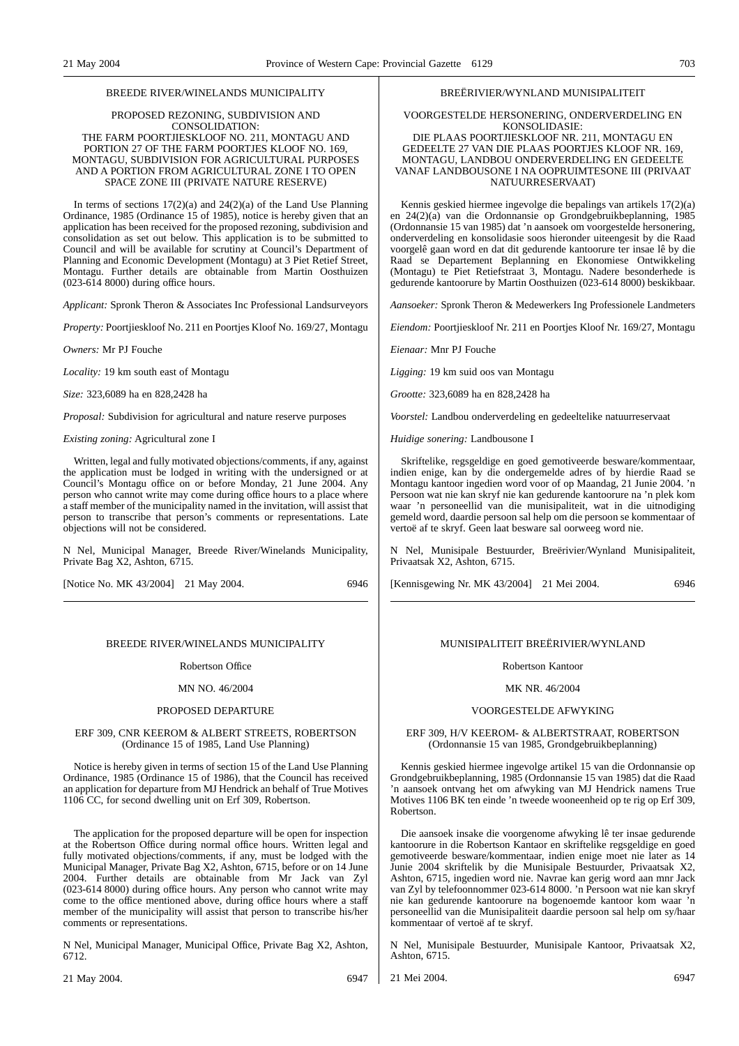BREEDE RIVER/WINELANDS MUNICIPALITY

PROPOSED REZONING, SUBDIVISION AND CONSOLIDATION:
THE FARM POORTJIESKLOOF NO. 211, MONTAGU AND PORTION 27 OF THE FARM POORTJES KLOOF NO. 169, MONTAGU, SUBDIVISION FOR AGRICULTURAL PURPOSES AND A PORTION FROM AGRICULTURAL ZONE I TO OPEN SPACE ZONE III (PRIVATE NATURE RESERVE)

In terms of sections 17(2)(a) and 24(2)(a) of the Land Use Planning Ordinance, 1985 (Ordinance 15 of 1985), notice is hereby given that an application has been received for the proposed rezoning, subdivision and consolidation as set out below. This application is to be submitted to Council and will be available for scrutiny at Council's Department of Planning and Economic Development (Montagu) at 3 Piet Retief Street, Montagu. Further details are obtainable from Martin Oosthuizen (023-614 8000) during office hours.

*Applicant:* Spronk Theron & Associates Inc Professional Landsurveyors

*Property:* Poortjieskloof No. 211 en Poortjes Kloof No. 169/27, Montagu

*Owners:* Mr PJ Fouche

*Locality:* 19 km south east of Montagu

*Size:* 323,6089 ha en 828,2428 ha

*Proposal:* Subdivision for agricultural and nature reserve purposes

*Existing zoning:* Agricultural zone I

Written, legal and fully motivated objections/comments, if any, against the application must be lodged in writing with the undersigned or at Council's Montagu office on or before Monday, 21 June 2004. Any person who cannot write may come during office hours to a place where a staff member of the municipality named in the invitation, will assist that person to transcribe that person's comments or representations. Late objections will not be considered.

N Nel, Municipal Manager, Breede River/Winelands Municipality, Private Bag X2, Ashton, 6715.

[Notice No. MK 43/2004] 21 May 2004. 6946

---

BREËRIVIER/WYNLAND MUNISIPALITEIT

VOORGESTELDE HERSONERING, ONDERVERDELING EN KONSOLIDASIE:
DIE PLAAS POORTJIESKLOOF NR. 211, MONTAGU EN GEDEELTE 27 VAN DIE PLAAS POORTJES KLOOF NR. 169, MONTAGU, LANDBOU ONDERVERDELING EN GEDEELTE VANAF LANDBOUSONE I NA OOPRUIMTESONE III (PRIVAAT NATUURRESERVAAT)

Kennis geskied hiermee ingevolge die bepalings van artikels 17(2)(a) en 24(2)(a) van die Ordonnansie op Grondgebruikbeplanning, 1985 (Ordonnansie 15 van 1985) dat 'n aansoek om voorgestelde hersonering, onderverdeling en konsolidasie soos hieronder uiteengesit by die Raad voorgelê gaan word en dat dit gedurende kantoorure ter insae lê by die Raad se Departement Beplanning en Ekonomiese Ontwikkeling (Montagu) te Piet Retiefstraat 3, Montagu. Nadere besonderhede is gedurende kantoorure by Martin Oosthuizen (023-614 8000) beskikbaar.

*Aansoeker:* Spronk Theron & Medewerkers Ing Professionele Landmeters

*Eiendom:* Poortjieskloof Nr. 211 en Poortjes Kloof Nr. 169/27, Montagu

*Eienaar:* Mnr PJ Fouche

*Ligging:* 19 km suid oos van Montagu

*Grootte:* 323,6089 ha en 828,2428 ha

*Voorstel:* Landbou onderverdeling en gedeeltelike natuurreservaat

*Huidige sonering:* Landbousone I

Skriftelike, regsgeldige en goed gemotiveerde besware/kommentaar, indien enige, kan by die ondergemelde adres of by hierdie Raad se Montagu kantoor ingedien word voor of op Maandag, 21 Junie 2004. 'n Persoon wat nie kan skryf nie kan gedurende kantoorure na 'n plek kom waar 'n personeellid van die munisipaliteit, wat in die uitnodiging gemeld word, daardie persoon sal help om die persoon se kommentaar of vertoë af te skryf. Geen laat besware sal oorweeg word nie.

N Nel, Munisipale Bestuurder, Breërivier/Wynland Munisipaliteit, Privaatsak X2, Ashton, 6715.

[Kennisgewing Nr. MK 43/2004] 21 Mei 2004. 6946

---

BREEDE RIVER/WINELANDS MUNICIPALITY

Robertson Office

MN NO. 46/2004

PROPOSED DEPARTURE

ERF 309, CNR KEEROM & ALBERT STREETS, ROBERTSON
(Ordinance 15 of 1985, Land Use Planning)

Notice is hereby given in terms of section 15 of the Land Use Planning Ordinance, 1985 (Ordinance 15 of 1986), that the Council has received an application for departure from MJ Hendrick an behalf of True Motives 1106 CC, for second dwelling unit on Erf 309, Robertson.

The application for the proposed departure will be open for inspection at the Robertson Office during normal office hours. Written legal and fully motivated objections/comments, if any, must be lodged with the Municipal Manager, Private Bag X2, Ashton, 6715, before or on 14 June 2004. Further details are obtainable from Mr Jack van Zyl (023-614 8000) during office hours. Any person who cannot write may come to the office mentioned above, during office hours where a staff member of the municipality will assist that person to transcribe his/her comments or representations.

N Nel, Municipal Manager, Municipal Office, Private Bag X2, Ashton, 6712.

21 May 2004. 6947

---

MUNISIPALITEIT BREËRIVIER/WYNLAND

Robertson Kantoor

MK NR. 46/2004

VOORGESTELDE AFWYKING

ERF 309, H/V KEEROM- & ALBERTSTRAAT, ROBERTSON
(Ordonnansie 15 van 1985, Grondgebruikbeplanning)

Kennis geskied hiermee ingevolge artikel 15 van die Ordonnansie op Grondgebruikbeplanning, 1985 (Ordonnansie 15 van 1985) dat die Raad 'n aansoek ontvang het om afwyking van MJ Hendrick namens True Motives 1106 BK ten einde 'n tweede wooneenheid op te rig op Erf 309, Robertson.

Die aansoek insake die voorgenome afwyking lê ter insae gedurende kantoorure in die Robertson Kantaor en skriftelike regsgeldige en goed gemotiveerde besware/kommentaar, indien enige moet nie later as 14 Junie 2004 skriftelik by die Munisipale Bestuurder, Privaatsak X2, Ashton, 6715, ingedien word nie. Navrae kan gerig word aan mnr Jack van Zyl by telefoonnommer 023-614 8000. 'n Persoon wat nie kan skryf nie kan gedurende kantoorure na bogenoemde kantoor kom waar 'n personeellid van die Munisipaliteit daardie persoon sal help om sy/haar kommentaar of vertoë af te skryf.

N Nel, Munisipale Bestuurder, Munisipale Kantoor, Privaatsak X2, Ashton, 6715.

21 Mei 2004. 6947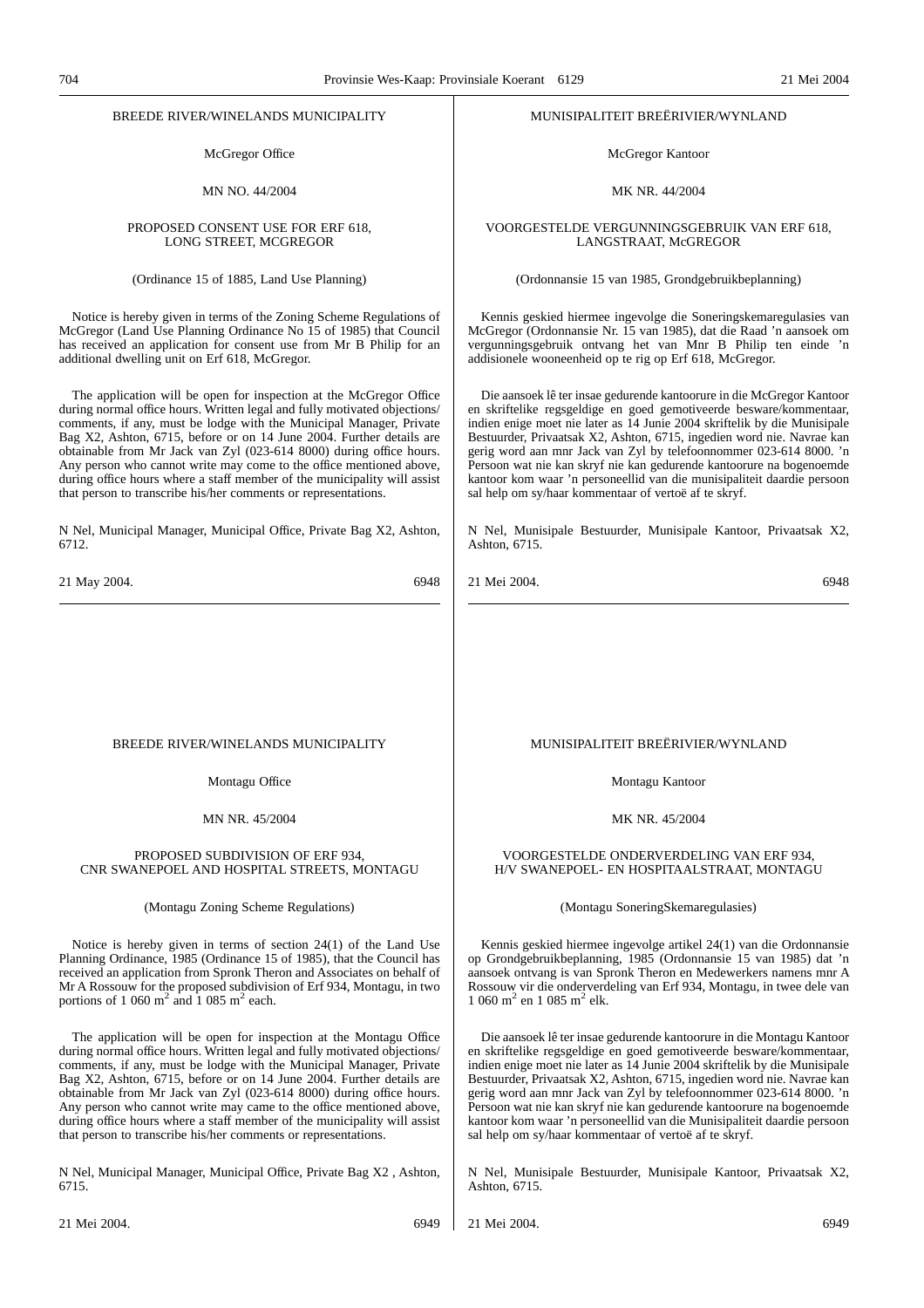BREEDE RIVER/WINELANDS MUNICIPALITY

McGregor Office

MN NO. 44/2004

PROPOSED CONSENT USE FOR ERF 618, LONG STREET, MCGREGOR

(Ordinance 15 of 1885, Land Use Planning)

Notice is hereby given in terms of the Zoning Scheme Regulations of McGregor (Land Use Planning Ordinance No 15 of 1985) that Council has received an application for consent use from Mr B Philip for an additional dwelling unit on Erf 618, McGregor.

The application will be open for inspection at the McGregor Office during normal office hours. Written legal and fully motivated objections/ comments, if any, must be lodge with the Municipal Manager, Private Bag X2, Ashton, 6715, before or on 14 June 2004. Further details are obtainable from Mr Jack van Zyl (023-614 8000) during office hours. Any person who cannot write may come to the office mentioned above, during office hours where a staff member of the municipality will assist that person to transcribe his/her comments or representations.

N Nel, Municipal Manager, Municipal Office, Private Bag X2, Ashton, 6712.

21 May 2004. 6948

---

MUNISIPALITEIT BREËRIVIER/WYNLAND

McGregor Kantoor

MK NR. 44/2004

VOORGESTELDE VERGUNNINGSGEBRUIK VAN ERF 618, LANGSTRAAT, McGREGOR

(Ordonnansie 15 van 1985, Grondgebruikbeplanning)

Kennis geskied hiermee ingevolge die Soneringskemaregulasies van McGregor (Ordonnansie Nr. 15 van 1985), dat die Raad 'n aansoek om vergunningsgebruik ontvang het van Mnr B Philip ten einde 'n addisionele wooneenheid op te rig op Erf 618, McGregor.

Die aansoek lê ter insae gedurende kantoorure in die McGregor Kantoor en skriftelike regsgeldige en goed gemotiveerde besware/kommentaar, indien enige moet nie later as 14 Junie 2004 skriftelik by die Munisipale Bestuurder, Privaatsak X2, Ashton, 6715, ingedien word nie. Navrae kan gerig word aan mnr Jack van Zyl by telefoonnommer 023-614 8000. 'n Persoon wat nie kan skryf nie kan gedurende kantoorure na bogenoemde kantoor kom waar 'n personeellid van die munisipaliteit daardie persoon sal help om sy/haar kommentaar of vertoë af te skryf.

N Nel, Munisipale Bestuurder, Munisipale Kantoor, Privaatsak X2, Ashton, 6715.

21 Mei 2004. 6948

---

BREEDE RIVER/WINELANDS MUNICIPALITY

Montagu Office

MN NR. 45/2004

PROPOSED SUBDIVISION OF ERF 934, CNR SWANEPOEL AND HOSPITAL STREETS, MONTAGU

(Montagu Zoning Scheme Regulations)

Notice is hereby given in terms of section 24(1) of the Land Use Planning Ordinance, 1985 (Ordinance 15 of 1985), that the Council has received an application from Spronk Theron and Associates on behalf of Mr A Rossouw for the proposed subdivision of Erf 934, Montagu, in two portions of 1 060 $m^2$ and 1 085 $m^2$ each.

The application will be open for inspection at the Montagu Office during normal office hours. Written legal and fully motivated objections/ comments, if any, must be lodge with the Municipal Manager, Private Bag X2, Ashton, 6715, before or on 14 June 2004. Further details are obtainable from Mr Jack van Zyl (023-614 8000) during office hours. Any person who cannot write may came to the office mentioned above, during office hours where a staff member of the municipality will assist that person to transcribe his/her comments or representations.

N Nel, Municipal Manager, Municipal Office, Private Bag X2 , Ashton, 6715.

21 Mei 2004. 6949

---

MUNISIPALITEIT BREËRIVIER/WYNLAND

Montagu Kantoor

MK NR. 45/2004

VOORGESTELDE ONDERVERDELING VAN ERF 934, H/V SWANEPOEL- EN HOSPITAALSTRAAT, MONTAGU

(Montagu SoneringSkemaregulasies)

Kennis geskied hiermee ingevolge artikel 24(1) van die Ordonnansie op Grondgebruikbeplanning, 1985 (Ordonnansie 15 van 1985) dat 'n aansoek ontvang is van Spronk Theron en Medewerkers namens mnr A Rossouw vir die onderverdeling van Erf 934, Montagu, in twee dele van 1 060 $m^2$ en 1 085 $m^2$ elk.

Die aansoek lê ter insae gedurende kantoorure in die Montagu Kantoor en skriftelike regsgeldige en goed gemotiveerde besware/kommentaar, indien enige moet nie later as 14 Junie 2004 skriftelik by die Munisipale Bestuurder, Privaatsak X2, Ashton, 6715, ingedien word nie. Navrae kan gerig word aan mnr Jack van Zyl by telefoonnommer 023-614 8000. 'n Persoon wat nie kan skryf nie kan gedurende kantoorure na bogenoemde kantoor kom waar 'n personeellid van die Munisipaliteit daardie persoon sal help om sy/haar kommentaar of vertoë af te skryf.

N Nel, Munisipale Bestuurder, Munisipale Kantoor, Privaatsak X2, Ashton, 6715.

21 Mei 2004. 6949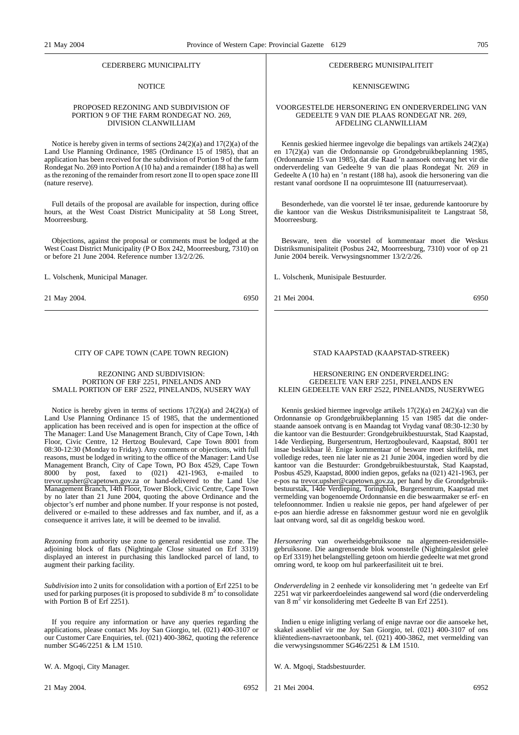CEDERBERG MUNICIPALITY

NOTICE

PROPOSED REZONING AND SUBDIVISION OF PORTION 9 OF THE FARM RONDEGAT NO. 269, DIVISION CLANWILLIAM

Notice is hereby given in terms of sections 24(2)(a) and 17(2)(a) of the Land Use Planning Ordinance, 1985 (Ordinance 15 of 1985), that an application has been received for the subdivision of Portion 9 of the farm Rondegat No. 269 into Portion A (10 ha) and a remainder (188 ha) as well as the rezoning of the remainder from resort zone II to open space zone III (nature reserve).

Full details of the proposal are available for inspection, during office hours, at the West Coast District Municipality at 58 Long Street, Moorreesburg.

Objections, against the proposal or comments must be lodged at the West Coast District Municipality (P O Box 242, Moorreesburg, 7310) on or before 21 June 2004. Reference number 13/2/2/26.

L. Volschenk, Municipal Manager.

21 May 2004. 6950

CEDERBERG MUNISIPALITEIT

KENNISGEWING

VOORGESTELDE HERSONERING EN ONDERVERDELING VAN GEDEELTE 9 VAN DIE PLAAS RONDEGAT NR. 269, AFDELING CLANWILLIAM

Kennis geskied hiermee ingevolge die bepalings van artikels 24(2)(a) en 17(2)(a) van die Ordonnansie op Grondgebruikbeplanning 1985, (Ordonnansie 15 van 1985), dat die Raad 'n aansoek ontvang het vir die onderverdeling van Gedeelte 9 van die plaas Rondegat Nr. 269 in Gedeelte A (10 ha) en 'n restant (188 ha), asook die hersonering van die restant vanaf oordsone II na oopruimtesone III (natuurreservaat).

Besonderhede, van die voorstel lê ter insae, gedurende kantoorure by die kantoor van die Weskus Distriksmunisipaliteit te Langstraat 58, Moorreesburg.

Besware, teen die voorstel of kommentaar moet die Weskus Distriksmunisipaliteit (Posbus 242, Moorreesburg, 7310) voor of op 21 Junie 2004 bereik. Verwysingsnommer 13/2/2/26.

L. Volschenk, Munisipale Bestuurder.

21 Mei 2004. 6950

CITY OF CAPE TOWN (CAPE TOWN REGION)

REZONING AND SUBDIVISION: PORTION OF ERF 2251, PINELANDS AND SMALL PORTION OF ERF 2522, PINELANDS, NUSERY WAY

Notice is hereby given in terms of sections 17(2)(a) and 24(2)(a) of Land Use Planning Ordinance 15 of 1985, that the undermentioned application has been received and is open for inspection at the office of The Manager: Land Use Management Branch, City of Cape Town, 14th Floor, Civic Centre, 12 Hertzog Boulevard, Cape Town 8001 from 08:30-12:30 (Monday to Friday). Any comments or objections, with full reasons, must be lodged in writing to the office of the Manager: Land Use Management Branch, City of Cape Town, PO Box 4529, Cape Town 8000 by post, faxed to (021) 421-1963, e-mailed to trevor.upsher@capetown.gov.za or hand-delivered to the Land Use Management Branch, 14th Floor, Tower Block, Civic Centre, Cape Town by no later than 21 June 2004, quoting the above Ordinance and the objector's erf number and phone number. If your response is not posted, delivered or e-mailed to these addresses and fax number, and if, as a consequence it arrives late, it will be deemed to be invalid.

*Rezoning* from authority use zone to general residential use zone. The adjoining block of flats (Nightingale Close situated on Erf 3319) displayed an interest in purchasing this landlocked parcel of land, to augment their parking facility.

*Subdivision* into 2 units for consolidation with a portion of Erf 2251 to be used for parking purposes (it is proposed to subdivide 8 m$^2$ to consolidate with Portion B of Erf 2251).

If you require any information or have any queries regarding the applications, please contact Ms Joy San Giorgio, tel. (021) 400-3107 or our Customer Care Enquiries, tel. (021) 400-3862, quoting the reference number SG46/2251 & LM 1510.

W. A. Mgoqi, City Manager.

21 May 2004. 6952

STAD KAAPSTAD (KAAPSTAD-STREEK)

HERSONERING EN ONDERVERDELING: GEDEELTE VAN ERF 2251, PINELANDS EN KLEIN GEDEELTE VAN ERF 2522, PINELANDS, NUSERYWEG

Kennis geskied hiermee ingevolge artikels 17(2)(a) en 24(2)(a) van die Ordonnansie op Grondgebruikbeplanning 15 van 1985 dat die onderstaande aansoek ontvang is en Maandag tot Vrydag vanaf 08:30-12:30 by die kantoor van die Bestuurder: Grondgebruikbestuurstak, Stad Kaapstad, 14de Verdieping, Burgersentrum, Hertzogboulevard, Kaapstad, 8001 ter insae beskikbaar lê. Enige kommentaar of besware moet skriftelik, met volledige redes, teen nie later nie as 21 Junie 2004, ingedien word by die kantoor van die Bestuurder: Grondgebruikbestuurstak, Stad Kaapstad, Posbus 4529, Kaapstad, 8000 indien gepos, gefaks na (021) 421-1963, per e-pos na trevor.upsher@capetown.gov.za, per hand by die Grondgebruikbestuurstak, 14de Verdieping, Toringblok, Burgersentrum, Kaapstad met vermelding van bogenoemde Ordonnansie en die beswaarmaker se erf- en telefoonnommer. Indien u reaksie nie gepos, per hand afgelewer of per e-pos aan hierdie adresse en faksnommer gestuur word nie en gevolglik laat ontvang word, sal dit as ongeldig beskou word.

*Hersonering* van owerheidsgebruiksone na algemeen-residensiëlegebruiksone. Die aangrensende blok woonstelle (Nightingaleslot geleë op Erf 3319) het belangstelling getoon om hierdie gedeelte wat met grond omring word, te koop om hul parkeerfasiliteit uit te brei.

*Onderverdeling* in 2 eenhede vir konsolidering met 'n gedeelte van Erf 2251 wat vir parkeerdoeleindes aangewend sal word (die onderverdeling van 8 m$^2$ vir konsolidering met Gedeelte B van Erf 2251).

Indien u enige inligting verlang of enige navrae oor die aansoeke het, skakel asseblief vir me Joy San Giorgio, tel. (021) 400-3107 of ons kliëntediens-navraetoonbank, tel. (021) 400-3862, met vermelding van die verwysingsnommer SG46/2251 & LM 1510.

W. A. Mgoqi, Stadsbestuurder.

21 Mei 2004. 6952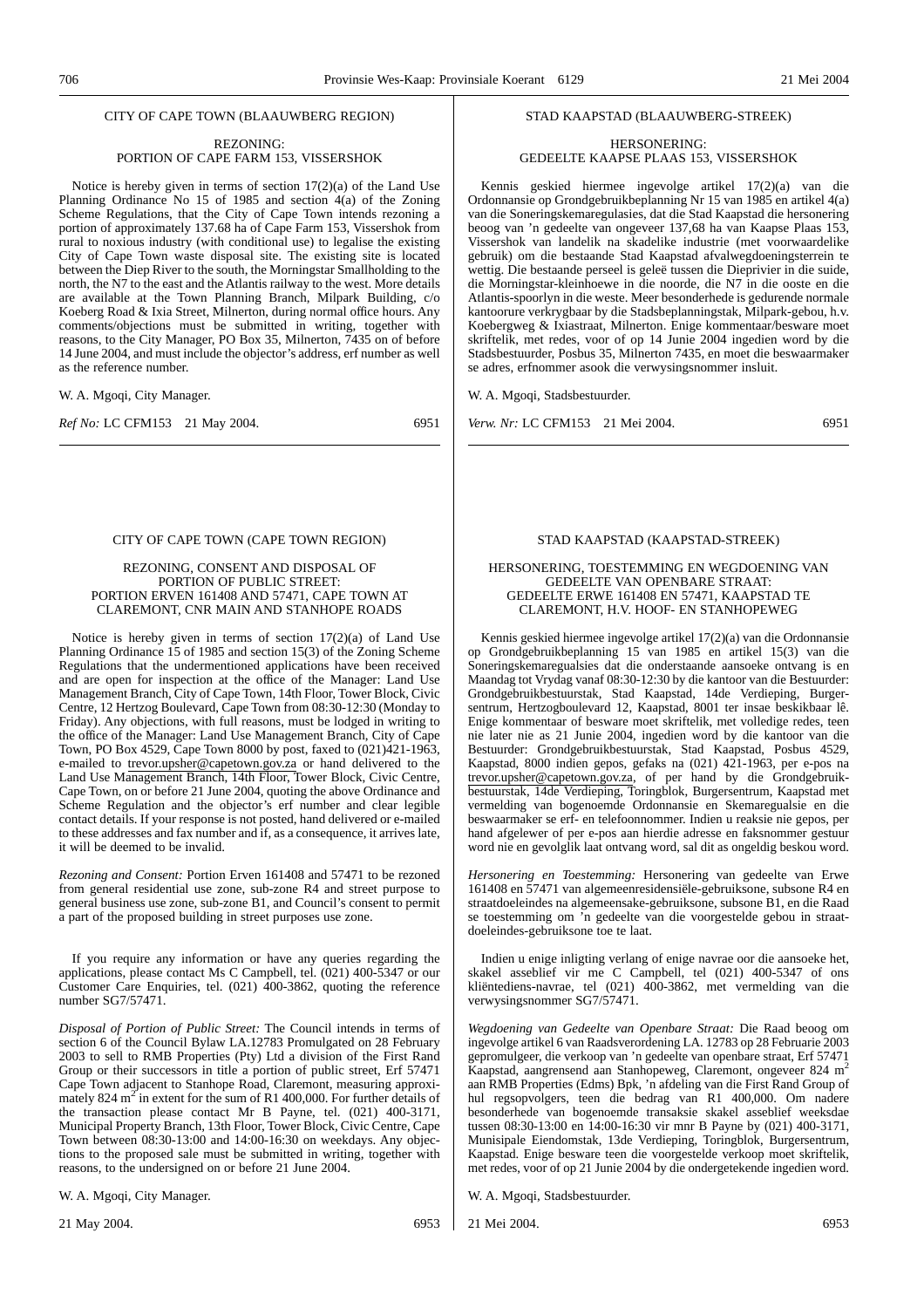## CITY OF CAPE TOWN (BLAAUWBERG REGION)

### REZONING: PORTION OF CAPE FARM 153, VISSERSHOK

Notice is hereby given in terms of section 17(2)(a) of the Land Use Planning Ordinance No 15 of 1985 and section 4(a) of the Zoning Scheme Regulations, that the City of Cape Town intends rezoning a portion of approximately 137.68 ha of Cape Farm 153, Vissershok from rural to noxious industry (with conditional use) to legalise the existing City of Cape Town waste disposal site. The existing site is located between the Diep River to the south, the Morningstar Smallholding to the north, the N7 to the east and the Atlantis railway to the west. More details are available at the Town Planning Branch, Milpark Building, c/o Koeberg Road & Ixia Street, Milnerton, during normal office hours. Any comments/objections must be submitted in writing, together with reasons, to the City Manager, PO Box 35, Milnerton, 7435 on of before 14 June 2004, and must include the objector's address, erf number as well as the reference number.

W. A. Mgoqi, City Manager.

*Ref No:* LC CFM153 21 May 2004. 6951

---

## STAD KAAPSTAD (BLAAUWBERG-STREEK)

### HERSONERING: GEDEELTE KAAPSE PLAAS 153, VISSERSHOK

Kennis geskied hiermee ingevolge artikel 17(2)(a) van die Ordonnansie op Grondgebruikbeplanning Nr 15 van 1985 en artikel 4(a) van die Soneringskemaregulasies, dat die Stad Kaapstad die hersonering beoog van 'n gedeelte van ongeveer 137,68 ha van Kaapse Plaas 153, Vissershok van landelik na skadelike industrie (met voorwaardelike gebruik) om die bestaande Stad Kaapstad afvalwegdoeningsterrein te wettig. Die bestaande perseel is geleë tussen die Dieprivier in die suide, die Morningstar-kleinhoewe in die noorde, die N7 in die ooste en die Atlantis-spoorlyn in die weste. Meer besonderhede is gedurende normale kantoorure verkrygbaar by die Stadsbeplanningstak, Milpark-gebou, h.v. Koebergweg & Ixiastraat, Milnerton. Enige kommentaar/besware moet skriftelik, met redes, voor of op 14 Junie 2004 ingedien word by die Stadsbestuurder, Posbus 35, Milnerton 7435, en moet die beswaarmaker se adres, erfnommer asook die verwysingsnommer insluit.

W. A. Mgoqi, Stadsbestuurder.

*Verw. Nr:* LC CFM153 21 Mei 2004. 6951

---

## CITY OF CAPE TOWN (CAPE TOWN REGION)

### REZONING, CONSENT AND DISPOSAL OF PORTION OF PUBLIC STREET: PORTION ERVEN 161408 AND 57471, CAPE TOWN AT CLAREMONT, CNR MAIN AND STANHOPE ROADS

Notice is hereby given in terms of section 17(2)(a) of Land Use Planning Ordinance 15 of 1985 and section 15(3) of the Zoning Scheme Regulations that the undermentioned applications have been received and are open for inspection at the office of the Manager: Land Use Management Branch, City of Cape Town, 14th Floor, Tower Block, Civic Centre, 12 Hertzog Boulevard, Cape Town from 08:30-12:30 (Monday to Friday). Any objections, with full reasons, must be lodged in writing to the office of the Manager: Land Use Management Branch, City of Cape Town, PO Box 4529, Cape Town 8000 by post, faxed to (021)421-1963, e-mailed to trevor.upsher@capetown.gov.za or hand delivered to the Land Use Management Branch, 14th Floor, Tower Block, Civic Centre, Cape Town, on or before 21 June 2004, quoting the above Ordinance and Scheme Regulation and the objector's erf number and clear legible contact details. If your response is not posted, hand delivered or e-mailed to these addresses and fax number and if, as a consequence, it arrives late, it will be deemed to be invalid.

*Rezoning and Consent:* Portion Erven 161408 and 57471 to be rezoned from general residential use zone, sub-zone R4 and street purpose to general business use zone, sub-zone B1, and Council's consent to permit a part of the proposed building in street purposes use zone.

If you require any information or have any queries regarding the applications, please contact Ms C Campbell, tel. (021) 400-5347 or our Customer Care Enquiries, tel. (021) 400-3862, quoting the reference number SG7/57471.

*Disposal of Portion of Public Street:* The Council intends in terms of section 6 of the Council Bylaw LA.12783 Promulgated on 28 February 2003 to sell to RMB Properties (Pty) Ltd a division of the First Rand Group or their successors in title a portion of public street, Erf 57471 Cape Town adjacent to Stanhope Road, Claremont, measuring approximately 824 $m^2$ in extent for the sum of R1 400,000. For further details of the transaction please contact Mr B Payne, tel. (021) 400-3171, Municipal Property Branch, 13th Floor, Tower Block, Civic Centre, Cape Town between 08:30-13:00 and 14:00-16:30 on weekdays. Any objections to the proposed sale must be submitted in writing, together with reasons, to the undersigned on or before 21 June 2004.

W. A. Mgoqi, City Manager.

21 May 2004. 6953

---

## STAD KAAPSTAD (KAAPSTAD-STREEK)

### HERSONERING, TOESTEMMING EN WEGDOENING VAN GEDEELTE VAN OPENBARE STRAAT: GEDEELTE ERWE 161408 EN 57471, KAAPSTAD TE CLAREMONT, H.V. HOOF- EN STANHOPEWEG

Kennis geskied hiermee ingevolge artikel 17(2)(a) van die Ordonnansie op Grondgebruikbeplanning 15 van 1985 en artikel 15(3) van die Soneringskemaregualsies dat die onderstaande aansoeke ontvang is en Maandag tot Vrydag vanaf 08:30-12:30 by die kantoor van die Bestuurder: Grondgebruikbestuurstak, Stad Kaapstad, 14de Verdieping, Burgersentrum, Hertzogboulevard 12, Kaapstad, 8001 ter insae beskikbaar lê. Enige kommentaar of besware moet skriftelik, met volledige redes, teen nie later nie as 21 Junie 2004, ingedien word by die kantoor van die Bestuurder: Grondgebruikbestuurstak, Stad Kaapstad, Posbus 4529, Kaapstad, 8000 indien gepos, gefaks na (021) 421-1963, per e-pos na trevor.upsher@capetown.gov.za, of per hand by die Grondgebruikbestuurstak, 14de Verdieping, Toringblok, Burgersentrum, Kaapstad met vermelding van bogenoemde Ordonnansie en Skemaregualsie en die beswaarmaker se erf- en telefoonnommer. Indien u reaksie nie gepos, per hand afgelewer of per e-pos aan hierdie adresse en faksnommer gestuur word nie en gevolglik laat ontvang word, sal dit as ongeldig beskou word.

*Hersonering en Toestemming:* Hersonering van gedeelte van Erwe 161408 en 57471 van algemeenresidensiële-gebruiksone, subsone R4 en straatdoeleindes na algemeensake-gebruiksone, subsone B1, en die Raad se toestemming om 'n gedeelte van die voorgestelde gebou in straatdoeleindes-gebruiksone toe te laat.

Indien u enige inligting verlang of enige navrae oor die aansoeke het, skakel asseblief vir me C Campbell, tel (021) 400-5347 of ons kliëntediens-navrae, tel (021) 400-3862, met vermelding van die verwysingsnommer SG7/57471.

*Wegdoening van Gedeelte van Openbare Straat:* Die Raad beoog om ingevolge artikel 6 van Raadsverordening LA. 12783 op 28 Februarie 2003 gepromulgeer, die verkoop van 'n gedeelte van openbare straat, Erf 57471 Kaapstad, aangrensend aan Stanhopeweg, Claremont, ongeveer 824 $m^2$ aan RMB Properties (Edms) Bpk, 'n afdeling van die First Rand Group of hul regsopvolgers, teen die bedrag van R1 400,000. Om nadere besonderhede van bogenoemde transaksie skakel asseblief weeksdae tussen 08:30-13:00 en 14:00-16:30 vir mnr B Payne by (021) 400-3171, Munisipale Eiendomstak, 13de Verdieping, Toringblok, Burgersentrum, Kaapstad. Enige besware teen die voorgestelde verkoop moet skriftelik, met redes, voor of op 21 Junie 2004 by die ondergetekende ingedien word.

W. A. Mgoqi, Stadsbestuurder.

21 Mei 2004. 6953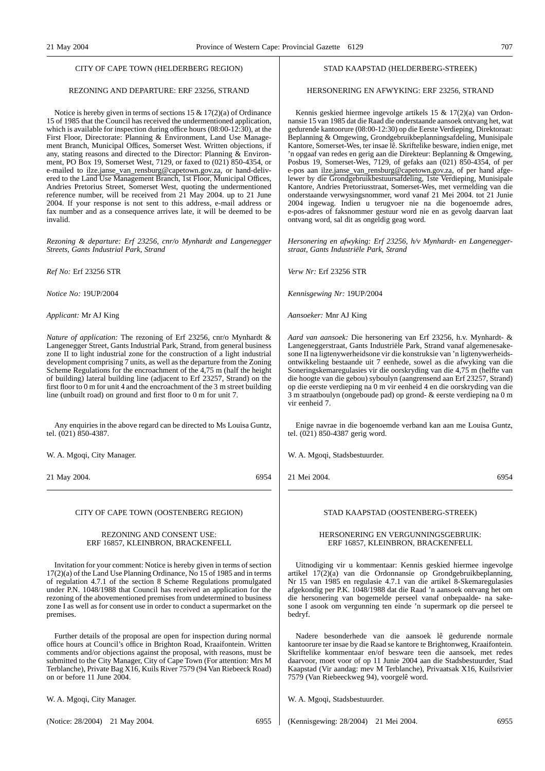## CITY OF CAPE TOWN (HELDERBERG REGION)

### REZONING AND DEPARTURE: ERF 23256, STRAND

Notice is hereby given in terms of sections 15 & 17(2)(a) of Ordinance 15 of 1985 that the Council has received the undermentioned application, which is available for inspection during office hours (08:00-12:30), at the First Floor, Directorate: Planning & Environment, Land Use Management Branch, Municipal Offices, Somerset West. Written objections, if any, stating reasons and directed to the Director: Planning & Environment, PO Box 19, Somerset West, 7129, or faxed to (021) 850-4354, or e-mailed to ilze.janse_van_rensburg@capetown.gov.za, or hand-delivered to the Land Use Management Branch, 1st Floor, Municipal Offices, Andries Pretorius Street, Somerset West, quoting the undermentioned reference number, will be received from 21 May 2004. up to 21 June 2004. If your response is not sent to this address, e-mail address or fax number and as a consequence arrives late, it will be deemed to be invalid.

*Rezoning & departure: Erf 23256, cnr/o Mynhardt and Langenegger Streets, Gants Industrial Park, Strand*

*Ref No:* Erf 23256 STR

*Notice No:* 19UP/2004

*Applicant:* Mr AJ King

*Nature of application:* The rezoning of Erf 23256, cnr/o Mynhardt & Langenegger Street, Gants Industrial Park, Strand, from general business zone II to light industrial zone for the construction of a light industrial development comprising 7 units, as well as the departure from the Zoning Scheme Regulations for the encroachment of the 4,75 m (half the height of building) lateral building line (adjacent to Erf 23257, Strand) on the first floor to 0 m for unit 4 and the encroachment of the 3 m street building line (unbuilt road) on ground and first floor to 0 m for unit 7.

Any enquiries in the above regard can be directed to Ms Louisa Guntz, tel. (021) 850-4387.

W. A. Mgoqi, City Manager.

21 May 2004. 6954

---

## STAD KAAPSTAD (HELDERBERG-STREEK)

### HERSONERING EN AFWYKING: ERF 23256, STRAND

Kennis geskied hiermee ingevolge artikels 15 & 17(2)(a) van Ordonnansie 15 van 1985 dat die Raad die onderstaande aansoek ontvang het, wat gedurende kantoorure (08:00-12:30) op die Eerste Verdieping, Direktoraat: Beplanning & Omgewing, Grondgebruikbeplanningsafdeling, Munisipale Kantore, Somerset-Wes, ter insae lê. Skriftelike besware, indien enige, met 'n opgaaf van redes en gerig aan die Direkteur: Beplanning & Omgewing, Posbus 19, Somerset-Wes, 7129, of gefaks aan (021) 850-4354, of per e-pos aan ilze.janse_van_rensburg@capetown.gov.za, of per hand afgelewer by die Grondgebruikbestuursafdeling, 1ste Verdieping, Munisipale Kantore, Andries Pretoriusstraat, Somerset-Wes, met vermelding van die onderstaande verwysingsnommer, word vanaf 21 Mei 2004. tot 21 Junie 2004 ingewag. Indien u terugvoer nie na die bogenoemde adres, e-pos-adres of faksnommer gestuur word nie en as gevolg daarvan laat ontvang word, sal dit as ongeldig geag word.

*Hersonering en afwyking: Erf 23256, h/v Mynhardt- en Langeneggerstraat, Gants Industriële Park, Strand*

*Verw Nr:* Erf 23256 STR

*Kennisgewing Nr:* 19UP/2004

*Aansoeker:* Mnr AJ King

*Aard van aansoek:* Die hersonering van Erf 23256, h.v. Mynhardt- & Langeneggerstraat, Gants Industriële Park, Strand vanaf algemenesakesone II na ligtenywerheidsone vir die konstruksie van 'n ligtenywerheidsontwikkeling bestaande uit 7 eenhede, sowel as die afwyking van die Soneringskemaregulasies vir die oorskryding van die 4,75 m (helfte van die hoogte van die gebou) syboulyn (aangrensend aan Erf 23257, Strand) op die eerste verdieping na 0 m vir eenheid 4 en die oorskryding van die 3 m straatboulyn (ongeboude pad) op grond- & eerste verdieping na 0 m vir eenheid 7.

Enige navrae in die bogenoemde verband kan aan me Louisa Guntz, tel. (021) 850-4387 gerig word.

W. A. Mgoqi, Stadsbestuurder.

21 Mei 2004. 6954

---

## CITY OF CAPE TOWN (OOSTENBERG REGION)

### REZONING AND CONSENT USE: ERF 16857, KLEINBRON, BRACKENFELL

Invitation for your comment: Notice is hereby given in terms of section 17(2)(a) of the Land Use Planning Ordinance, No 15 of 1985 and in terms of regulation 4.7.1 of the section 8 Scheme Regulations promulgated under P.N. 1048/1988 that Council has received an application for the rezoning of the abovementioned premises from undetermined to business zone I as well as for consent use in order to conduct a supermarket on the premises.

Further details of the proposal are open for inspection during normal office hours at Council's office in Brighton Road, Kraaifontein. Written comments and/or objections against the proposal, with reasons, must be submitted to the City Manager, City of Cape Town (For attention: Mrs M Terblanche), Private Bag X16, Kuils River 7579 (94 Van Riebeeck Road) on or before 11 June 2004.

W. A. Mgoqi, City Manager.

(Notice: 28/2004) 21 May 2004. 6955

---

## STAD KAAPSTAD (OOSTENBERG-STREEK)

### HERSONERING EN VERGUNNINGSGEBRUIK: ERF 16857, KLEINBRON, BRACKENFELL

Uitnodiging vir u kommentaar: Kennis geskied hiermee ingevolge artikel 17(2)(a) van die Ordonnansie op Grondgebruikbeplanning, Nr 15 van 1985 en regulasie 4.7.1 van die artikel 8-Skemaregulasies afgekondig per P.K. 1048/1988 dat die Raad 'n aansoek ontvang het om die hersonering van bogemelde perseel vanaf onbepaalde- na sakesone I asook om vergunning ten einde 'n supermark op die perseel te bedryf.

Nadere besonderhede van die aansoek lê gedurende normale kantoorure ter insae by die Raad se kantore te Brightonweg, Kraaifontein. Skriftelike kommentaar en/of besware teen die aansoek, met redes daarvoor, moet voor of op 11 Junie 2004 aan die Stadsbestuurder, Stad Kaapstad (Vir aandag: mev M Terblanche), Privaatsak X16, Kuilsrivier 7579 (Van Riebeeckweg 94), voorgelê word.

W. A. Mgoqi, Stadsbestuurder.

(Kennisgewing: 28/2004) 21 Mei 2004. 6955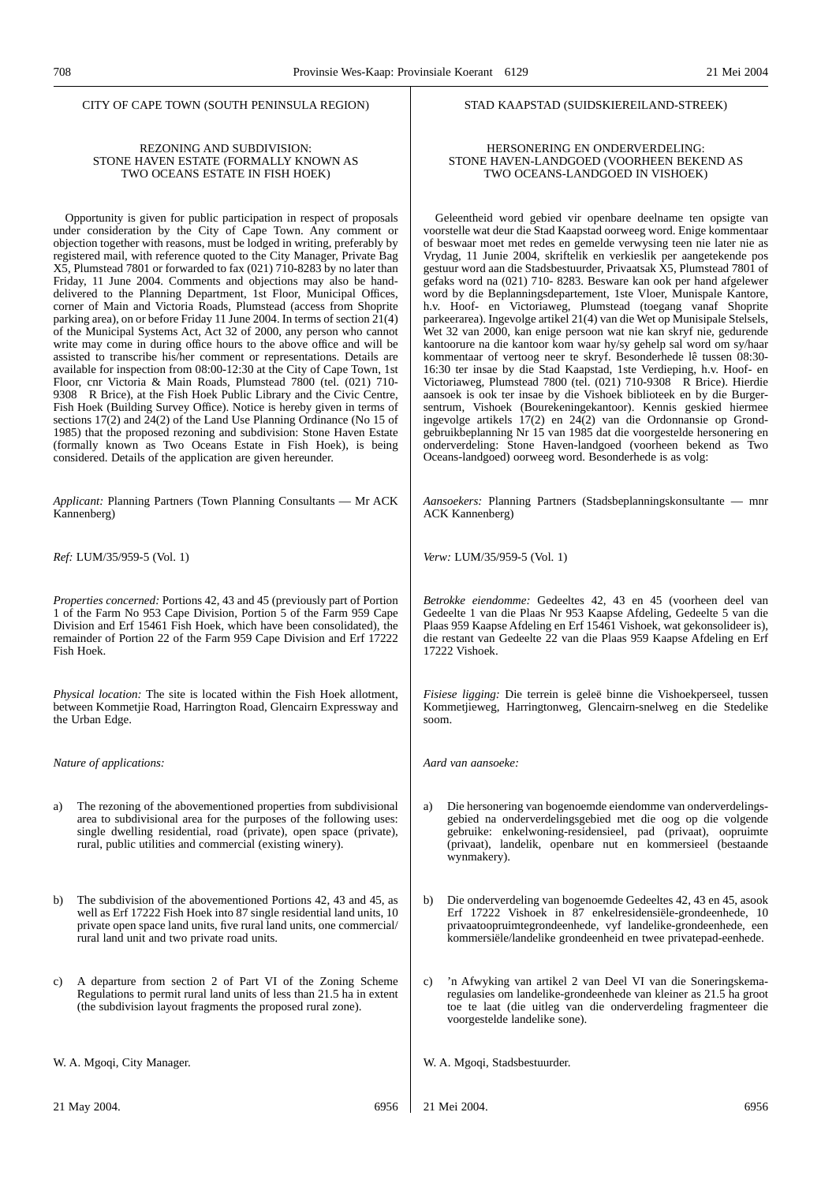CITY OF CAPE TOWN (SOUTH PENINSULA REGION)

REZONING AND SUBDIVISION: STONE HAVEN ESTATE (FORMALLY KNOWN AS TWO OCEANS ESTATE IN FISH HOEK)

Opportunity is given for public participation in respect of proposals under consideration by the City of Cape Town. Any comment or objection together with reasons, must be lodged in writing, preferably by registered mail, with reference quoted to the City Manager, Private Bag X5, Plumstead 7801 or forwarded to fax (021) 710-8283 by no later than Friday, 11 June 2004. Comments and objections may also be hand-delivered to the Planning Department, 1st Floor, Municipal Offices, corner of Main and Victoria Roads, Plumstead (access from Shoprite parking area), on or before Friday 11 June 2004. In terms of section 21(4) of the Municipal Systems Act, Act 32 of 2000, any person who cannot write may come in during office hours to the above office and will be assisted to transcribe his/her comment or representations. Details are available for inspection from 08:00-12:30 at the City of Cape Town, 1st Floor, cnr Victoria & Main Roads, Plumstead 7800 (tel. (021) 710-9308 R Brice), at the Fish Hoek Public Library and the Civic Centre, Fish Hoek (Building Survey Office). Notice is hereby given in terms of sections 17(2) and 24(2) of the Land Use Planning Ordinance (No 15 of 1985) that the proposed rezoning and subdivision: Stone Haven Estate (formally known as Two Oceans Estate in Fish Hoek), is being considered. Details of the application are given hereunder.

*Applicant:* Planning Partners (Town Planning Consultants — Mr ACK Kannenberg)

*Ref:* LUM/35/959-5 (Vol. 1)

*Properties concerned:* Portions 42, 43 and 45 (previously part of Portion 1 of the Farm No 953 Cape Division, Portion 5 of the Farm 959 Cape Division and Erf 15461 Fish Hoek, which have been consolidated), the remainder of Portion 22 of the Farm 959 Cape Division and Erf 17222 Fish Hoek.

*Physical location:* The site is located within the Fish Hoek allotment, between Kommetjie Road, Harrington Road, Glencairn Expressway and the Urban Edge.

*Nature of applications:*

a) The rezoning of the abovementioned properties from subdivisional area to subdivisional area for the purposes of the following uses: single dwelling residential, road (private), open space (private), rural, public utilities and commercial (existing winery).

b) The subdivision of the abovementioned Portions 42, 43 and 45, as well as Erf 17222 Fish Hoek into 87 single residential land units, 10 private open space land units, five rural land units, one commercial/rural land unit and two private road units.

c) A departure from section 2 of Part VI of the Zoning Scheme Regulations to permit rural land units of less than 21.5 ha in extent (the subdivision layout fragments the proposed rural zone).

W. A. Mgoqi, City Manager.

21 May 2004. 6956

STAD KAAPSTAD (SUIDSKIEREILAND-STREEK)

HERSONERING EN ONDERVERDELING: STONE HAVEN-LANDGOED (VOORHEEN BEKEND AS TWO OCEANS-LANDGOED IN VISHOEK)

Geleentheid word gebied vir openbare deelname ten opsigte van voorstelle wat deur die Stad Kaapstad oorweeg word. Enige kommentaar of beswaar moet met redes en gemelde verwysing teen nie later nie as Vrydag, 11 Junie 2004, skriftelik en verkieslik per aangetekende pos gestuur word aan die Stadsbestuurder, Privaatsak X5, Plumstead 7801 of gefaks word na (021) 710- 8283. Besware kan ook per hand afgelewer word by die Beplanningsdepartement, 1ste Vloer, Munisipale Kantore, h.v. Hoof- en Victoriaweg, Plumstead (toegang vanaf Shoprite parkeerarea). Ingevolge artikel 21(4) van die Wet op Munisipale Stelsels, Wet 32 van 2000, kan enige persoon wat nie kan skryf nie, gedurende kantoorure na die kantoor kom waar hy/sy gehelp sal word om sy/haar kommentaar of vertoog neer te skryf. Besonderhede lê tussen 08:30-16:30 ter insae by die Stad Kaapstad, 1ste Verdieping, h.v. Hoof- en Victoriaweg, Plumstead 7800 (tel. (021) 710-9308 R Brice). Hierdie aansoek is ook ter insae by die Vishoek biblioteek en by die Burgersentrum, Vishoek (Bourekeningekantoor). Kennis geskied hiermee ingevolge artikels 17(2) en 24(2) van die Ordonnansie op Grondgebruikbeplanning Nr 15 van 1985 dat die voorgestelde hersonering en onderverdeling: Stone Haven-landgoed (voorheen bekend as Two Oceans-landgoed) oorweeg word. Besonderhede is as volg:

*Aansoekers:* Planning Partners (Stadsbeplanningskonsultante — mnr ACK Kannenberg)

*Verw:* LUM/35/959-5 (Vol. 1)

*Betrokke eiendomme:* Gedeeltes 42, 43 en 45 (voorheen deel van Gedeelte 1 van die Plaas Nr 953 Kaapse Afdeling, Gedeelte 5 van die Plaas 959 Kaapse Afdeling en Erf 15461 Vishoek, wat gekonsolideer is), die restant van Gedeelte 22 van die Plaas 959 Kaapse Afdeling en Erf 17222 Vishoek.

*Fisiese ligging:* Die terrein is geleë binne die Vishoekperseel, tussen Kommetjieweg, Harringtonweg, Glencairn-snelweg en die Stedelike soom.

*Aard van aansoeke:*

a) Die hersonering van bogenoemde eiendomme van onderverdelingsgebied na onderverdelingsgebied met die oog op die volgende gebruike: enkelwoning-residensieel, pad (privaat), oopruimte (privaat), landelik, openbare nut en kommersieel (bestaande wynmakery).

b) Die onderverdeling van bogenoemde Gedeeltes 42, 43 en 45, asook Erf 17222 Vishoek in 87 enkelresidensiële-grondeenhede, 10 privaatoopruimtegrondeenhede, vyf landelike-grondeenhede, een kommersiële/landelike grondeenheid en twee privatepad-eenhede.

c) 'n Afwyking van artikel 2 van Deel VI van die Soneringskemaregulasies om landelike-grondeenhede van kleiner as 21.5 ha groot toe te laat (die uitleg van die onderverdeling fragmenteer die voorgestelde landelike sone).

W. A. Mgoqi, Stadsbestuurder.

21 Mei 2004. 6956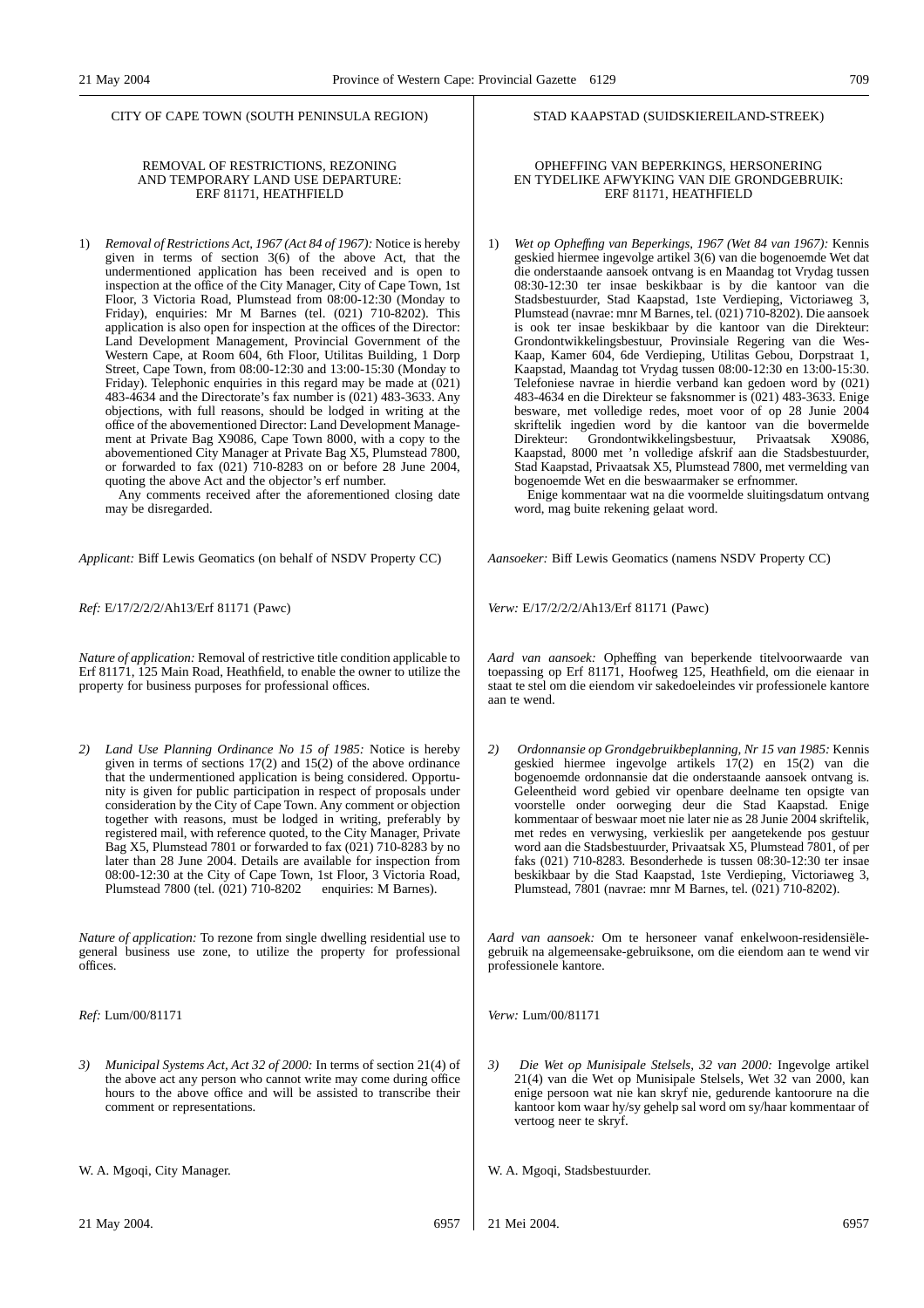CITY OF CAPE TOWN (SOUTH PENINSULA REGION)

REMOVAL OF RESTRICTIONS, REZONING AND TEMPORARY LAND USE DEPARTURE: ERF 81171, HEATHFIELD

1) *Removal of Restrictions Act, 1967 (Act 84 of 1967):* Notice is hereby given in terms of section 3(6) of the above Act, that the undermentioned application has been received and is open to inspection at the office of the City Manager, City of Cape Town, 1st Floor, 3 Victoria Road, Plumstead from 08:00-12:30 (Monday to Friday), enquiries: Mr M Barnes (tel. (021) 710-8202). This application is also open for inspection at the offices of the Director: Land Development Management, Provincial Government of the Western Cape, at Room 604, 6th Floor, Utilitas Building, 1 Dorp Street, Cape Town, from 08:00-12:30 and 13:00-15:30 (Monday to Friday). Telephonic enquiries in this regard may be made at (021) 483-4634 and the Directorate's fax number is (021) 483-3633. Any objections, with full reasons, should be lodged in writing at the office of the abovementioned Director: Land Development Management at Private Bag X9086, Cape Town 8000, with a copy to the abovementioned City Manager at Private Bag X5, Plumstead 7800, or forwarded to fax (021) 710-8283 on or before 28 June 2004, quoting the above Act and the objector's erf number.

Any comments received after the aforementioned closing date may be disregarded.

*Applicant:* Biff Lewis Geomatics (on behalf of NSDV Property CC)

*Ref:* E/17/2/2/2/Ah13/Erf 81171 (Pawc)

*Nature of application:* Removal of restrictive title condition applicable to Erf 81171, 125 Main Road, Heathfield, to enable the owner to utilize the property for business purposes for professional offices.

2) *Land Use Planning Ordinance No 15 of 1985:* Notice is hereby given in terms of sections 17(2) and 15(2) of the above ordinance that the undermentioned application is being considered. Opportunity is given for public participation in respect of proposals under consideration by the City of Cape Town. Any comment or objection together with reasons, must be lodged in writing, preferably by registered mail, with reference quoted, to the City Manager, Private Bag X5, Plumstead 7801 or forwarded to fax (021) 710-8283 by no later than 28 June 2004. Details are available for inspection from 08:00-12:30 at the City of Cape Town, 1st Floor, 3 Victoria Road, Plumstead 7800 (tel. (021) 710-8202 enquiries: M Barnes).

*Nature of application:* To rezone from single dwelling residential use to general business use zone, to utilize the property for professional offices.

*Ref:* Lum/00/81171

3) *Municipal Systems Act, Act 32 of 2000:* In terms of section 21(4) of the above act any person who cannot write may come during office hours to the above office and will be assisted to transcribe their comment or representations.

W. A. Mgoqi, City Manager.

21 May 2004. 6957

STAD KAAPSTAD (SUIDSKIEREILAND-STREEK)

OPHEFFING VAN BEPERKINGS, HERSONERING EN TYDELIKE AFWYKING VAN DIE GRONDGEBRUIK: ERF 81171, HEATHFIELD

1) *Wet op Opheffing van Beperkings, 1967 (Wet 84 van 1967):* Kennis geskied hiermee ingevolge artikel 3(6) van die bogenoemde Wet dat die onderstaande aansoek ontvang is en Maandag tot Vrydag tussen 08:30-12:30 ter insae beskikbaar is by die kantoor van die Stadsbestuurder, Stad Kaapstad, 1ste Verdieping, Victoriaweg 3, Plumstead (navrae: mnr M Barnes, tel. (021) 710-8202). Die aansoek is ook ter insae beskikbaar by die kantoor van die Direkteur: Grondontwikkelingsbestuur, Provinsiale Regering van die Wes-Kaap, Kamer 604, 6de Verdieping, Utilitas Gebou, Dorpstraat 1, Kaapstad, Maandag tot Vrydag tussen 08:00-12:30 en 13:00-15:30. Telefoniese navrae in hierdie verband kan gedoen word by (021) 483-4634 en die Direkteur se faksnommer is (021) 483-3633. Enige besware, met volledige redes, moet voor of op 28 Junie 2004 skriftelik ingedien word by die kantoor van die bovermelde Direkteur: Grondontwikkelingsbestuur, Privaatsak X9086, Kaapstad, 8000 met 'n volledige afskrif aan die Stadsbestuurder, Stad Kaapstad, Privaatsak X5, Plumstead 7800, met vermelding van bogenoemde Wet en die beswaarmaker se erfnommer.

Enige kommentaar wat na die voormelde sluitingsdatum ontvang word, mag buite rekening gelaat word.

*Aansoeker:* Biff Lewis Geomatics (namens NSDV Property CC)

*Verw:* E/17/2/2/2/Ah13/Erf 81171 (Pawc)

*Aard van aansoek:* Opheffing van beperkende titelvoorwaarde van toepassing op Erf 81171, Hoofweg 125, Heathfield, om die eienaar in staat te stel om die eiendom vir sakedoeleindes vir professionele kantore aan te wend.

2) *Ordonnansie op Grondgebruikbeplanning, Nr 15 van 1985:* Kennis geskied hiermee ingevolge artikels 17(2) en 15(2) van die bogenoemde ordonnansie dat die onderstaande aansoek ontvang is. Geleentheid word gebied vir openbare deelname ten opsigte van voorstelle onder oorweging deur die Stad Kaapstad. Enige kommentaar of beswaar moet nie later nie as 28 Junie 2004 skriftelik, met redes en verwysing, verkieslik per aangetekende pos gestuur word aan die Stadsbestuurder, Privaatsak X5, Plumstead 7801, of per faks (021) 710-8283. Besonderhede is tussen 08:30-12:30 ter insae beskikbaar by die Stad Kaapstad, 1ste Verdieping, Victoriaweg 3, Plumstead, 7801 (navrae: mnr M Barnes, tel. (021) 710-8202).

*Aard van aansoek:* Om te hersoneer vanaf enkelwoon-residensiëlegebruik na algemeensake-gebruiksone, om die eiendom aan te wend vir professionele kantore.

*Verw:* Lum/00/81171

3) *Die Wet op Munisipale Stelsels, 32 van 2000:* Ingevolge artikel 21(4) van die Wet op Munisipale Stelsels, Wet 32 van 2000, kan enige persoon wat nie kan skryf nie, gedurende kantoorure na die kantoor kom waar hy/sy gehelp sal word om sy/haar kommentaar of vertoog neer te skryf.

W. A. Mgoqi, Stadsbestuurder.

21 Mei 2004. 6957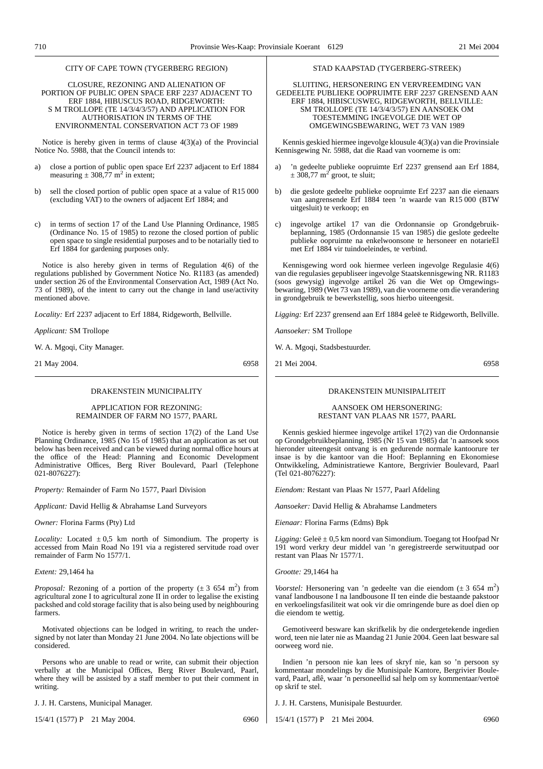CITY OF CAPE TOWN (TYGERBERG REGION)

CLOSURE, REZONING AND ALIENATION OF PORTION OF PUBLIC OPEN SPACE ERF 2237 ADJACENT TO ERF 1884, HIBUSCUS ROAD, RIDGEWORTH: S M TROLLOPE (TE 14/3/4/3/57) AND APPLICATION FOR AUTHORISATION IN TERMS OF THE ENVIRONMENTAL CONSERVATION ACT 73 OF 1989

Notice is hereby given in terms of clause 4(3)(a) of the Provincial Notice No. 5988, that the Council intends to:

a) close a portion of public open space Erf 2237 adjacent to Erf 1884 measuring ± 308,77 $m^2$ in extent;

b) sell the closed portion of public open space at a value of R15 000 (excluding VAT) to the owners of adjacent Erf 1884; and

c) in terms of section 17 of the Land Use Planning Ordinance, 1985 (Ordinance No. 15 of 1985) to rezone the closed portion of public open space to single residential purposes and to be notarially tied to Erf 1884 for gardening purposes only.

Notice is also hereby given in terms of Regulation 4(6) of the regulations published by Government Notice No. R1183 (as amended) under section 26 of the Environmental Conservation Act, 1989 (Act No. 73 of 1989), of the intent to carry out the change in land use/activity mentioned above.

*Locality:* Erf 2237 adjacent to Erf 1884, Ridgeworth, Bellville.

*Applicant:* SM Trollope

W. A. Mgoqi, City Manager.

21 May 2004. 6958

---

STAD KAAPSTAD (TYGERBERG-STREEK)

SLUITING, HERSONERING EN VERVREEMDING VAN GEDEELTE PUBLIEKE OOPRUIMTE ERF 2237 GRENSEND AAN ERF 1884, HIBISCUSWEG, RIDGEWORTH, BELLVILLE: SM TROLLOPE (TE 14/3/4/3/57) EN AANSOEK OM TOESTEMMING INGEVOLGE DIE WET OP OMGEWINGSBEWARING, WET 73 VAN 1989

Kennis geskied hiermee ingevolge klousule 4(3)(a) van die Provinsiale Kennisgewing Nr. 5988, dat die Raad van voorneme is om:

a) 'n gedeelte publieke oopruimte Erf 2237 grensend aan Erf 1884, ± 308,77 $m^2$ groot, te sluit;

b) die geslote gedeelte publieke oopruimte Erf 2237 aan die eienaars van aangrensende Erf 1884 teen 'n waarde van R15 000 (BTW uitgesluit) te verkoop; en

c) ingevolge artikel 17 van die Ordonnansie op Grondgebruikbeplanning, 1985 (Ordonnansie 15 van 1985) die geslote gedeelte publieke oopruimte na enkelwoonsone te hersoneer en notarieEl met Erf 1884 vir tuindoeleindes, te verbind.

Kennisgewing word ook hiermee verleen ingevolge Regulasie 4(6) van die regulasies gepubliseer ingevolge Staatskennisgewing NR. R1183 (soos gewysig) ingevolge artikel 26 van die Wet op Omgewingsbewaring, 1989 (Wet 73 van 1989), van die voorneme om die verandering in grondgebruik te bewerkstellig, soos hierbo uiteengesit.

*Ligging:* Erf 2237 grensend aan Erf 1884 geleë te Ridgeworth, Bellville.

*Aansoeker:* SM Trollope

W. A. Mgoqi, Stadsbestuurder.

21 Mei 2004. 6958

---

DRAKENSTEIN MUNICIPALITY

APPLICATION FOR REZONING: REMAINDER OF FARM NO 1577, PAARL

Notice is hereby given in terms of section 17(2) of the Land Use Planning Ordinance, 1985 (No 15 of 1985) that an application as set out below has been received and can be viewed during normal office hours at the office of the Head: Planning and Economic Development Administrative Offices, Berg River Boulevard, Paarl (Telephone 021-8076227):

*Property:* Remainder of Farm No 1577, Paarl Division

*Applicant:* David Hellig & Abrahamse Land Surveyors

*Owner:* Florina Farms (Pty) Ltd

*Locality:* Located ± 0,5 km north of Simondium. The property is accessed from Main Road No 191 via a registered servitude road over remainder of Farm No 1577/1.

*Extent:* 29,1464 ha

*Proposal:* Rezoning of a portion of the property (± 3 654 $m^2$) from agricultural zone I to agricultural zone II in order to legalise the existing packshed and cold storage facility that is also being used by neighbouring farmers.

Motivated objections can be lodged in writing, to reach the undersigned by not later than Monday 21 June 2004. No late objections will be considered.

Persons who are unable to read or write, can submit their objection verbally at the Municipal Offices, Berg River Boulevard, Paarl, where they will be assisted by a staff member to put their comment in writing.

J. J. H. Carstens, Municipal Manager.

15/4/1 (1577) P 21 May 2004. 6960

---

DRAKENSTEIN MUNISIPALITEIT

AANSOEK OM HERSONERING: RESTANT VAN PLAAS NR 1577, PAARL

Kennis geskied hiermee ingevolge artikel 17(2) van die Ordonnansie op Grondgebruikbeplanning, 1985 (Nr 15 van 1985) dat 'n aansoek soos hieronder uiteengesit ontvang is en gedurende normale kantoorure ter insae is by die kantoor van die Hoof: Beplanning en Ekonomiese Ontwikkeling, Administratiewe Kantore, Bergrivier Boulevard, Paarl (Tel 021-8076227):

*Eiendom:* Restant van Plaas Nr 1577, Paarl Afdeling

*Aansoeker:* David Hellig & Abrahamse Landmeters

*Eienaar:* Florina Farms (Edms) Bpk

*Ligging:* Geleë ± 0,5 km noord van Simondium. Toegang tot Hoofpad Nr 191 word verkry deur middel van 'n geregistreerde serwituutpad oor restant van Plaas Nr 1577/1.

*Grootte:* 29,1464 ha

*Voorstel:* Hersonering van 'n gedeelte van die eiendom (± 3 654 $m^2$) vanaf landbousone I na landbousone II ten einde die bestaande pakstoor en verkoelingsfasiliteit wat ook vir die omringende bure as doel dien op die eiendom te wettig.

Gemotiveerd besware kan skrifkelik by die ondergetekende ingedien word, teen nie later nie as Maandag 21 Junie 2004. Geen laat besware sal oorweeg word nie.

Indien 'n persoon nie kan lees of skryf nie, kan so 'n persoon sy kommentaar mondelings by die Munisipale Kantore, Bergrivier Boulevard, Paarl, aflê, waar 'n personeellid sal help om sy kommentaar/vertoë op skrif te stel.

J. J. H. Carstens, Munisipale Bestuurder.

15/4/1 (1577) P 21 Mei 2004. 6960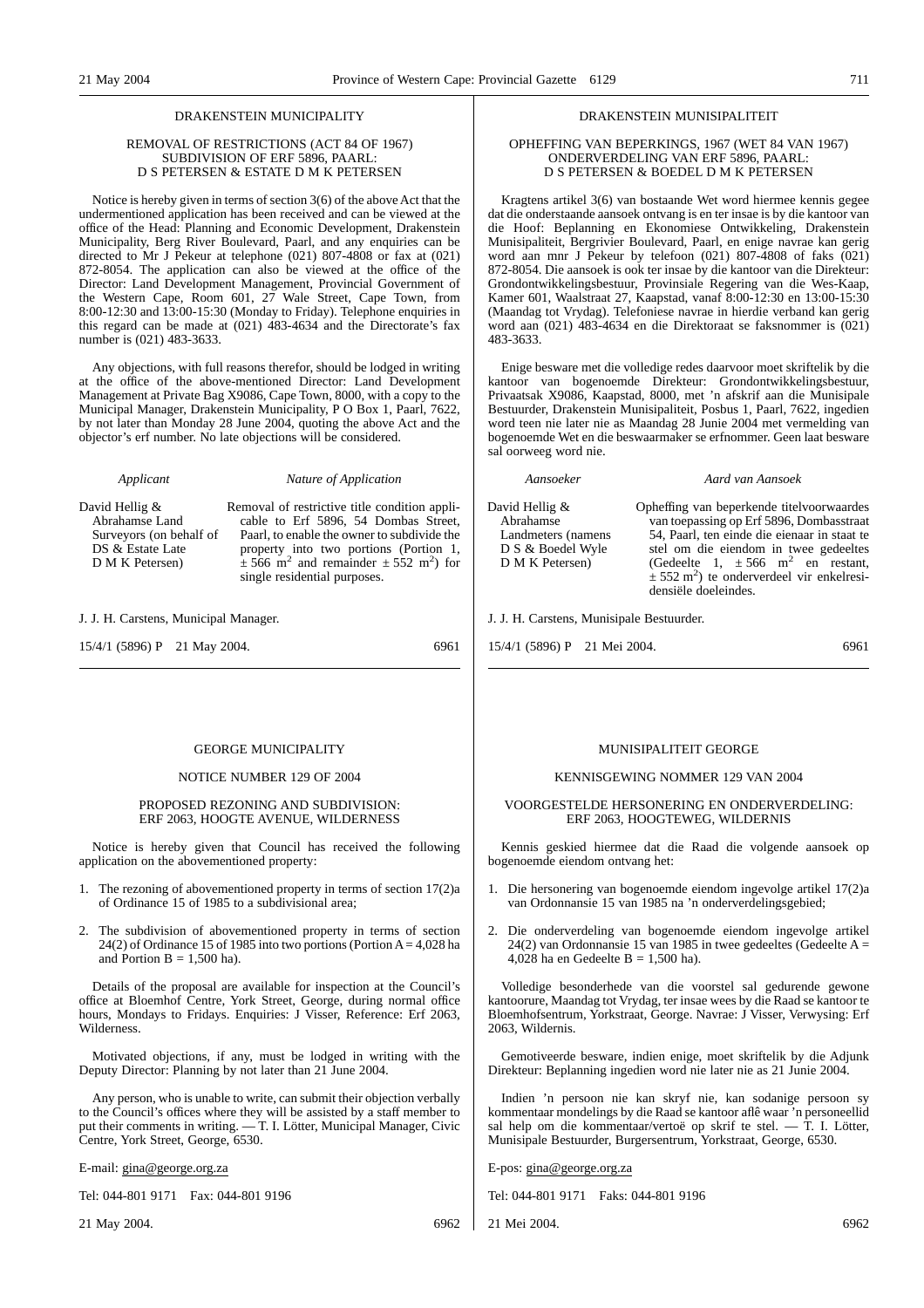## DRAKENSTEIN MUNICIPALITY

### REMOVAL OF RESTRICTIONS (ACT 84 OF 1967) SUBDIVISION OF ERF 5896, PAARL: D S PETERSEN & ESTATE D M K PETERSEN

Notice is hereby given in terms of section 3(6) of the above Act that the undermentioned application has been received and can be viewed at the office of the Head: Planning and Economic Development, Drakenstein Municipality, Berg River Boulevard, Paarl, and any enquiries can be directed to Mr J Pekeur at telephone (021) 807-4808 or fax at (021) 872-8054. The application can also be viewed at the office of the Director: Land Development Management, Provincial Government of the Western Cape, Room 601, 27 Wale Street, Cape Town, from 8:00-12:30 and 13:00-15:30 (Monday to Friday). Telephone enquiries in this regard can be made at (021) 483-4634 and the Directorate's fax number is (021) 483-3633.

Any objections, with full reasons therefor, should be lodged in writing at the office of the above-mentioned Director: Land Development Management at Private Bag X9086, Cape Town, 8000, with a copy to the Municipal Manager, Drakenstein Municipality, P O Box 1, Paarl, 7622, by not later than Monday 28 June 2004, quoting the above Act and the objector's erf number. No late objections will be considered.

| *Applicant* | *Nature of Application* |
|---|---|
| David Hellig & Abrahamse Land Surveyors (on behalf of DS & Estate Late D M K Petersen) | Removal of restrictive title condition applicable to Erf 5896, 54 Dombas Street, Paarl, to enable the owner to subdivide the property into two portions (Portion 1, ± 566 $m^2$ and remainder ± 552 $m^2$) for single residential purposes. |

J. J. H. Carstens, Municipal Manager.

15/4/1 (5896) P 21 May 2004. 6961

## DRAKENSTEIN MUNISIPALITEIT

### OPHEFFING VAN BEPERKINGS, 1967 (WET 84 VAN 1967) ONDERVERDELING VAN ERF 5896, PAARL: D S PETERSEN & BOEDEL D M K PETERSEN

Kragtens artikel 3(6) van bostaande Wet word hiermee kennis gegee dat die onderstaande aansoek ontvang is en ter insae is by die kantoor van die Hoof: Beplanning en Ekonomiese Ontwikkeling, Drakenstein Munisipaliteit, Bergrivier Boulevard, Paarl, en enige navrae kan gerig word aan mnr J Pekeur by telefoon (021) 807-4808 of faks (021) 872-8054. Die aansoek is ook ter insae by die kantoor van die Direkteur: Grondontwikkelingsbestuur, Provinsiale Regering van die Wes-Kaap, Kamer 601, Waalstraat 27, Kaapstad, vanaf 8:00-12:30 en 13:00-15:30 (Maandag tot Vrydag). Telefoniese navrae in hierdie verband kan gerig word aan (021) 483-4634 en die Direktoraat se faksnommer is (021) 483-3633.

Enige besware met die volledige redes daarvoor moet skriftelik by die kantoor van bogenoemde Direkteur: Grondontwikkelingsbestuur, Privaatsak X9086, Kaapstad, 8000, met 'n afskrif aan die Munisipale Bestuurder, Drakenstein Munisipaliteit, Posbus 1, Paarl, 7622, ingedien word teen nie later nie as Maandag 28 Junie 2004 met vermelding van bogenoemde Wet en die beswaarmaker se erfnommer. Geen laat besware sal oorweeg word nie.

| *Aansoeker* | *Aard van Aansoek* |
|---|---|
| David Hellig & Abrahamse Landmeters (namens D S & Boedel Wyle D M K Petersen) | Opheffing van beperkende titelvoorwaardes van toepassing op Erf 5896, Dombasstraat 54, Paarl, ten einde die eienaar in staat te stel om die eiendom in twee gedeeltes (Gedeelte 1, ± 566 $m^2$ en restant, ± 552 $m^2$) te onderverdeel vir enkelresidensiële doeleindes. |

J. J. H. Carstens, Munisipale Bestuurder.

15/4/1 (5896) P 21 Mei 2004. 6961

## GEORGE MUNICIPALITY

### NOTICE NUMBER 129 OF 2004

### PROPOSED REZONING AND SUBDIVISION: ERF 2063, HOOGTE AVENUE, WILDERNESS

Notice is hereby given that Council has received the following application on the abovementioned property:

1. The rezoning of abovementioned property in terms of section 17(2)a of Ordinance 15 of 1985 to a subdivisional area;
2. The subdivision of abovementioned property in terms of section 24(2) of Ordinance 15 of 1985 into two portions (Portion A = 4,028 ha and Portion B = 1,500 ha).

Details of the proposal are available for inspection at the Council's office at Bloemhof Centre, York Street, George, during normal office hours, Mondays to Fridays. Enquiries: J Visser, Reference: Erf 2063, Wilderness.

Motivated objections, if any, must be lodged in writing with the Deputy Director: Planning by not later than 21 June 2004.

Any person, who is unable to write, can submit their objection verbally to the Council's offices where they will be assisted by a staff member to put their comments in writing. — T. I. Lötter, Municipal Manager, Civic Centre, York Street, George, 6530.

E-mail: gina@george.org.za

Tel: 044-801 9171 Fax: 044-801 9196

21 May 2004. 6962

## MUNISIPALITEIT GEORGE

### KENNISGEWING NOMMER 129 VAN 2004

### VOORGESTELDE HERSONERING EN ONDERVERDELING: ERF 2063, HOOGTEWEG, WILDERNIS

Kennis geskied hiermee dat die Raad die volgende aansoek op bogenoemde eiendom ontvang het:

1. Die hersonering van bogenoemde eiendom ingevolge artikel 17(2)a van Ordonnansie 15 van 1985 na 'n onderverdelingsgebied;
2. Die onderverdeling van bogenoemde eiendom ingevolge artikel 24(2) van Ordonnansie 15 van 1985 in twee gedeeltes (Gedeelte A = 4,028 ha en Gedeelte B = 1,500 ha).

Volledige besonderhede van die voorstel sal gedurende gewone kantoorure, Maandag tot Vrydag, ter insae wees by die Raad se kantoor te Bloemhofsentrum, Yorkstraat, George. Navrae: J Visser, Verwysing: Erf 2063, Wildernis.

Gemotiveerde besware, indien enige, moet skriftelik by die Adjunk Direkteur: Beplanning ingedien word nie later nie as 21 Junie 2004.

Indien 'n persoon nie kan skryf nie, kan sodanige persoon sy kommentaar mondelings by die Raad se kantoor aflê waar 'n personeellid sal help om die kommentaar/vertoë op skrif te stel. — T. I. Lötter, Munisipale Bestuurder, Burgersentrum, Yorkstraat, George, 6530.

E-pos: gina@george.org.za

Tel: 044-801 9171 Faks: 044-801 9196

21 Mei 2004. 6962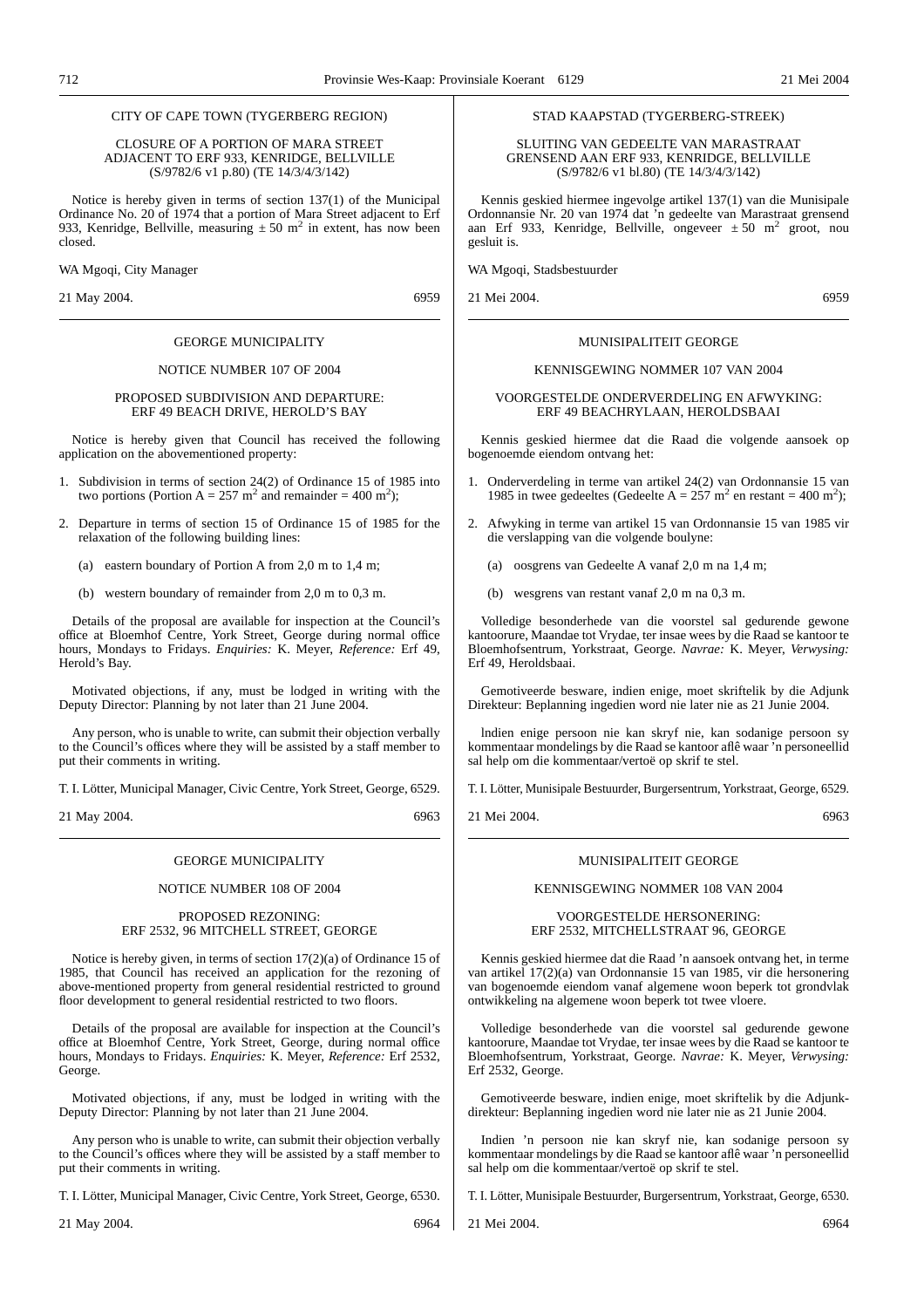CITY OF CAPE TOWN (TYGERBERG REGION)

CLOSURE OF A PORTION OF MARA STREET ADJACENT TO ERF 933, KENRIDGE, BELLVILLE (S/9782/6 v1 p.80) (TE 14/3/4/3/142)

Notice is hereby given in terms of section 137(1) of the Municipal Ordinance No. 20 of 1974 that a portion of Mara Street adjacent to Erf 933, Kenridge, Bellville, measuring ± 50 m$^2$ in extent, has now been closed.

WA Mgoqi, City Manager

21 May 2004. 6959

---

GEORGE MUNICIPALITY

NOTICE NUMBER 107 OF 2004

PROPOSED SUBDIVISION AND DEPARTURE: ERF 49 BEACH DRIVE, HEROLD'S BAY

Notice is hereby given that Council has received the following application on the abovementioned property:

1. Subdivision in terms of section 24(2) of Ordinance 15 of 1985 into two portions (Portion A = 257 m$^2$ and remainder = 400 m$^2$);
2. Departure in terms of section 15 of Ordinance 15 of 1985 for the relaxation of the following building lines:
   (a) eastern boundary of Portion A from 2,0 m to 1,4 m;
   (b) western boundary of remainder from 2,0 m to 0,3 m.

Details of the proposal are available for inspection at the Council's office at Bloemhof Centre, York Street, George during normal office hours, Mondays to Fridays. *Enquiries:* K. Meyer, *Reference:* Erf 49, Herold's Bay.

Motivated objections, if any, must be lodged in writing with the Deputy Director: Planning by not later than 21 June 2004.

Any person, who is unable to write, can submit their objection verbally to the Council's offices where they will be assisted by a staff member to put their comments in writing.

T. I. Lötter, Municipal Manager, Civic Centre, York Street, George, 6529.

21 May 2004. 6963

---

GEORGE MUNICIPALITY

NOTICE NUMBER 108 OF 2004

PROPOSED REZONING: ERF 2532, 96 MITCHELL STREET, GEORGE

Notice is hereby given, in terms of section 17(2)(a) of Ordinance 15 of 1985, that Council has received an application for the rezoning of above-mentioned property from general residential restricted to ground floor development to general residential restricted to two floors.

Details of the proposal are available for inspection at the Council's office at Bloemhof Centre, York Street, George, during normal office hours, Mondays to Fridays. *Enquiries:* K. Meyer, *Reference:* Erf 2532, George.

Motivated objections, if any, must be lodged in writing with the Deputy Director: Planning by not later than 21 June 2004.

Any person who is unable to write, can submit their objection verbally to the Council's offices where they will be assisted by a staff member to put their comments in writing.

T. I. Lötter, Municipal Manager, Civic Centre, York Street, George, 6530.

21 May 2004. 6964

---

STAD KAAPSTAD (TYGERBERG-STREEK)

SLUITING VAN GEDEELTE VAN MARASTRAAT GRENSEND AAN ERF 933, KENRIDGE, BELLVILLE (S/9782/6 v1 bl.80) (TE 14/3/4/3/142)

Kennis geskied hiermee ingevolge artikel 137(1) van die Munisipale Ordonnansie Nr. 20 van 1974 dat 'n gedeelte van Marastraat grensend aan Erf 933, Kenridge, Bellville, ongeveer ± 50 m$^2$ groot, nou gesluit is.

WA Mgoqi, Stadsbestuurder

21 Mei 2004. 6959

---

MUNISIPALITEIT GEORGE

KENNISGEWING NOMMER 107 VAN 2004

VOORGESTELDE ONDERVERDELING EN AFWYKING: ERF 49 BEACHRYLAAN, HEROLDSBAAI

Kennis geskied hiermee dat die Raad die volgende aansoek op bogenoemde eiendom ontvang het:

1. Onderverdeling in terme van artikel 24(2) van Ordonnansie 15 van 1985 in twee gedeeltes (Gedeelte A = 257 m$^2$ en restant = 400 m$^2$);
2. Afwyking in terme van artikel 15 van Ordonnansie 15 van 1985 vir die verslapping van die volgende boulyne:
   (a) oosgrens van Gedeelte A vanaf 2,0 m na 1,4 m;
   (b) wesgrens van restant vanaf 2,0 m na 0,3 m.

Volledige besonderhede van die voorstel sal gedurende gewone kantoorure, Maandae tot Vrydae, ter insae wees by die Raad se kantoor te Bloemhofsentrum, Yorkstraat, George. *Navrae:* K. Meyer, *Verwysing:* Erf 49, Heroldsbaai.

Gemotiveerde besware, indien enige, moet skriftelik by die Adjunk Direkteur: Beplanning ingedien word nie later nie as 21 Junie 2004.

lndien enige persoon nie kan skryf nie, kan sodanige persoon sy kommentaar mondelings by die Raad se kantoor aflê waar 'n personeellid sal help om die kommentaar/vertoë op skrif te stel.

T. I. Lötter, Munisipale Bestuurder, Burgersentrum, Yorkstraat, George, 6529.

21 Mei 2004. 6963

---

MUNISIPALITEIT GEORGE

KENNISGEWING NOMMER 108 VAN 2004

VOORGESTELDE HERSONERING: ERF 2532, MITCHELLSTRAAT 96, GEORGE

Kennis geskied hiermee dat die Raad 'n aansoek ontvang het, in terme van artikel 17(2)(a) van Ordonnansie 15 van 1985, vir die hersonering van bogenoemde eiendom vanaf algemene woon beperk tot grondvlak ontwikkeling na algemene woon beperk tot twee vloere.

Volledige besonderhede van die voorstel sal gedurende gewone kantoorure, Maandae tot Vrydae, ter insae wees by die Raad se kantoor te Bloemhofsentrum, Yorkstraat, George. *Navrae:* K. Meyer, *Verwysing:* Erf 2532, George.

Gemotiveerde besware, indien enige, moet skriftelik by die Adjunk-direkteur: Beplanning ingedien word nie later nie as 21 Junie 2004.

Indien 'n persoon nie kan skryf nie, kan sodanige persoon sy kommentaar mondelings by die Raad se kantoor aflê waar 'n personeellid sal help om die kommentaar/vertoë op skrif te stel.

T. I. Lötter, Munisipale Bestuurder, Burgersentrum, Yorkstraat, George, 6530.

21 Mei 2004. 6964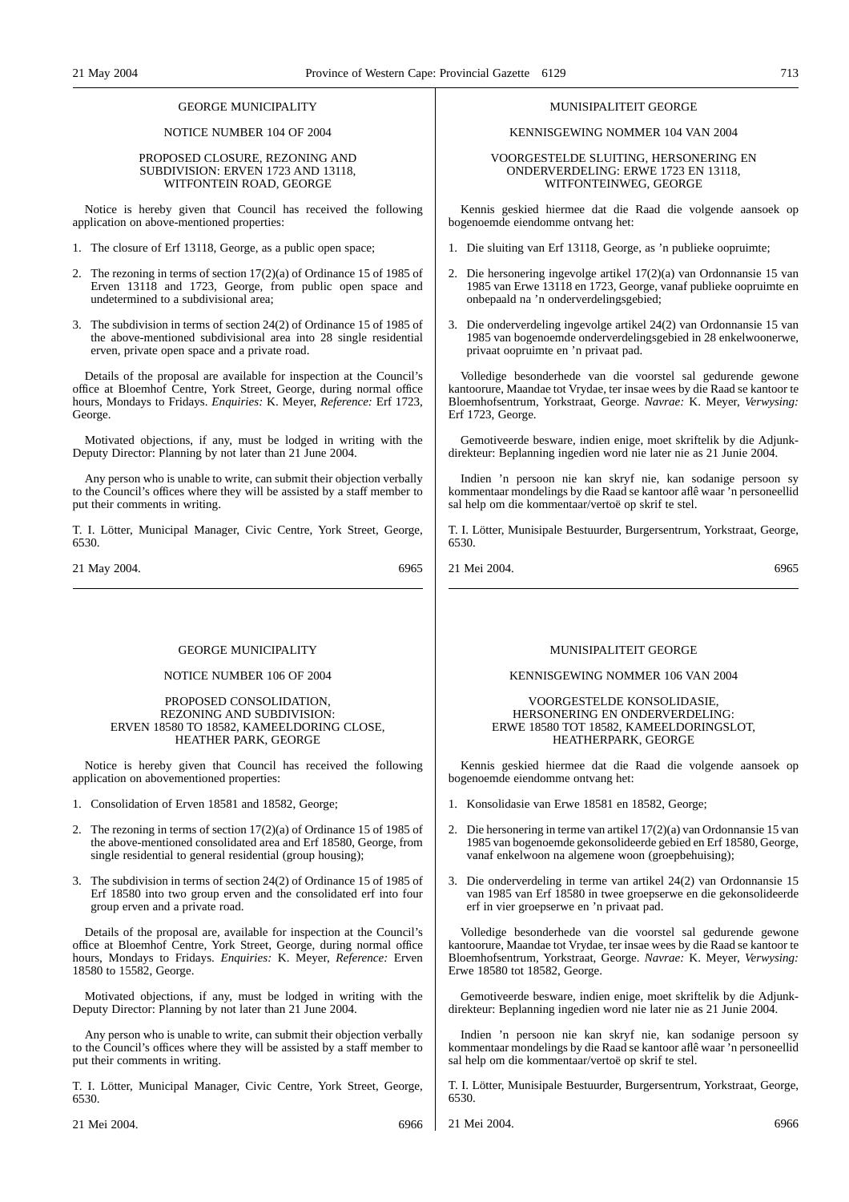GEORGE MUNICIPALITY

NOTICE NUMBER 104 OF 2004

PROPOSED CLOSURE, REZONING AND SUBDIVISION: ERVEN 1723 AND 13118, WITFONTEIN ROAD, GEORGE

Notice is hereby given that Council has received the following application on above-mentioned properties:

1. The closure of Erf 13118, George, as a public open space;
2. The rezoning in terms of section 17(2)(a) of Ordinance 15 of 1985 of Erven 13118 and 1723, George, from public open space and undetermined to a subdivisional area;
3. The subdivision in terms of section 24(2) of Ordinance 15 of 1985 of the above-mentioned subdivisional area into 28 single residential erven, private open space and a private road.

Details of the proposal are available for inspection at the Council's office at Bloemhof Centre, York Street, George, during normal office hours, Mondays to Fridays. *Enquiries:* K. Meyer, *Reference:* Erf 1723, George.

Motivated objections, if any, must be lodged in writing with the Deputy Director: Planning by not later than 21 June 2004.

Any person who is unable to write, can submit their objection verbally to the Council's offices where they will be assisted by a staff member to put their comments in writing.

T. I. Lötter, Municipal Manager, Civic Centre, York Street, George, 6530.

21 May 2004. 6965

---

MUNISIPALITEIT GEORGE

KENNISGEWING NOMMER 104 VAN 2004

VOORGESTELDE SLUITING, HERSONERING EN ONDERVERDELING: ERWE 1723 EN 13118, WITFONTEINWEG, GEORGE

Kennis geskied hiermee dat die Raad die volgende aansoek op bogenoemde eiendomme ontvang het:

1. Die sluiting van Erf 13118, George, as 'n publieke oopruimte;
2. Die hersonering ingevolge artikel 17(2)(a) van Ordonnansie 15 van 1985 van Erwe 13118 en 1723, George, vanaf publieke oopruimte en onbepaald na 'n onderverdelingsgebied;
3. Die onderverdeling ingevolge artikel 24(2) van Ordonnansie 15 van 1985 van bogenoemde onderverdelingsgebied in 28 enkelwoonerwe, privaat oopruimte en 'n privaat pad.

Volledige besonderhede van die voorstel sal gedurende gewone kantoorure, Maandae tot Vrydae, ter insae wees by die Raad se kantoor te Bloemhofsentrum, Yorkstraat, George. *Navrae:* K. Meyer, *Verwysing:* Erf 1723, George.

Gemotiveerde besware, indien enige, moet skriftelik by die Adjunk-direkteur: Beplanning ingedien word nie later nie as 21 Junie 2004.

Indien 'n persoon nie kan skryf nie, kan sodanige persoon sy kommentaar mondelings by die Raad se kantoor aflê waar 'n personeellid sal help om die kommentaar/vertoë op skrif te stel.

T. I. Lötter, Munisipale Bestuurder, Burgersentrum, Yorkstraat, George, 6530.

21 Mei 2004. 6965

---

GEORGE MUNICIPALITY

NOTICE NUMBER 106 OF 2004

PROPOSED CONSOLIDATION, REZONING AND SUBDIVISION: ERVEN 18580 TO 18582, KAMEELDORING CLOSE, HEATHER PARK, GEORGE

Notice is hereby given that Council has received the following application on abovementioned properties:

1. Consolidation of Erven 18581 and 18582, George;
2. The rezoning in terms of section 17(2)(a) of Ordinance 15 of 1985 of the above-mentioned consolidated area and Erf 18580, George, from single residential to general residential (group housing);
3. The subdivision in terms of section 24(2) of Ordinance 15 of 1985 of Erf 18580 into two group erven and the consolidated erf into four group erven and a private road.

Details of the proposal are, available for inspection at the Council's office at Bloemhof Centre, York Street, George, during normal office hours, Mondays to Fridays. *Enquiries:* K. Meyer, *Reference:* Erven 18580 to 15582, George.

Motivated objections, if any, must be lodged in writing with the Deputy Director: Planning by not later than 21 June 2004.

Any person who is unable to write, can submit their objection verbally to the Council's offices where they will be assisted by a staff member to put their comments in writing.

T. I. Lötter, Municipal Manager, Civic Centre, York Street, George, 6530.

21 Mei 2004. 6966

---

MUNISIPALITEIT GEORGE

KENNISGEWING NOMMER 106 VAN 2004

VOORGESTELDE KONSOLIDASIE, HERSONERING EN ONDERVERDELING: ERWE 18580 TOT 18582, KAMEELDORINGSLOT, HEATHERPARK, GEORGE

Kennis geskied hiermee dat die Raad die volgende aansoek op bogenoemde eiendomme ontvang het:

1. Konsolidasie van Erwe 18581 en 18582, George;
2. Die hersonering in terme van artikel 17(2)(a) van Ordonnansie 15 van 1985 van bogenoemde gekonsolideerde gebied en Erf 18580, George, vanaf enkelwoon na algemene woon (groepbehuising);
3. Die onderverdeling in terme van artikel 24(2) van Ordonnansie 15 van 1985 van Erf 18580 in twee groepserwe en die gekonsolideerde erf in vier groepserwe en 'n privaat pad.

Volledige besonderhede van die voorstel sal gedurende gewone kantoorure, Maandae tot Vrydae, ter insae wees by die Raad se kantoor te Bloemhofsentrum, Yorkstraat, George. *Navrae:* K. Meyer, *Verwysing:* Erwe 18580 tot 18582, George.

Gemotiveerde besware, indien enige, moet skriftelik by die Adjunk-direkteur: Beplanning ingedien word nie later nie as 21 Junie 2004.

Indien 'n persoon nie kan skryf nie, kan sodanige persoon sy kommentaar mondelings by die Raad se kantoor aflê waar 'n personeellid sal help om die kommentaar/vertoë op skrif te stel.

T. I. Lötter, Munisipale Bestuurder, Burgersentrum, Yorkstraat, George, 6530.

21 Mei 2004. 6966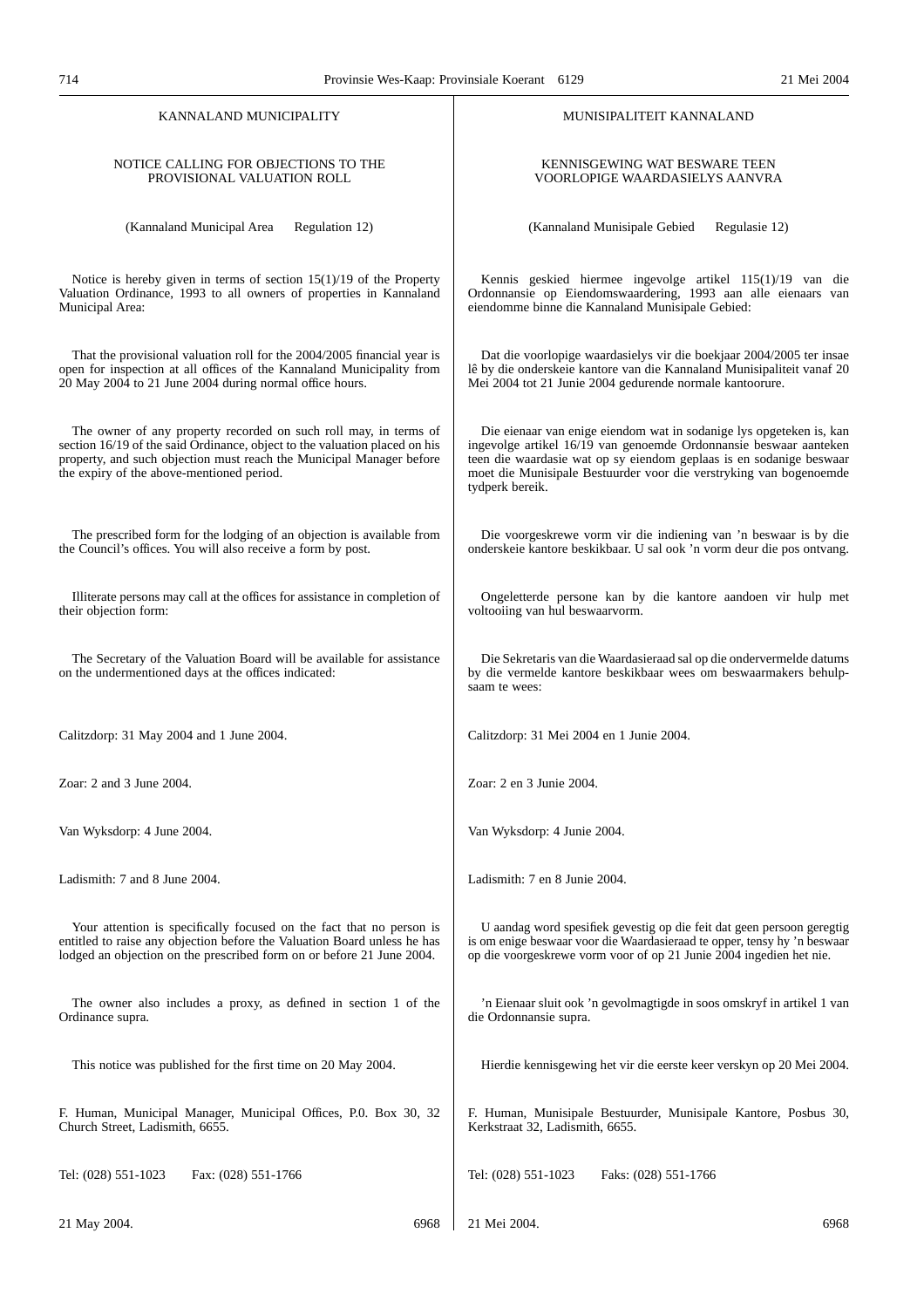KANNALAND MUNICIPALITY

NOTICE CALLING FOR OBJECTIONS TO THE PROVISIONAL VALUATION ROLL

(Kannaland Municipal Area Regulation 12)

Notice is hereby given in terms of section 15(1)/19 of the Property Valuation Ordinance, 1993 to all owners of properties in Kannaland Municipal Area:

That the provisional valuation roll for the 2004/2005 financial year is open for inspection at all offices of the Kannaland Municipality from 20 May 2004 to 21 June 2004 during normal office hours.

The owner of any property recorded on such roll may, in terms of section 16/19 of the said Ordinance, object to the valuation placed on his property, and such objection must reach the Municipal Manager before the expiry of the above-mentioned period.

The prescribed form for the lodging of an objection is available from the Council's offices. You will also receive a form by post.

Illiterate persons may call at the offices for assistance in completion of their objection form:

The Secretary of the Valuation Board will be available for assistance on the undermentioned days at the offices indicated:

Calitzdorp: 31 May 2004 and 1 June 2004.

Zoar: 2 and 3 June 2004.

Van Wyksdorp: 4 June 2004.

Ladismith: 7 and 8 June 2004.

Your attention is specifically focused on the fact that no person is entitled to raise any objection before the Valuation Board unless he has lodged an objection on the prescribed form on or before 21 June 2004.

The owner also includes a proxy, as defined in section 1 of the Ordinance supra.

This notice was published for the first time on 20 May 2004.

F. Human, Municipal Manager, Municipal Offices, P.0. Box 30, 32 Church Street, Ladismith, 6655.

Tel: (028) 551-1023 Fax: (028) 551-1766

21 May 2004. 6968

MUNISIPALITEIT KANNALAND

KENNISGEWING WAT BESWARE TEEN VOORLOPIGE WAARDASIELYS AANVRA

(Kannaland Munisipale Gebied Regulasie 12)

Kennis geskied hiermee ingevolge artikel 115(1)/19 van die Ordonnansie op Eiendomswaardering, 1993 aan alle eienaars van eiendomme binne die Kannaland Munisipale Gebied:

Dat die voorlopige waardasielys vir die boekjaar 2004/2005 ter insae lê by die onderskeie kantore van die Kannaland Munisipaliteit vanaf 20 Mei 2004 tot 21 Junie 2004 gedurende normale kantoorure.

Die eienaar van enige eiendom wat in sodanige lys opgeteken is, kan ingevolge artikel 16/19 van genoemde Ordonnansie beswaar aanteken teen die waardasie wat op sy eiendom geplaas is en sodanige beswaar moet die Munisipale Bestuurder voor die verstryking van bogenoemde tydperk bereik.

Die voorgeskrewe vorm vir die indiening van 'n beswaar is by die onderskeie kantore beskikbaar. U sal ook 'n vorm deur die pos ontvang.

Ongeletterde persone kan by die kantore aandoen vir hulp met voltooiing van hul beswaarvorm.

Die Sekretaris van die Waardasieraad sal op die ondervermelde datums by die vermelde kantore beskikbaar wees om beswaarmakers behulpsaam te wees:

Calitzdorp: 31 Mei 2004 en 1 Junie 2004.

Zoar: 2 en 3 Junie 2004.

Van Wyksdorp: 4 Junie 2004.

Ladismith: 7 en 8 Junie 2004.

U aandag word spesifiek gevestig op die feit dat geen persoon geregtig is om enige beswaar voor die Waardasieraad te opper, tensy hy 'n beswaar op die voorgeskrewe vorm voor of op 21 Junie 2004 ingedien het nie.

'n Eienaar sluit ook 'n gevolmagtigde in soos omskryf in artikel 1 van die Ordonnansie supra.

Hierdie kennisgewing het vir die eerste keer verskyn op 20 Mei 2004.

F. Human, Munisipale Bestuurder, Munisipale Kantore, Posbus 30, Kerkstraat 32, Ladismith, 6655.

Tel: (028) 551-1023 Faks: (028) 551-1766

21 Mei 2004. 6968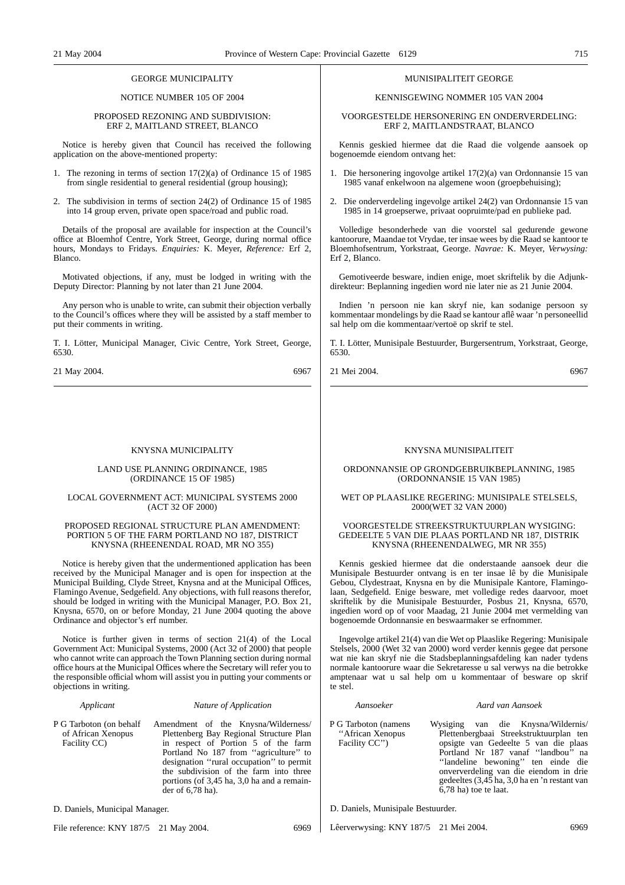GEORGE MUNICIPALITY

NOTICE NUMBER 105 OF 2004

PROPOSED REZONING AND SUBDIVISION:
ERF 2, MAITLAND STREET, BLANCO

Notice is hereby given that Council has received the following application on the above-mentioned property:

1. The rezoning in terms of section 17(2)(a) of Ordinance 15 of 1985 from single residential to general residential (group housing);

2. The subdivision in terms of section 24(2) of Ordinance 15 of 1985 into 14 group erven, private open space/road and public road.

Details of the proposal are available for inspection at the Council's office at Bloemhof Centre, York Street, George, during normal office hours, Mondays to Fridays. *Enquiries:* K. Meyer, *Reference:* Erf 2, Blanco.

Motivated objections, if any, must be lodged in writing with the Deputy Director: Planning by not later than 21 June 2004.

Any person who is unable to write, can submit their objection verbally to the Council's offices where they will be assisted by a staff member to put their comments in writing.

T. I. Lötter, Municipal Manager, Civic Centre, York Street, George, 6530.

21 May 2004. 6967

---

MUNISIPALITEIT GEORGE

KENNISGEWING NOMMER 105 VAN 2004

VOORGESTELDE HERSONERING EN ONDERVERDELING:
ERF 2, MAITLANDSTRAAT, BLANCO

Kennis geskied hiermee dat die Raad die volgende aansoek op bogenoemde eiendom ontvang het:

1. Die hersonering ingovolge artikel 17(2)(a) van Ordonnansie 15 van 1985 vanaf enkelwoon na algemene woon (groepbehuising);

2. Die onderverdeling ingevolge artikel 24(2) van Ordonnansie 15 van 1985 in 14 groepserwe, privaat oopruimte/pad en publieke pad.

Volledige besonderhede van die voorstel sal gedurende gewone kantoorure, Maandae tot Vrydae, ter insae wees by die Raad se kantoor te Bloemhofsentrum, Yorkstraat, George. *Navrae:* K. Meyer, *Verwysing:* Erf 2, Blanco.

Gemotiveerde besware, indien enige, moet skriftelik by die Adjunk-direkteur: Beplanning ingedien word nie later nie as 21 Junie 2004.

Indien 'n persoon nie kan skryf nie, kan sodanige persoon sy kommentaar mondelings by die Raad se kantoor aflê waar 'n personeellid sal help om die kommentaar/vertoë op skrif te stel.

T. I. Lötter, Munisipale Bestuurder, Burgersentrum, Yorkstraat, George, 6530.

21 Mei 2004. 6967

---

KNYSNA MUNICIPALITY

LAND USE PLANNING ORDINANCE, 1985
(ORDINANCE 15 OF 1985)

LOCAL GOVERNMENT ACT: MUNICIPAL SYSTEMS 2000
(ACT 32 OF 2000)

PROPOSED REGIONAL STRUCTURE PLAN AMENDMENT:
PORTION 5 OF THE FARM PORTLAND NO 187, DISTRICT
KNYSNA (RHEENENDAL ROAD, MR NO 355)

Notice is hereby given that the undermentioned application has been received by the Municipal Manager and is open for inspection at the Municipal Building, Clyde Street, Knysna and at the Municipal Offices, Flamingo Avenue, Sedgefield. Any objections, with full reasons therefor, should be lodged in writing with the Municipal Manager, P.O. Box 21, Knysna, 6570, on or before Monday, 21 June 2004 quoting the above Ordinance and objector's erf number.

Notice is further given in terms of section 21(4) of the Local Government Act: Municipal Systems, 2000 (Act 32 of 2000) that people who cannot write can approach the Town Planning section during normal office hours at the Municipal Offices where the Secretary will refer you to the responsible official whom will assist you in putting your comments or objections in writing.

| *Applicant* | *Nature of Application* |
|---|---|
| P G Tarboton (on behalf of African Xenopus Facility CC) | Amendment of the Knysna/Wilderness/Plettenberg Bay Regional Structure Plan in respect of Portion 5 of the farm Portland No 187 from ''agriculture'' to designation ''rural occupation'' to permit the subdivision of the farm into three portions (of 3,45 ha, 3,0 ha and a remainder of 6,78 ha). |

D. Daniels, Municipal Manager.

File reference: KNY 187/5 21 May 2004. 6969

---

KNYSNA MUNISIPALITEIT

ORDONNANSIE OP GRONDGEBRUIKBEPLANNING, 1985
(ORDONNANSIE 15 VAN 1985)

WET OP PLAASLIKE REGERING: MUNISIPALE STELSELS,
2000(WET 32 VAN 2000)

VOORGESTELDE STREEKSTRUKTUURPLAN WYSIGING:
GEDEELTE 5 VAN DIE PLAAS PORTLAND NR 187, DISTRIK
KNYSNA (RHEENENDALWEG, MR NR 355)

Kennis geskied hiermee dat die onderstaande aansoek deur die Munisipale Bestuurder ontvang is en ter insae lê by die Munisipale Gebou, Clydestraat, Knysna en by die Munisipale Kantore, Flamingolaan, Sedgefield. Enige besware, met volledige redes daarvoor, moet skriftelik by die Munisipale Bestuurder, Posbus 21, Knysna, 6570, ingedien word op of voor Maadag, 21 Junie 2004 met vermelding van bogenoemde Ordonnansie en beswaarmaker se erfnommer.

Ingevolge artikel 21(4) van die Wet op Plaaslike Regering: Munisipale Stelsels, 2000 (Wet 32 van 2000) word verder kennis gegee dat persone wat nie kan skryf nie die Stadsbeplanningsafdeling kan nader tydens normale kantoorure waar die Sekretaresse u sal verwys na die betrokke amptenaar wat u sal help om u kommentaar of besware op skrif te stel.

| *Aansoeker* | *Aard van Aansoek* |
|---|---|
| P G Tarboton (namens ''African Xenopus Facility CC'') | Wysiging van die Knysna/Wildernis/Plettenbergbaai Streekstruktuurplan ten opsigte van Gedeelte 5 van die plaas Portland Nr 187 vanaf ''landbou'' na ''landeline bewoning'' ten einde die onderverdeling van die eiendom in drie gedeeltes (3,45 ha, 3,0 ha en 'n restant van 6,78 ha) toe te laat. |

D. Daniels, Munisipale Bestuurder.

Lêerverwysing: KNY 187/5 21 Mei 2004. 6969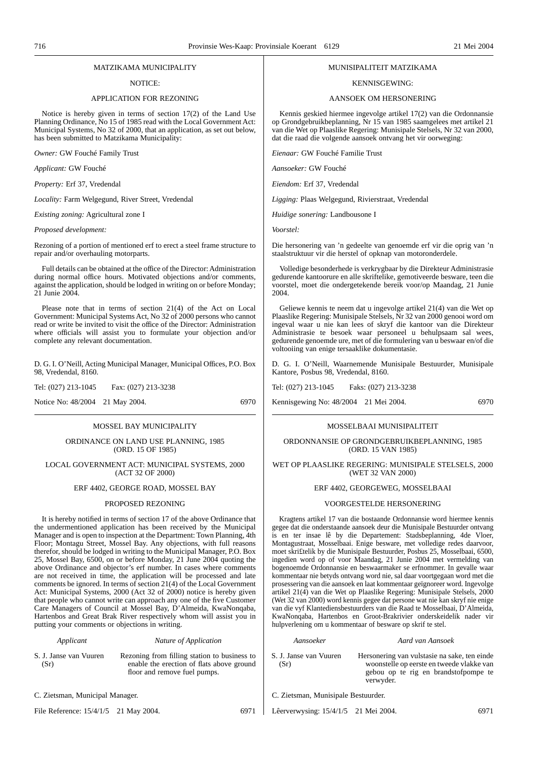MATZIKAMA MUNICIPALITY

NOTICE:

APPLICATION FOR REZONING

Notice is hereby given in terms of section 17(2) of the Land Use Planning Ordinance, No 15 of 1985 read with the Local Government Act: Municipal Systems, No 32 of 2000, that an application, as set out below, has been submitted to Matzikama Municipality:

*Owner:* GW Fouché Family Trust

*Applicant:* GW Fouché

*Property:* Erf 37, Vredendal

*Locality:* Farm Welgegund, River Street, Vredendal

*Existing zoning:* Agricultural zone I

*Proposed development:*

Rezoning of a portion of mentioned erf to erect a steel frame structure to repair and/or overhauling motorparts.

Full details can be obtained at the office of the Director: Administration during normal office hours. Motivated objections and/or comments, against the application, should be lodged in writing on or before Monday; 21 Junie 2004.

Please note that in terms of section 21(4) of the Act on Local Government: Municipal Systems Act, No 32 of 2000 persons who cannot read or write be invited to visit the office of the Director: Administration where officials will assist you to formulate your objection and/or complete any relevant documentation.

D. G. I. O'Neill, Acting Municipal Manager, Municipal Offices, P.O. Box 98, Vredendal, 8160.

Tel: (027) 213-1045 Fax: (027) 213-3238

Notice No: 48/2004 21 May 2004. 6970

---

MUNISIPALITEIT MATZIKAMA

KENNISGEWING:

AANSOEK OM HERSONERING

Kennis geskied hiermee ingevolge artikel 17(2) van die Ordonnansie op Grondgebruikbeplanning, Nr 15 van 1985 saamgelees met artikel 21 van die Wet op Plaaslike Regering: Munisipale Stelsels, Nr 32 van 2000, dat die raad die volgende aansoek ontvang het vir oorweging:

*Eienaar:* GW Fouché Familie Trust

*Aansoeker:* GW Fouché

*Eiendom:* Erf 37, Vredendal

*Ligging:* Plaas Welgegund, Rivierstraat, Vredendal

*Huidige sonering:* Landbousone I

*Voorstel:*

Die hersonering van 'n gedeelte van genoemde erf vir die oprig van 'n staalstruktuur vir die herstel of opknap van motoronderdele.

Volledige besonderhede is verkrygbaar by die Direkteur Administrasie gedurende kantoorure en alle skriftelike, gemotiveerde besware, teen die voorstel, moet die ondergetekende bereik voor/op Maandag, 21 Junie 2004.

Geliewe kennis te neem dat u ingevolge artikel 21(4) van die Wet op Plaaslike Regering: Munisipale Stelsels, Nr 32 van 2000 genooi word om ingeval waar u nie kan lees of skryf die kantoor van die Direkteur Administrasie te besoek waar personeel u behulpsaam sal wees, gedurende genoemde ure, met of die formulering van u beswaar en/of die voltooiing van enige tersaaklike dokumentasie.

D. G. I. O'Neill, Waarnemende Munisipale Bestuurder, Munisipale Kantore, Posbus 98, Vredendal, 8160.

Tel: (027) 213-1045 Faks: (027) 213-3238

Kennisgewing No: 48/2004 21 Mei 2004. 6970

---

MOSSEL BAY MUNICIPALITY

ORDINANCE ON LAND USE PLANNING, 1985
(ORD. 15 OF 1985)

LOCAL GOVERNMENT ACT: MUNICIPAL SYSTEMS, 2000
(ACT 32 OF 2000)

ERF 4402, GEORGE ROAD, MOSSEL BAY

PROPOSED REZONING

It is hereby notified in terms of section 17 of the above Ordinance that the undermentioned application has been received by the Municipal Manager and is open to inspection at the Department: Town Planning, 4th Floor; Montagu Street, Mossel Bay. Any objections, with full reasons therefor, should be lodged in writing to the Municipal Manager, P.O. Box 25, Mossel Bay, 6500, on or before Monday, 21 June 2004 quoting the above Ordinance and objector's erf number. In cases where comments are not received in time, the application will be processed and late comments be ignored. In terms of section 21(4) of the Local Government Act: Municipal Systems, 2000 (Act 32 of 2000) notice is hereby given that people who cannot write can approach any one of the five Customer Care Managers of Council at Mossel Bay, D'Almeida, KwaNonqaba, Hartenbos and Great Brak River respectively whom will assist you in putting your comments or objections in writing.

| *Applicant* | *Nature of Application* |
|---|---|
| S. J. Janse van Vuuren (Sr) | Rezoning from filling station to business to enable the erection of flats above ground floor and remove fuel pumps. |

C. Zietsman, Municipal Manager.

File Reference: 15/4/1/5 21 May 2004. 6971

---

MOSSELBAAI MUNISIPALITEIT

ORDONNANSIE OP GRONDGEBRUIKBEPLANNING, 1985
(ORD. 15 VAN 1985)

WET OP PLAASLIKE REGERING: MUNISIPALE STELSELS, 2000
(WET 32 VAN 2000)

ERF 4402, GEORGEWEG, MOSSELBAAI

VOORGESTELDE HERSONERING

Kragtens artikel 17 van die bostaande Ordonnansie word hiermee kennis gegee dat die onderstaande aansoek deur die Munisipale Bestuurder ontvang is en ter insae lê by die Departement: Stadsbeplanning, 4de Vloer, Montagustraat, Mosselbaai. Enige besware, met volledige redes daarvoor, moet skri£telik by die Munisipale Bestuurder, Posbus 25, Mosselbaai, 6500, ingedien word op of voor Maandag, 21 Junie 2004 met vermelding van bogenoemde Ordonnansie en beswaarmaker se erfnommer. In gevalle waar kommentaar nie betyds ontvang word nie, sal daar voortgegaan word met die prosessering van die aansoek en laat kommentaar geïgnoreer word. Ingevolge artikel 21(4) van die Wet op Plaaslike Regering: Munisipale Stelsels, 2000 (Wet 32 van 2000) word kennis gegee dat persone wat nie kan skryf nie enige van die vyf Klantediensbestuurders van die Raad te Mosselbaai, D'Almeida, KwaNonqaba, Hartenbos en Groot-Brakrivier onderskeidelik nader vir hulpverlening om u kommentaar of besware op skrif te stel.

| *Aansoeker* | *Aard van Aansoek* |
|---|---|
| S. J. Janse van Vuuren (Sr) | Hersonering van vulstasie na sake, ten einde woonstelle op eerste en tweede vlakke van gebou op te rig en brandstofpompe te verwyder. |

C. Zietsman, Munisipale Bestuurder.

Lêerverwysing: 15/4/1/5 21 Mei 2004. 6971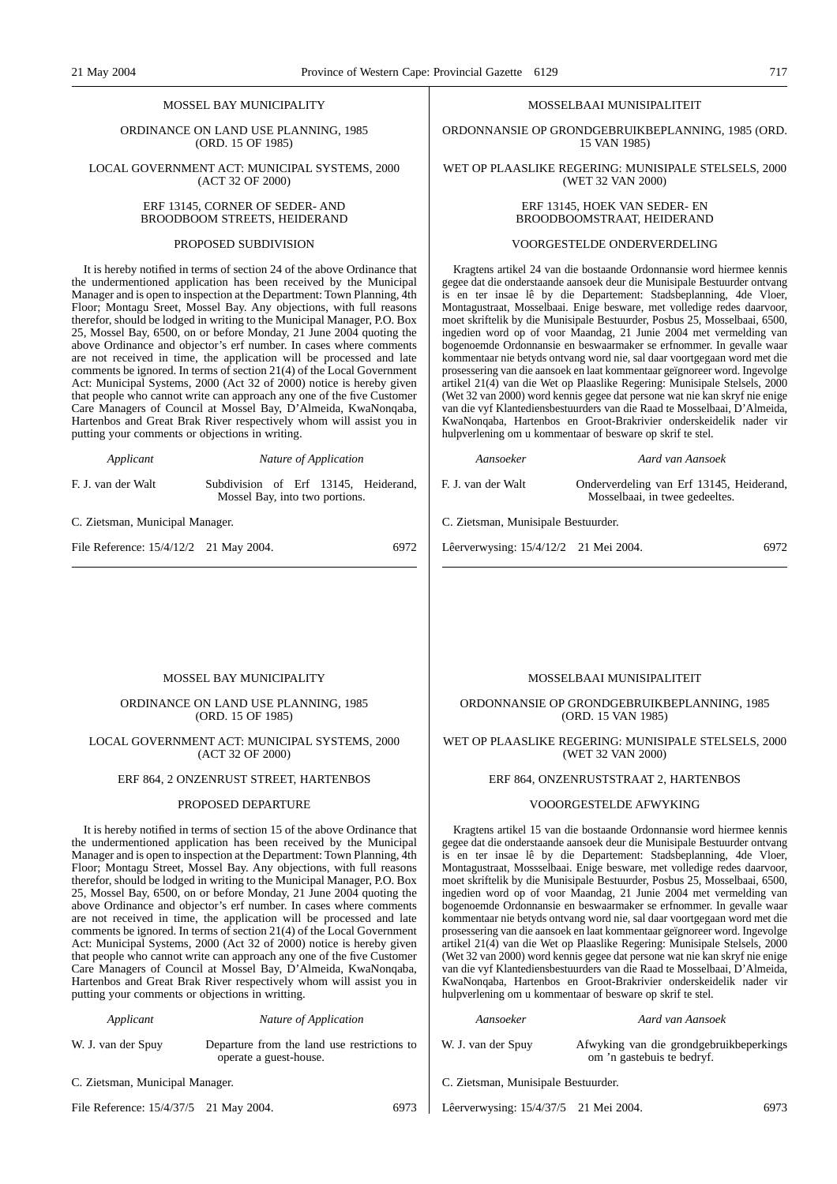## MOSSEL BAY MUNICIPALITY

ORDINANCE ON LAND USE PLANNING, 1985 (ORD. 15 OF 1985)

LOCAL GOVERNMENT ACT: MUNICIPAL SYSTEMS, 2000 (ACT 32 OF 2000)

ERF 13145, CORNER OF SEDER- AND BROODBOOM STREETS, HEIDERAND

PROPOSED SUBDIVISION

It is hereby notified in terms of section 24 of the above Ordinance that the undermentioned application has been received by the Municipal Manager and is open to inspection at the Department: Town Planning, 4th Floor; Montagu Sreet, Mossel Bay. Any objections, with full reasons therefor, should be lodged in writing to the Municipal Manager, P.O. Box 25, Mossel Bay, 6500, on or before Monday, 21 June 2004 quoting the above Ordinance and objector's erf number. In cases where comments are not received in time, the application will be processed and late comments be ignored. In terms of section 21(4) of the Local Government Act: Municipal Systems, 2000 (Act 32 of 2000) notice is hereby given that people who cannot write can approach any one of the five Customer Care Managers of Council at Mossel Bay, D'Almeida, KwaNonqaba, Hartenbos and Great Brak River respectively whom will assist you in putting your comments or objections in writing.

| *Applicant* | *Nature of Application* |
|---|---|
| F. J. van der Walt | Subdivision of Erf 13145, Heiderand, Mossel Bay, into two portions. |

C. Zietsman, Municipal Manager.

File Reference: 15/4/12/2 21 May 2004. 6972

## MOSSELBAAI MUNISIPALITEIT

ORDONNANSIE OP GRONDGEBRUIKBEPLANNING, 1985 (ORD. 15 VAN 1985)

WET OP PLAASLIKE REGERING: MUNISIPALE STELSELS, 2000 (WET 32 VAN 2000)

ERF 13145, HOEK VAN SEDER- EN BROODBOOMSTRAAT, HEIDERAND

VOORGESTELDE ONDERVERDELING

Kragtens artikel 24 van die bostaande Ordonnansie word hiermee kennis gegee dat die onderstaande aansoek deur die Munisipale Bestuurder ontvang is en ter insae lê by die Departement: Stadsbeplanning, 4de Vloer, Montagustraat, Mosselbaai. Enige besware, met volledige redes daarvoor, moet skriftelik by die Munisipale Bestuurder, Posbus 25, Mosselbaai, 6500, ingedien word op of voor Maandag, 21 Junie 2004 met vermelding van bogenoemde Ordonnansie en beswaarmaker se erfnommer. In gevalle waar kommentaar nie betyds ontvang word nie, sal daar voortgegaan word met die prosessering van die aansoek en laat kommentaar geïgnoreer word. Ingevolge artikel 21(4) van die Wet op Plaaslike Regering: Munisipale Stelsels, 2000 (Wet 32 van 2000) word kennis gegee dat persone wat nie kan skryf nie enige van die vyf Klantediensbestuurders van die Raad te Mosselbaai, D'Almeida, KwaNonqaba, Hartenbos en Groot-Brakrivier onderskeidelik nader vir hulpverlening om u kommentaar of besware op skrif te stel.

| *Aansoeker* | *Aard van Aansoek* |
|---|---|
| F. J. van der Walt | Onderverdeling van Erf 13145, Heiderand, Mosselbaai, in twee gedeeltes. |

C. Zietsman, Munisipale Bestuurder.

Lêerverwysing: 15/4/12/2 21 Mei 2004. 6972

## MOSSEL BAY MUNICIPALITY

ORDINANCE ON LAND USE PLANNING, 1985 (ORD. 15 OF 1985)

LOCAL GOVERNMENT ACT: MUNICIPAL SYSTEMS, 2000 (ACT 32 OF 2000)

ERF 864, 2 ONZENRUST STREET, HARTENBOS

PROPOSED DEPARTURE

It is hereby notified in terms of section 15 of the above Ordinance that the undermentioned application has been received by the Municipal Manager and is open to inspection at the Department: Town Planning, 4th Floor; Montagu Street, Mossel Bay. Any objections, with full reasons therefor, should be lodged in writing to the Municipal Manager, P.O. Box 25, Mossel Bay, 6500, on or before Monday, 21 June 2004 quoting the above Ordinance and objector's erf number. In cases where comments are not received in time, the application will be processed and late comments be ignored. In terms of section 21(4) of the Local Government Act: Municipal Systems, 2000 (Act 32 of 2000) notice is hereby given that people who cannot write can approach any one of the five Customer Care Managers of Council at Mossel Bay, D'Almeida, KwaNonqaba, Hartenbos and Great Brak River respectively whom will assist you in putting your comments or objections in writing.

| *Applicant* | *Nature of Application* |
|---|---|
| W. J. van der Spuy | Departure from the land use restrictions to operate a guest-house. |

C. Zietsman, Municipal Manager.

File Reference: 15/4/37/5 21 May 2004. 6973

## MOSSELBAAI MUNISIPALITEIT

ORDONNANSIE OP GRONDGEBRUIKBEPLANNING, 1985 (ORD. 15 VAN 1985)

WET OP PLAASLIKE REGERING: MUNISIPALE STELSELS, 2000 (WET 32 VAN 2000)

ERF 864, ONZENRUSTSTRAAT 2, HARTENBOS

VOOORGESTELDE AFWYKING

Kragtens artikel 15 van die bostaande Ordonnansie word hiermee kennis gegee dat die onderstaande aansoek deur die Munisipale Bestuurder ontvang is en ter insae lê by die Departement: Stadsbeplanning, 4de Vloer, Montagustraat, Mossselbaai. Enige besware, met volledige redes daarvoor, moet skriftelik by die Munisipale Bestuurder, Posbus 25, Mosselbaai, 6500, ingedien word op of voor Maandag, 21 Junie 2004 met vermelding van bogenoemde Ordonnansie en beswaarmaker se erfnommer. In gevalle waar kommentaar nie betyds ontvang word nie, sal daar voortgegaan word met die prosessering van die aansoek en laat kommentaar geïgnoreer word. Ingevolge artikel 21(4) van die Wet op Plaaslike Regering: Munisipale Stelsels, 2000 (Wet 32 van 2000) word kennis gegee dat persone wat nie kan skryf nie enige van die vyf Klantediensbestuurders van die Raad te Mosselbaai, D'Almeida, KwaNonqaba, Hartenbos en Groot-Brakrivier onderskeidelik nader vir hulpverlening om u kommentaar of besware op skrif te stel.

| *Aansoeker* | *Aard van Aansoek* |
|---|---|
| W. J. van der Spuy | Afwyking van die grondgebruikbeperkings om 'n gastebuis te bedryf. |

C. Zietsman, Munisipale Bestuurder.

Lêerverwysing: 15/4/37/5 21 Mei 2004. 6973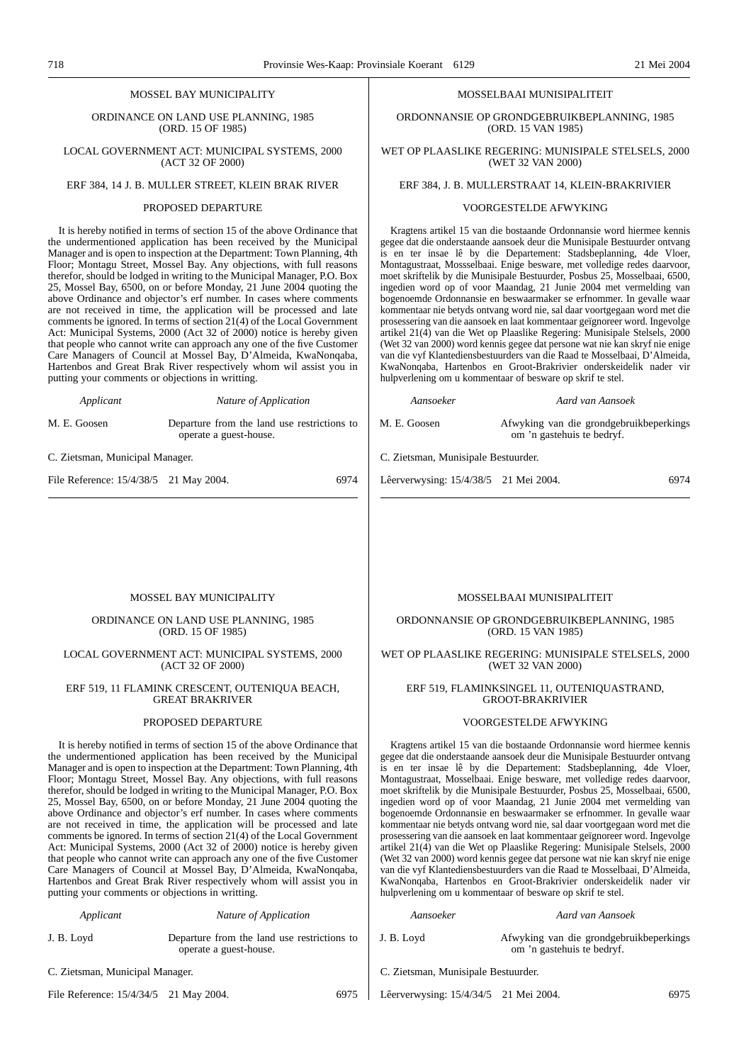MOSSEL BAY MUNICIPALITY

ORDINANCE ON LAND USE PLANNING, 1985
(ORD. 15 OF 1985)

LOCAL GOVERNMENT ACT: MUNICIPAL SYSTEMS, 2000
(ACT 32 OF 2000)

ERF 384, 14 J. B. MULLER STREET, KLEIN BRAK RIVER

PROPOSED DEPARTURE

It is hereby notified in terms of section 15 of the above Ordinance that the undermentioned application has been received by the Municipal Manager and is open to inspection at the Department: Town Planning, 4th Floor; Montagu Street, Mossel Bay. Any objections, with full reasons therefor, should be lodged in writing to the Municipal Manager, P.O. Box 25, Mossel Bay, 6500, on or before Monday, 21 June 2004 quoting the above Ordinance and objector's erf number. In cases where comments are not received in time, the application will be processed and late comments be ignored. In terms of section 21(4) of the Local Government Act: Municipal Systems, 2000 (Act 32 of 2000) notice is hereby given that people who cannot write can approach any one of the five Customer Care Managers of Council at Mossel Bay, D'Almeida, KwaNonqaba, Hartenbos and Great Brak River respectively whom wil assist you in putting your comments or objections in writting.

| *Applicant* | *Nature of Application* |
|---|---|
| M. E. Goosen | Departure from the land use restrictions to operate a guest-house. |

C. Zietsman, Municipal Manager.

File Reference: 15/4/38/5 21 May 2004. 6974

MOSSELBAAI MUNISIPALITEIT

ORDONNANSIE OP GRONDGEBRUIKBEPLANNING, 1985
(ORD. 15 VAN 1985)

WET OP PLAASLIKE REGERING: MUNISIPALE STELSELS, 2000
(WET 32 VAN 2000)

ERF 384, J. B. MULLERSTRAAT 14, KLEIN-BRAKRIVIER

VOORGESTELDE AFWYKING

Kragtens artikel 15 van die bostaande Ordonnansie word hiermee kennis gegee dat die onderstaande aansoek deur die Munisipale Bestuurder ontvang is en ter insae lê by die Departement: Stadsbeplanning, 4de Vloer, Montagustraat, Mossselbaai. Enige besware, met volledige redes daarvoor, moet skriftelik by die Munisipale Bestuurder, Posbus 25, Mosselbaai, 6500, ingedien word op of voor Maandag, 21 Junie 2004 met vermelding van bogenoemde Ordonnansie en beswaarmaker se erfnommer. In gevalle waar kommentaar nie betyds ontvang word nie, sal daar voortgegaan word met die prosessering van die aansoek en laat kommentaar geïgnoreer word. Ingevolge artikel 21(4) van die Wet op Plaaslike Regering: Munisipale Stelsels, 2000 (Wet 32 van 2000) word kennis gegee dat persone wat nie kan skryf nie enige van die vyf Klantediensbestuurders van die Raad te Mosselbaai, D'Almeida, KwaNonqaba, Hartenbos en Groot-Brakrivier onderskeidelik nader vir hulpverlening om u kommentaar of besware op skrif te stel.

| *Aansoeker* | *Aard van Aansoek* |
|---|---|
| M. E. Goosen | Afwyking van die grondgebruikbeperkings om 'n gastehuis te bedryf. |

C. Zietsman, Munisipale Bestuurder.

Lêerverwysing: 15/4/38/5 21 Mei 2004. 6974

MOSSEL BAY MUNICIPALITY

ORDINANCE ON LAND USE PLANNING, 1985
(ORD. 15 OF 1985)

LOCAL GOVERNMENT ACT: MUNICIPAL SYSTEMS, 2000
(ACT 32 OF 2000)

ERF 519, 11 FLAMINK CRESCENT, OUTENIQUA BEACH, GREAT BRAKRIVER

PROPOSED DEPARTURE

It is hereby notified in terms of section 15 of the above Ordinance that the undermentioned application has been received by the Municipal Manager and is open to inspection at the Department: Town Planning, 4th Floor; Montagu Street, Mossel Bay. Any objections, with full reasons therefor, should be lodged in writing to the Municipal Manager, P.O. Box 25, Mossel Bay, 6500, on or before Monday, 21 June 2004 quoting the above Ordinance and objector's erf number. In cases where comments are not received in time, the application will be processed and late comments be ignored. In terms of section 21(4) of the Local Government Act: Municipal Systems, 2000 (Act 32 of 2000) notice is hereby given that people who cannot write can approach any one of the five Customer Care Managers of Council at Mossel Bay, D'Almeida, KwaNonqaba, Hartenbos and Great Brak River respectively whom will assist you in putting your comments or objections in writting.

| *Applicant* | *Nature of Application* |
|---|---|
| J. B. Loyd | Departure from the land use restrictions to operate a guest-house. |

C. Zietsman, Municipal Manager.

File Reference: 15/4/34/5 21 May 2004. 6975

MOSSELBAAI MUNISIPALITEIT

ORDONNANSIE OP GRONDGEBRUIKBEPLANNING, 1985
(ORD. 15 VAN 1985)

WET OP PLAASLIKE REGERING: MUNISIPALE STELSELS, 2000
(WET 32 VAN 2000)

ERF 519, FLAMINKSlNGEL 11, OUTENIQUASTRAND, GROOT-BRAKRIVIER

VOORGESTELDE AFWYKING

Kragtens artikel 15 van die bostaande Ordonnansie word hiermee kennis gegee dat die onderstaande aansoek deur die Munisipale Bestuurder ontvang is en ter insae lê by die Departement: Stadsbeplanning, 4de Vloer, Montagustraat, Mosselbaai. Enige besware, met volledige redes daarvoor, moet skriftelik by die Munisipale Bestuurder, Posbus 25, Mosselbaai, 6500, ingedien word op of voor Maandag, 21 Junie 2004 met vermelding van bogenoemde Ordonnansie en beswaarmaker se erfnommer. In gevalle waar kommentaar nie betyds ontvang word nie, sal daar voortgegaan word met die prosessering van die aansoek en laat kommentaar geïgnoreer word. Ingevolge artikel 21(4) van die Wet op Plaaslike Regering: Munisipale Stelsels, 2000 (Wet 32 van 2000) word kennis gegee dat persone wat nie kan skryf nie enige van die vyf Klantediensbestuurders van die Raad te Mosselbaai, D'Almeida, KwaNonqaba, Hartenbos en Groot-Brakrivier onderskeidelik nader vir hulpverlening om u kommentaar of besware op skrif te stel.

| *Aansoeker* | *Aard van Aansoek* |
|---|---|
| J. B. Loyd | Afwyking van die grondgebruikbeperkings om 'n gastehuis te bedryf. |

C. Zietsman, Munisipale Bestuurder.

Lêerverwysing: 15/4/34/5 21 Mei 2004. 6975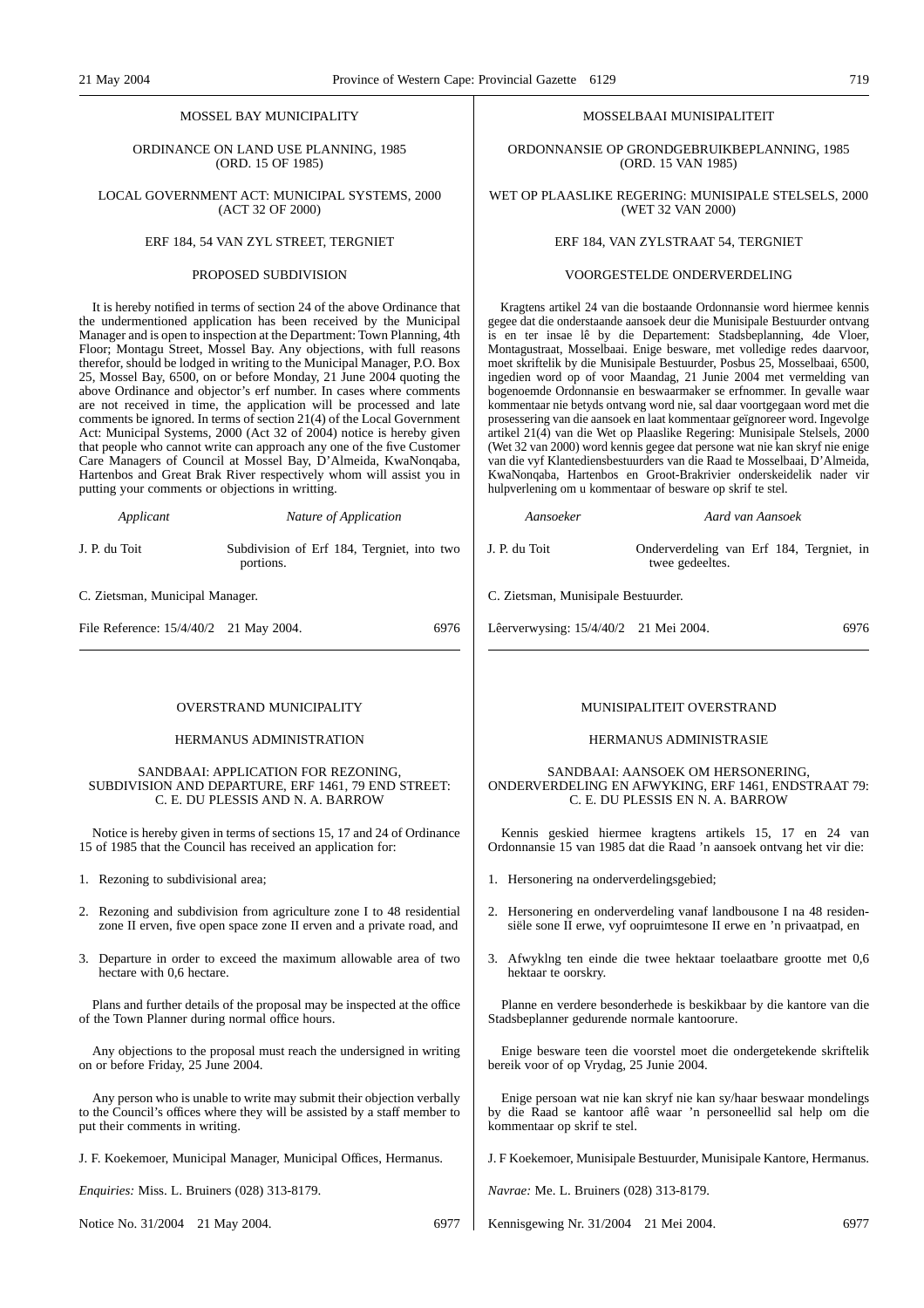MOSSEL BAY MUNICIPALITY

ORDINANCE ON LAND USE PLANNING, 1985 (ORD. 15 OF 1985)

LOCAL GOVERNMENT ACT: MUNICIPAL SYSTEMS, 2000 (ACT 32 OF 2000)

ERF 184, 54 VAN ZYL STREET, TERGNIET

PROPOSED SUBDIVISION

It is hereby notified in terms of section 24 of the above Ordinance that the undermentioned application has been received by the Municipal Manager and is open to inspection at the Department: Town Planning, 4th Floor; Montagu Street, Mossel Bay. Any objections, with full reasons therefor, should be lodged in writing to the Municipal Manager, P.O. Box 25, Mossel Bay, 6500, on or before Monday, 21 June 2004 quoting the above Ordinance and objector's erf number. In cases where comments are not received in time, the application will be processed and late comments be ignored. In terms of section 21(4) of the Local Government Act: Municipal Systems, 2000 (Act 32 of 2004) notice is hereby given that people who cannot write can approach any one of the five Customer Care Managers of Council at Mossel Bay, D'Almeida, KwaNonqaba, Hartenbos and Great Brak River respectively whom will assist you in putting your comments or objections in writting.

| *Applicant* | *Nature of Application* |
|---|---|
| J. P. du Toit | Subdivision of Erf 184, Tergniet, into two portions. |

C. Zietsman, Municipal Manager.

File Reference: 15/4/40/2 21 May 2004. 6976

---

MOSSELBAAI MUNISIPALITEIT

ORDONNANSIE OP GRONDGEBRUIKBEPLANNING, 1985 (ORD. 15 VAN 1985)

WET OP PLAASLIKE REGERING: MUNISIPALE STELSELS, 2000 (WET 32 VAN 2000)

ERF 184, VAN ZYLSTRAAT 54, TERGNIET

VOORGESTELDE ONDERVERDELING

Kragtens artikel 24 van die bostaande Ordonnansie word hiermee kennis gegee dat die onderstaande aansoek deur die Munisipale Bestuurder ontvang is en ter insae lê by die Departement: Stadsbeplanning, 4de Vloer, Montagustraat, Mosselbaai. Enige besware, met volledige redes daarvoor, moet skriftelik by die Munisipale Bestuurder, Posbus 25, Mosselbaai, 6500, ingedien word op of voor Maandag, 21 Junie 2004 met vermelding van bogenoemde Ordonnansie en beswaarmaker se erfnommer. In gevalle waar kommentaar nie betyds ontvang word nie, sal daar voortgegaan word met die prosessering van die aansoek en laat kommentaar geïgnoreer word. Ingevolge artikel 21(4) van die Wet op Plaaslike Regering: Munisipale Stelsels, 2000 (Wet 32 van 2000) word kennis gegee dat persone wat nie kan skryf nie enige van die vyf Klantediensbestuurders van die Raad te Mosselbaai, D'Almeida, KwaNonqaba, Hartenbos en Groot-Brakrivier onderskeidelik nader vir hulpverlening om u kommentaar of besware op skrif te stel.

| *Aansoeker* | *Aard van Aansoek* |
|---|---|
| J. P. du Toit | Onderverdeling van Erf 184, Tergniet, in twee gedeeltes. |

C. Zietsman, Munisipale Bestuurder.

Lêerverwysing: 15/4/40/2 21 Mei 2004. 6976

---

OVERSTRAND MUNICIPALITY

HERMANUS ADMINISTRATION

SANDBAAI: APPLICATION FOR REZONING, SUBDIVISION AND DEPARTURE, ERF 1461, 79 END STREET: C. E. DU PLESSIS AND N. A. BARROW

Notice is hereby given in terms of sections 15, 17 and 24 of Ordinance 15 of 1985 that the Council has received an application for:

1. Rezoning to subdivisional area;
2. Rezoning and subdivision from agriculture zone I to 48 residential zone II erven, five open space zone II erven and a private road, and
3. Departure in order to exceed the maximum allowable area of two hectare with 0,6 hectare.

Plans and further details of the proposal may be inspected at the office of the Town Planner during normal office hours.

Any objections to the proposal must reach the undersigned in writing on or before Friday, 25 June 2004.

Any person who is unable to write may submit their objection verbally to the Council's offices where they will be assisted by a staff member to put their comments in writing.

J. F. Koekemoer, Municipal Manager, Municipal Offices, Hermanus.

*Enquiries:* Miss. L. Bruiners (028) 313-8179.

Notice No. 31/2004 21 May 2004. 6977

---

MUNISIPALITEIT OVERSTRAND

HERMANUS ADMINISTRASIE

SANDBAAI: AANSOEK OM HERSONERING, ONDERVERDELING EN AFWYKING, ERF 1461, ENDSTRAAT 79: C. E. DU PLESSIS EN N. A. BARROW

Kennis geskied hiermee kragtens artikels 15, 17 en 24 van Ordonnansie 15 van 1985 dat die Raad 'n aansoek ontvang het vir die:

1. Hersonering na onderverdelingsgebied;
2. Hersonering en onderverdeling vanaf landbousone I na 48 residensiële sone II erwe, vyf oopruimtesone II erwe en 'n privaatpad, en
3. Afwyklng ten einde die twee hektaar toelaatbare grootte met 0,6 hektaar te oorskry.

Planne en verdere besonderhede is beskikbaar by die kantore van die Stadsbeplanner gedurende normale kantoorure.

Enige besware teen die voorstel moet die ondergetekende skriftelik bereik voor of op Vrydag, 25 Junie 2004.

Enige persoan wat nie kan skryf nie kan sy/haar beswaar mondelings by die Raad se kantoor aflê waar 'n personeellid sal help om die kommentaar op skrif te stel.

J. F Koekemoer, Munisipale Bestuurder, Munisipale Kantore, Hermanus.

*Navrae:* Me. L. Bruiners (028) 313-8179.

Kennisgewing Nr. 31/2004 21 Mei 2004. 6977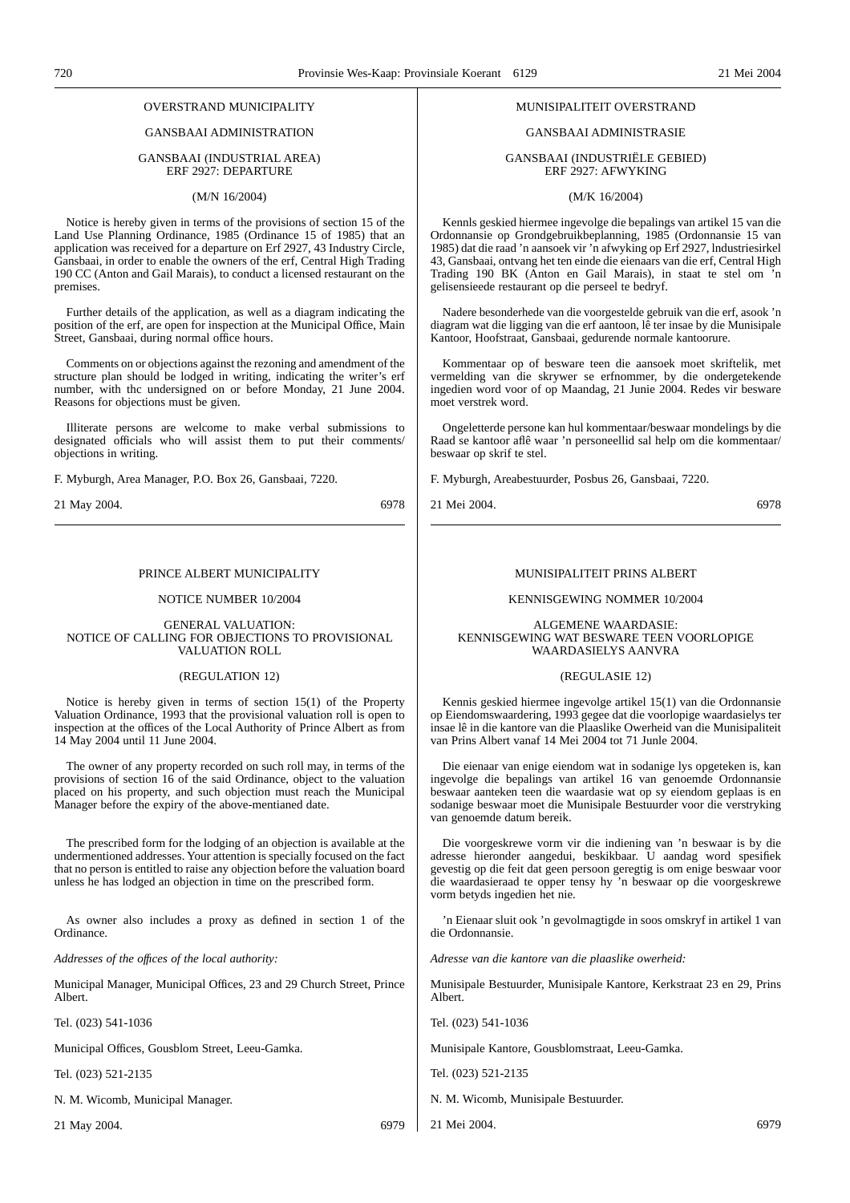OVERSTRAND MUNICIPALITY

GANSBAAI ADMINISTRATION

GANSBAAI (INDUSTRIAL AREA)
ERF 2927: DEPARTURE

(M/N 16/2004)

Notice is hereby given in terms of the provisions of section 15 of the Land Use Planning Ordinance, 1985 (Ordinance 15 of 1985) that an application was received for a departure on Erf 2927, 43 Industry Circle, Gansbaai, in order to enable the owners of the erf, Central High Trading 190 CC (Anton and Gail Marais), to conduct a licensed restaurant on the premises.

Further details of the application, as well as a diagram indicating the position of the erf, are open for inspection at the Municipal Office, Main Street, Gansbaai, during normal office hours.

Comments on or objections against the rezoning and amendment of the structure plan should be lodged in writing, indicating the writer's erf number, with thc undersigned on or before Monday, 21 June 2004. Reasons for objections must be given.

Illiterate persons are welcome to make verbal submissions to designated officials who will assist them to put their comments/ objections in writing.

F. Myburgh, Area Manager, P.O. Box 26, Gansbaai, 7220.

21 May 2004. 6978

---

MUNISIPALITEIT OVERSTRAND

GANSBAAI ADMINISTRASIE

GANSBAAI (INDUSTRIËLE GEBIED)
ERF 2927: AFWYKING

(M/K 16/2004)

Kennls geskied hiermee ingevolge die bepalings van artikel 15 van die Ordonnansie op Grondgebruikbeplanning, 1985 (Ordonnansie 15 van 1985) dat die raad 'n aansoek vir 'n afwyking op Erf 2927, lndustriesirkel 43, Gansbaai, ontvang het ten einde die eienaars van die erf, Central High Trading 190 BK (Anton en Gail Marais), in staat te stel om 'n gelisensieede restaurant op die perseel te bedryf.

Nadere besonderhede van die voorgestelde gebruik van die erf, asook 'n diagram wat die ligging van die erf aantoon, lê ter insae by die Munisipale Kantoor, Hoofstraat, Gansbaai, gedurende normale kantoorure.

Kommentaar op of besware teen die aansoek moet skriftelik, met vermelding van die skrywer se erfnommer, by die ondergetekende ingedien word voor of op Maandag, 21 Junie 2004. Redes vir besware moet verstrek word.

Ongeletterde persone kan hul kommentaar/beswaar mondelings by die Raad se kantoor aflê waar 'n personeellid sal help om die kommentaar/ beswaar op skrif te stel.

F. Myburgh, Areabestuurder, Posbus 26, Gansbaai, 7220.

21 Mei 2004. 6978

---

PRINCE ALBERT MUNICIPALITY

NOTICE NUMBER 10/2004

GENERAL VALUATION:
NOTICE OF CALLING FOR OBJECTIONS TO PROVISIONAL VALUATION ROLL

(REGULATION 12)

Notice is hereby given in terms of section 15(1) of the Property Valuation Ordinance, 1993 that the provisional valuation roll is open to inspection at the offices of the Local Authority of Prince Albert as from 14 May 2004 until 11 June 2004.

The owner of any property recorded on such roll may, in terms of the provisions of section 16 of the said Ordinance, object to the valuation placed on his property, and such objection must reach the Municipal Manager before the expiry of the above-mentianed date.

The prescribed form for the lodging of an objection is available at the undermentioned addresses. Your attention is specially focused on the fact that no person is entitled to raise any objection before the valuation board unless he has lodged an objection in time on the prescribed form.

As owner also includes a proxy as defined in section 1 of the Ordinance.

*Addresses of the offices of the local authority:*

Municipal Manager, Municipal Offices, 23 and 29 Church Street, Prince Albert.

Tel. (023) 541-1036

Municipal Offices, Gousblom Street, Leeu-Gamka.

Tel. (023) 521-2135

N. M. Wicomb, Municipal Manager.

21 May 2004. 6979

---

MUNISIPALITEIT PRINS ALBERT

KENNISGEWING NOMMER 10/2004

ALGEMENE WAARDASIE:
KENNISGEWING WAT BESWARE TEEN VOORLOPIGE WAARDASIELYS AANVRA

(REGULASIE 12)

Kennis geskied hiermee ingevolge artikel 15(1) van die Ordonnansie op Eiendomswaardering, 1993 gegee dat die voorlopige waardasielys ter insae lê in die kantore van die Plaaslike Owerheid van die Munisipaliteit van Prins Albert vanaf 14 Mei 2004 tot 71 Junle 2004.

Die eienaar van enige eiendom wat in sodanige lys opgeteken is, kan ingevolge die bepalings van artikel 16 van genoemde Ordonnansie beswaar aanteken teen die waardasie wat op sy eiendom geplaas is en sodanige beswaar moet die Munisipale Bestuurder voor die verstryking van genoemde datum bereik.

Die voorgeskrewe vorm vir die indiening van 'n beswaar is by die adresse hieronder aangedui, beskikbaar. U aandag word spesifiek gevestig op die feit dat geen persoon geregtig is om enige beswaar voor die waardasieraad te opper tensy hy 'n beswaar op die voorgeskrewe vorm betyds ingedien het nie.

'n Eienaar sluit ook 'n gevolmagtigde in soos omskryf in artikel 1 van die Ordonnansie.

*Adresse van die kantore van die plaaslike owerheid:*

Munisipale Bestuurder, Munisipale Kantore, Kerkstraat 23 en 29, Prins Albert.

Tel. (023) 541-1036

Munisipale Kantore, Gousblomstraat, Leeu-Gamka.

Tel. (023) 521-2135

N. M. Wicomb, Munisipale Bestuurder.

21 Mei 2004. 6979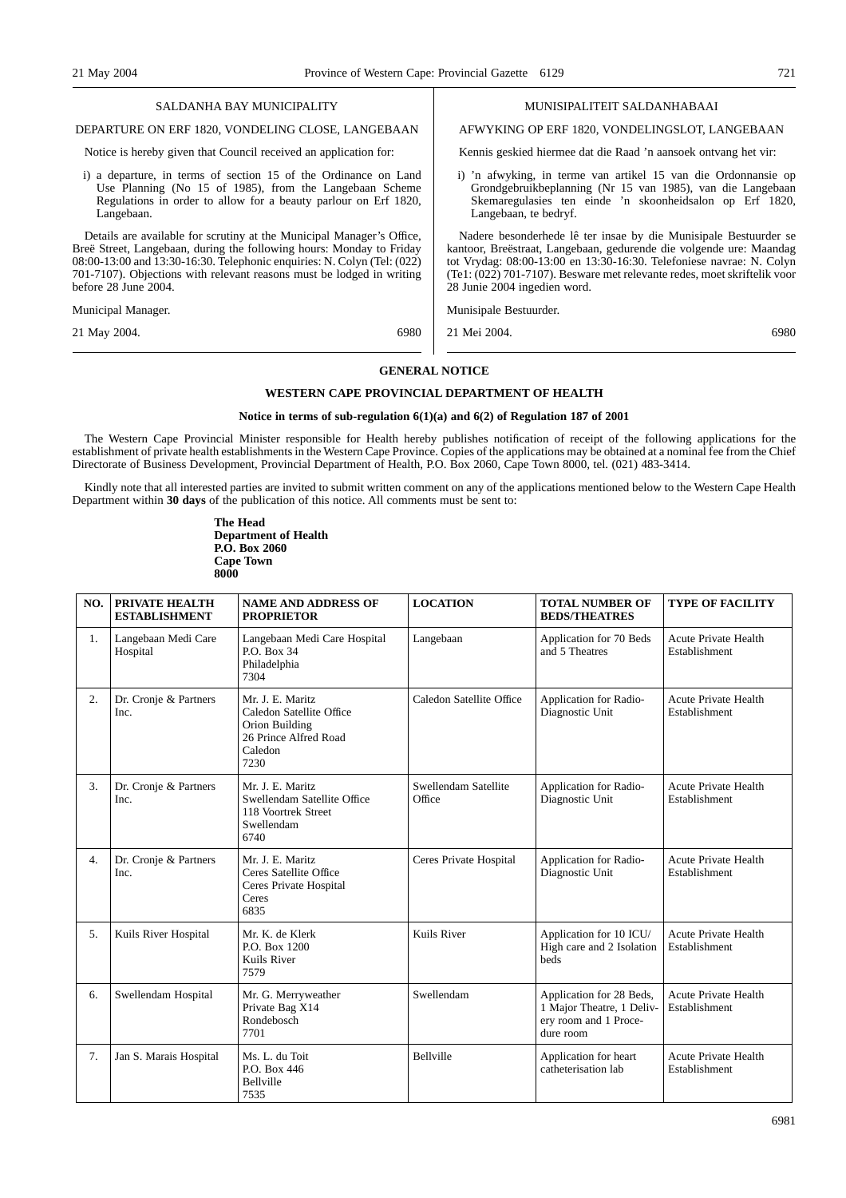SALDANHA BAY MUNICIPALITY

DEPARTURE ON ERF 1820, VONDELING CLOSE, LANGEBAAN

Notice is hereby given that Council received an application for:

i) a departure, in terms of section 15 of the Ordinance on Land Use Planning (No 15 of 1985), from the Langebaan Scheme Regulations in order to allow for a beauty parlour on Erf 1820, Langebaan.

Details are available for scrutiny at the Municipal Manager's Office, Breë Street, Langebaan, during the following hours: Monday to Friday 08:00-13:00 and 13:30-16:30. Telephonic enquiries: N. Colyn (Tel: (022) 701-7107). Objections with relevant reasons must be lodged in writing before 28 June 2004.

Municipal Manager.

21 May 2004. 6980

MUNISIPALITEIT SALDANHABAAI

AFWYKING OP ERF 1820, VONDELINGSLOT, LANGEBAAN

Kennis geskied hiermee dat die Raad 'n aansoek ontvang het vir:

i) 'n afwyking, in terme van artikel 15 van die Ordonnansie op Grondgebruikbeplanning (Nr 15 van 1985), van die Langebaan Skemaregulasies ten einde 'n skoonheidsalon op Erf 1820, Langebaan, te bedryf.

Nadere besonderhede lê ter insae by die Munisipale Bestuurder se kantoor, Breëstraat, Langebaan, gedurende die volgende ure: Maandag tot Vrydag: 08:00-13:00 en 13:30-16:30. Telefoniese navrae: N. Colyn (Te1: (022) 701-7107). Besware met relevante redes, moet skriftelik voor 28 Junie 2004 ingedien word.

Munisipale Bestuurder.

21 Mei 2004. 6980

**GENERAL NOTICE**

**WESTERN CAPE PROVINCIAL DEPARTMENT OF HEALTH**

**Notice in terms of sub-regulation 6(1)(a) and 6(2) of Regulation 187 of 2001**

The Western Cape Provincial Minister responsible for Health hereby publishes notification of receipt of the following applications for the establishment of private health establishments in the Western Cape Province. Copies of the applications may be obtained at a nominal fee from the Chief Directorate of Business Development, Provincial Department of Health, P.O. Box 2060, Cape Town 8000, tel. (021) 483-3414.

Kindly note that all interested parties are invited to submit written comment on any of the applications mentioned below to the Western Cape Health Department within **30 days** of the publication of this notice. All comments must be sent to:

**The Head**
**Department of Health**
**P.O. Box 2060**
**Cape Town**
**8000**

| NO. | PRIVATE HEALTH ESTABLISHMENT | NAME AND ADDRESS OF PROPRIETOR | LOCATION | TOTAL NUMBER OF BEDS/THEATRES | TYPE OF FACILITY |
|---|---|---|---|---|---|
| 1. | Langebaan Medi Care Hospital | Langebaan Medi Care Hospital<br>P.O. Box 34<br>Philadelphia<br>7304 | Langebaan | Application for 70 Beds and 5 Theatres | Acute Private Health Establishment |
| 2. | Dr. Cronje & Partners Inc. | Mr. J. E. Maritz<br>Caledon Satellite Office<br>Orion Building<br>26 Prince Alfred Road<br>Caledon<br>7230 | Caledon Satellite Office | Application for Radio-Diagnostic Unit | Acute Private Health Establishment |
| 3. | Dr. Cronje & Partners Inc. | Mr. J. E. Maritz<br>Swellendam Satellite Office<br>118 Voortrek Street<br>Swellendam<br>6740 | Swellendam Satellite Office | Application for Radio-Diagnostic Unit | Acute Private Health Establishment |
| 4. | Dr. Cronje & Partners Inc. | Mr. J. E. Maritz<br>Ceres Satellite Office<br>Ceres Private Hospital<br>Ceres<br>6835 | Ceres Private Hospital | Application for Radio-Diagnostic Unit | Acute Private Health Establishment |
| 5. | Kuils River Hospital | Mr. K. de Klerk<br>P.O. Box 1200<br>Kuils River<br>7579 | Kuils River | Application for 10 ICU/ High care and 2 Isolation beds | Acute Private Health Establishment |
| 6. | Swellendam Hospital | Mr. G. Merryweather<br>Private Bag X14<br>Rondebosch<br>7701 | Swellendam | Application for 28 Beds, 1 Major Theatre, 1 Delivery room and 1 Procedure room | Acute Private Health Establishment |
| 7. | Jan S. Marais Hospital | Ms. L. du Toit<br>P.O. Box 446<br>Bellville<br>7535 | Bellville | Application for heart catheterisation lab | Acute Private Health Establishment |

6981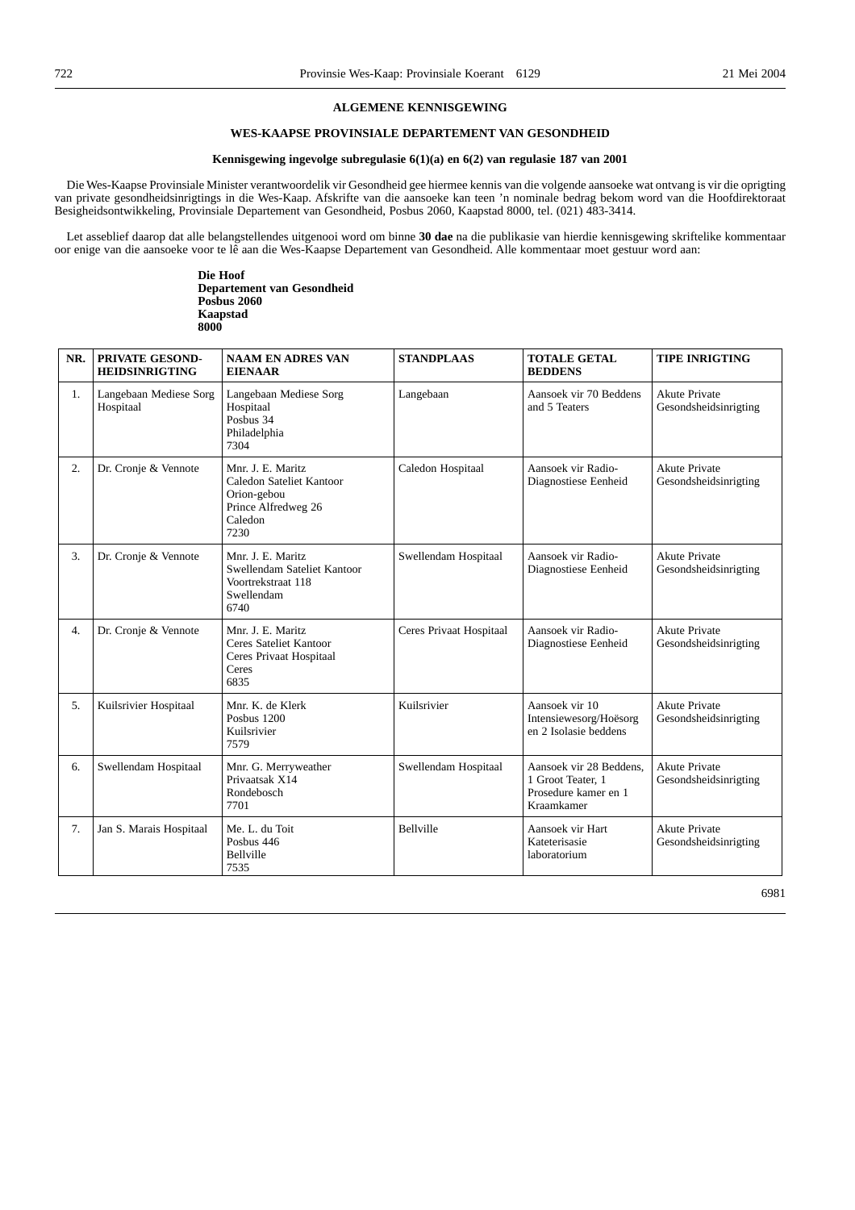**ALGEMENE KENNISGEWING**

**WES-KAAPSE PROVINSIALE DEPARTEMENT VAN GESONDHEID**

**Kennisgewing ingevolge subregulasie 6(1)(a) en 6(2) van regulasie 187 van 2001**

Die Wes-Kaapse Provinsiale Minister verantwoordelik vir Gesondheid gee hiermee kennis van die volgende aansoeke wat ontvang is vir die oprigting van private gesondheidsinrigtings in die Wes-Kaap. Afskrifte van die aansoeke kan teen 'n nominale bedrag bekom word van die Hoofdirektoraat Besigheidsontwikkeling, Provinsiale Departement van Gesondheid, Posbus 2060, Kaapstad 8000, tel. (021) 483-3414.

Let asseblief daarop dat alle belangstellendes uitgenooi word om binne **30 dae** na die publikasie van hierdie kennisgewing skriftelike kommentaar oor enige van die aansoeke voor te lê aan die Wes-Kaapse Departement van Gesondheid. Alle kommentaar moet gestuur word aan:

**Die Hoof**
**Departement van Gesondheid**
**Posbus 2060**
**Kaapstad**
**8000**

| NR. | PRIVATE GESOND-HEIDSINRIGTING | NAAM EN ADRES VAN EIENAAR | STANDPLAAS | TOTALE GETAL BEDDENS | TIPE INRIGTING |
|---|---|---|---|---|---|
| 1. | Langebaan Mediese Sorg Hospitaal | Langebaan Mediese Sorg Hospitaal<br>Posbus 34<br>Philadelphia<br>7304 | Langebaan | Aansoek vir 70 Beddens and 5 Teaters | Akute Private Gesondheidsinrigting |
| 2. | Dr. Cronje & Vennote | Mnr. J. E. Maritz<br>Caledon Sateliet Kantoor<br>Orion-gebou<br>Prince Alfredweg 26<br>Caledon<br>7230 | Caledon Hospitaal | Aansoek vir Radio-Diagnostiese Eenheid | Akute Private Gesondheidsinrigting |
| 3. | Dr. Cronje & Vennote | Mnr. J. E. Maritz<br>Swellendam Sateliet Kantoor<br>Voortrekstraat 118<br>Swellendam<br>6740 | Swellendam Hospitaal | Aansoek vir Radio-Diagnostiese Eenheid | Akute Private Gesondheidsinrigting |
| 4. | Dr. Cronje & Vennote | Mnr. J. E. Maritz<br>Ceres Sateliet Kantoor<br>Ceres Privaat Hospitaal<br>Ceres<br>6835 | Ceres Privaat Hospitaal | Aansoek vir Radio-Diagnostiese Eenheid | Akute Private Gesondheidsinrigting |
| 5. | Kuilsrivier Hospitaal | Mnr. K. de Klerk<br>Posbus 1200<br>Kuilsrivier<br>7579 | Kuilsrivier | Aansoek vir 10 Intensiewesorg/Hoësorg en 2 Isolasie beddens | Akute Private Gesondheidsinrigting |
| 6. | Swellendam Hospitaal | Mnr. G. Merryweather<br>Privaatsak X14<br>Rondebosch<br>7701 | Swellendam Hospitaal | Aansoek vir 28 Beddens, 1 Groot Teater, 1 Prosedure kamer en 1 Kraamkamer | Akute Private Gesondheidsinrigting |
| 7. | Jan S. Marais Hospitaal | Me. L. du Toit<br>Posbus 446<br>Bellville<br>7535 | Bellville | Aansoek vir Hart Kateterisasie laboratorium | Akute Private Gesondheidsinrigting |

6981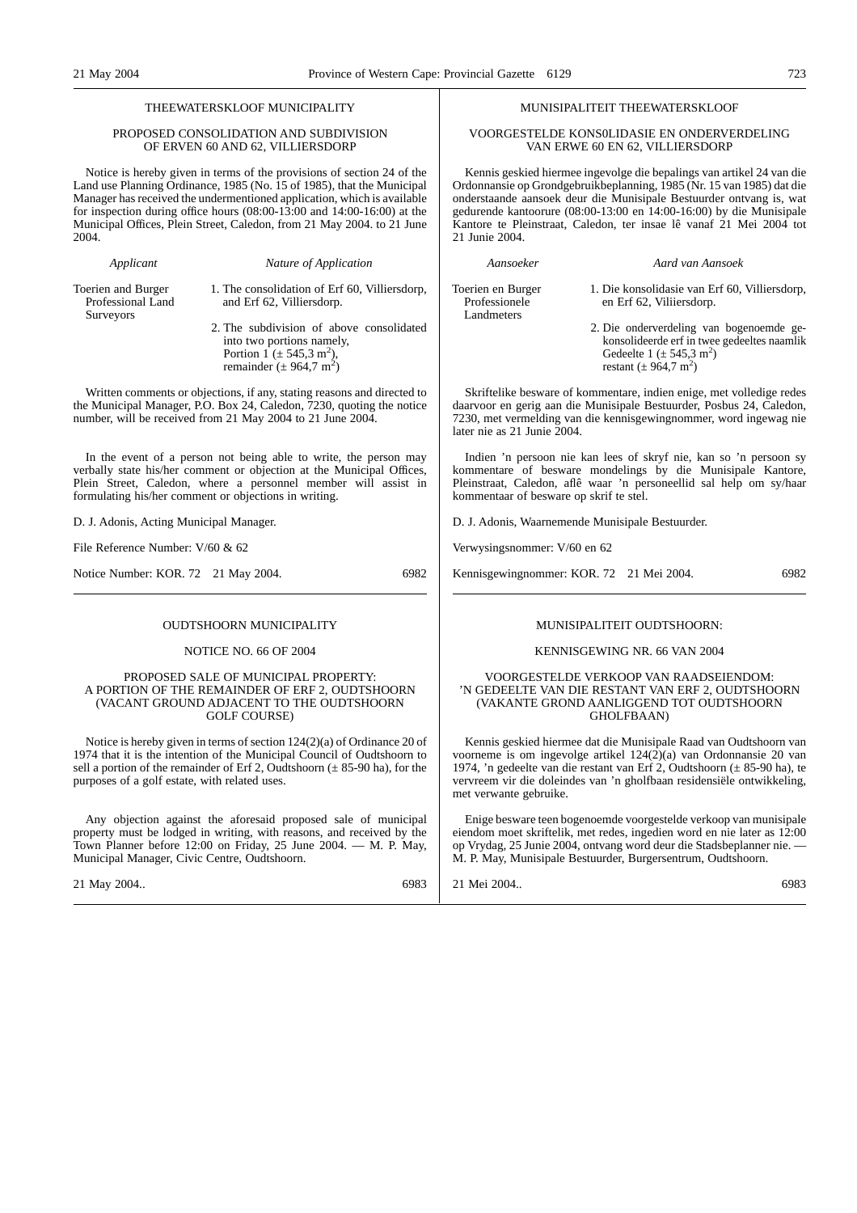## THEEWATERSKLOOF MUNICIPALITY

### PROPOSED CONSOLIDATION AND SUBDIVISION OF ERVEN 60 AND 62, VILLIERSDORP

Notice is hereby given in terms of the provisions of section 24 of the Land use Planning Ordinance, 1985 (No. 15 of 1985), that the Municipal Manager has received the undermentioned application, which is available for inspection during office hours (08:00-13:00 and 14:00-16:00) at the Municipal Offices, Plein Street, Caledon, from 21 May 2004. to 21 June 2004.

| *Applicant* | *Nature of Application* |
|---|---|
| Toerien and Burger Professional Land Surveyors | 1. The consolidation of Erf 60, Villiersdorp, and Erf 62, Villiersdorp. 2. The subdivision of above consolidated into two portions namely, Portion 1 (± 545,3 $m^2$), remainder (± 964,7 $m^2$) |

Written comments or objections, if any, stating reasons and directed to the Municipal Manager, P.O. Box 24, Caledon, 7230, quoting the notice number, will be received from 21 May 2004 to 21 June 2004.

In the event of a person not being able to write, the person may verbally state his/her comment or objection at the Municipal Offices, Plein Street, Caledon, where a personnel member will assist in formulating his/her comment or objections in writing.

D. J. Adonis, Acting Municipal Manager.

File Reference Number: V/60 & 62

Notice Number: KOR. 72 21 May 2004. 6982

---

## MUNISIPALITEIT THEEWATERSKLOOF

### VOORGESTELDE KONS0LIDASIE EN ONDERVERDELING VAN ERWE 60 EN 62, VILLIERSDORP

Kennis geskied hiermee ingevolge die bepalings van artikel 24 van die Ordonnansie op Grondgebruikbeplanning, 1985 (Nr. 15 van 1985) dat die onderstaande aansoek deur die Munisipale Bestuurder ontvang is, wat gedurende kantoorure (08:00-13:00 en 14:00-16:00) by die Munisipale Kantore te Pleinstraat, Caledon, ter insae lê vanaf 21 Mei 2004 tot 21 Junie 2004.

| *Aansoeker* | *Aard van Aansoek* |
|---|---|
| Toerien en Burger Professionele Landmeters | 1. Die konsolidasie van Erf 60, Villiersdorp, en Erf 62, Viliiersdorp. 2. Die onderverdeling van bogenoemde gekonsolideerde erf in twee gedeeltes naamlik Gedeelte 1 (± 545,3 $m^2$) restant (± 964,7 $m^2$) |

Skriftelike besware of kommentare, indien enige, met volledige redes daarvoor en gerig aan die Munisipale Bestuurder, Posbus 24, Caledon, 7230, met vermelding van die kennisgewingnommer, word ingewag nie later nie as 21 Junie 2004.

Indien 'n persoon nie kan lees of skryf nie, kan so 'n persoon sy kommentare of besware mondelings by die Munisipale Kantore, Pleinstraat, Caledon, aflê waar 'n personeellid sal help om sy/haar kommentaar of besware op skrif te stel.

D. J. Adonis, Waarnemende Munisipale Bestuurder.

Verwysingsnommer: V/60 en 62

Kennisgewingnommer: KOR. 72 21 Mei 2004. 6982

---

## OUDTSHOORN MUNICIPALITY

### NOTICE NO. 66 OF 2004

### PROPOSED SALE OF MUNICIPAL PROPERTY: A PORTION OF THE REMAINDER OF ERF 2, OUDTSHOORN (VACANT GROUND ADJACENT TO THE OUDTSHOORN GOLF COURSE)

Notice is hereby given in terms of section 124(2)(a) of Ordinance 20 of 1974 that it is the intention of the Municipal Council of Oudtshoorn to sell a portion of the remainder of Erf 2, Oudtshoorn (± 85-90 ha), for the purposes of a golf estate, with related uses.

Any objection against the aforesaid proposed sale of municipal property must be lodged in writing, with reasons, and received by the Town Planner before 12:00 on Friday, 25 June 2004. — M. P. May, Municipal Manager, Civic Centre, Oudtshoorn.

21 May 2004.. 6983

---

## MUNISIPALITEIT OUDTSHOORN:

### KENNISGEWING NR. 66 VAN 2004

### VOORGESTELDE VERKOOP VAN RAADSEIENDOM: 'N GEDEELTE VAN DIE RESTANT VAN ERF 2, OUDTSHOORN (VAKANTE GROND AANLIGGEND TOT OUDTSHOORN GHOLFBAAN)

Kennis geskied hiermee dat die Munisipale Raad van Oudtshoorn van voorneme is om ingevolge artikel 124(2)(a) van Ordonnansie 20 van 1974, 'n gedeelte van die restant van Erf 2, Oudtshoorn (± 85-90 ha), te vervreem vir die doleindes van 'n gholfbaan residensiële ontwikkeling, met verwante gebruike.

Enige besware teen bogenoemde voorgestelde verkoop van munisipale eiendom moet skriftelik, met redes, ingedien word en nie later as 12:00 op Vrydag, 25 Junie 2004, ontvang word deur die Stadsbeplanner nie. — M. P. May, Munisipale Bestuurder, Burgersentrum, Oudtshoorn.

21 Mei 2004.. 6983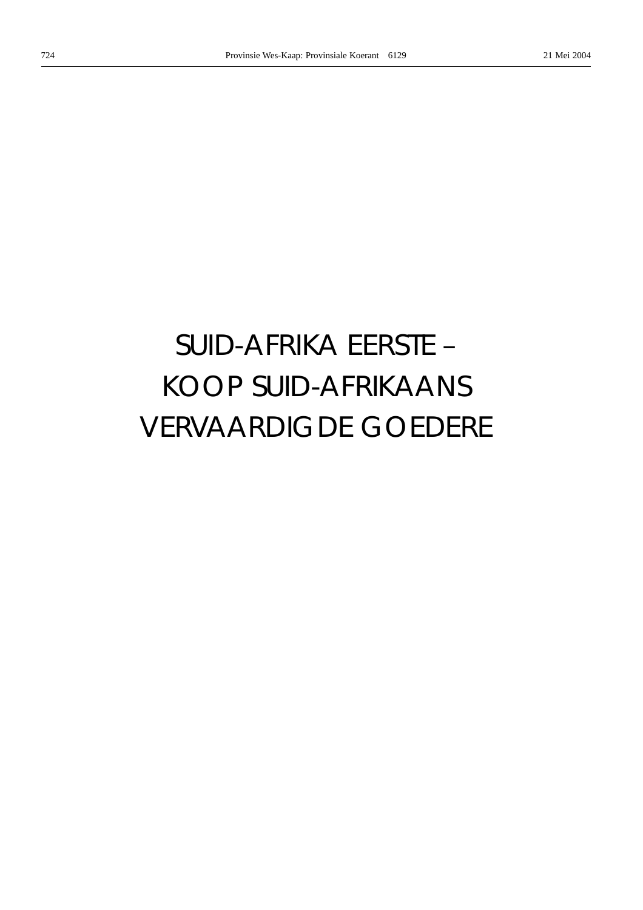SUID-AFRIKA EERSTE –
KOOP SUID-AFRIKAANS
VERVAARDIGDE GOEDERE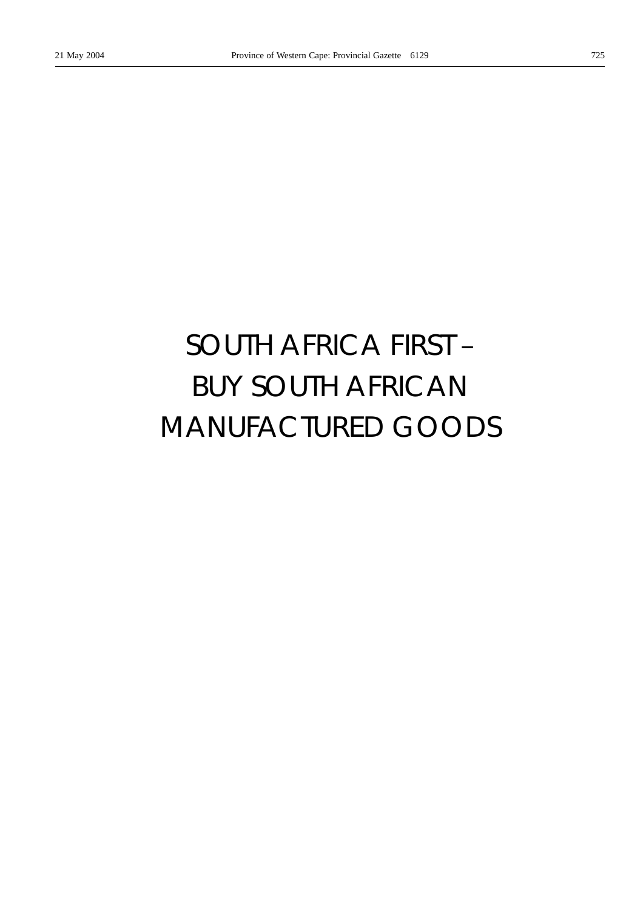SOUTH AFRICA FIRST –
BUY SOUTH AFRICAN
MANUFACTURED GOODS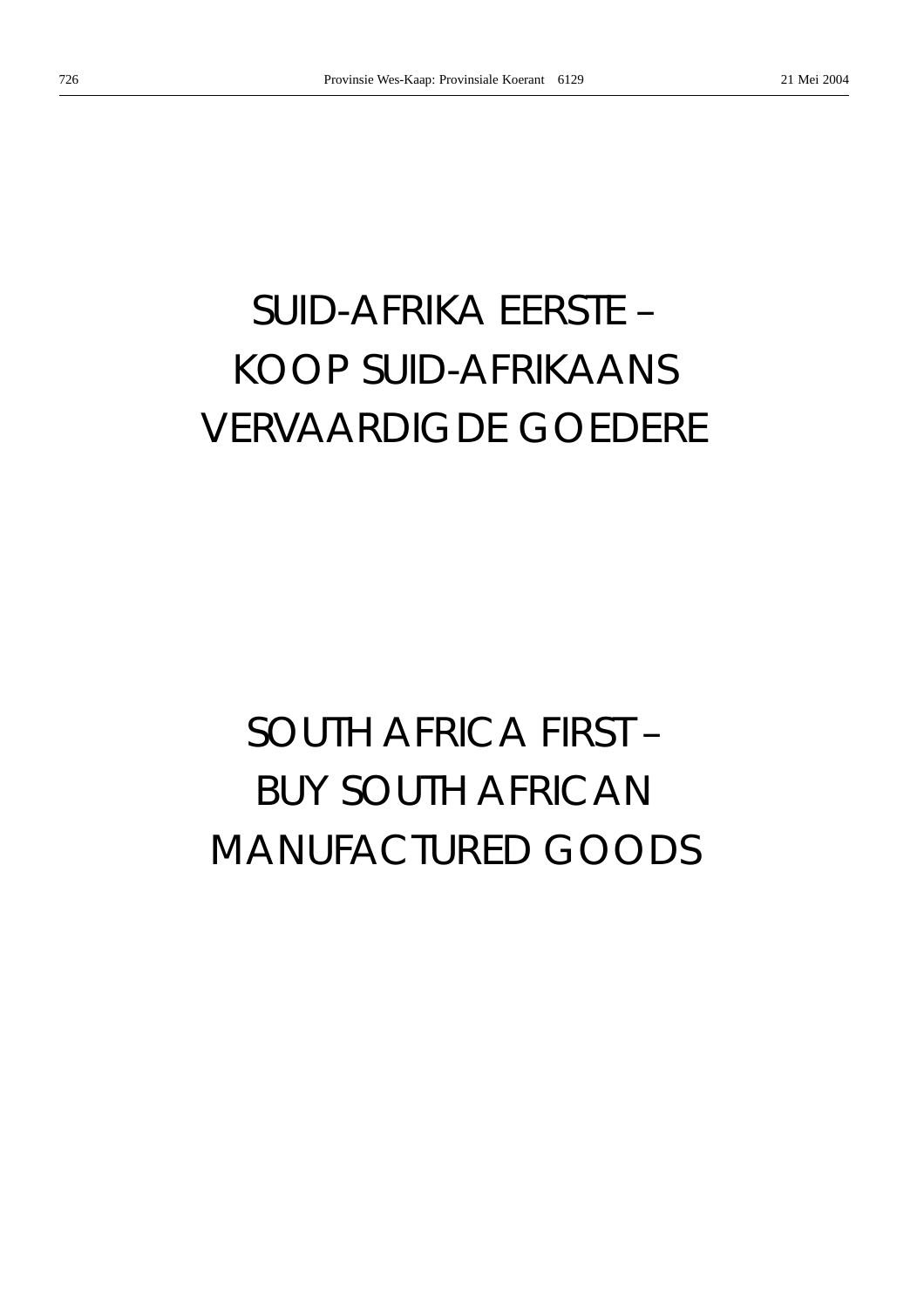# SUID-AFRIKA EERSTE – KOOP SUID-AFRIKAANS VERVAARDIGDE GOEDERE

# SOUTH AFRICA FIRST – BUY SOUTH AFRICAN MANUFACTURED GOODS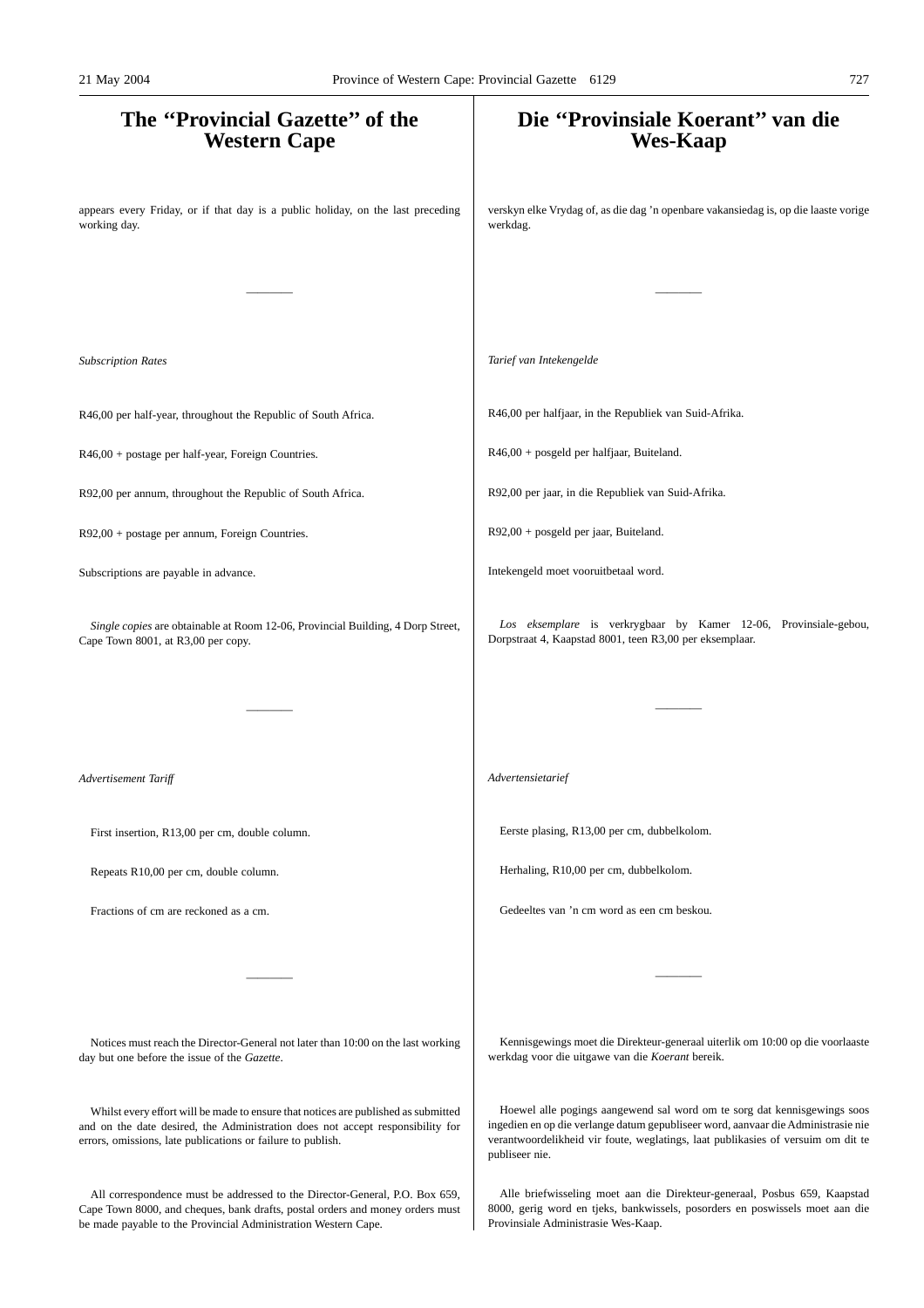# The "Provincial Gazette" of the Western Cape

appears every Friday, or if that day is a public holiday, on the last preceding working day.

---

*Subscription Rates*

R46,00 per half-year, throughout the Republic of South Africa.

R46,00 + postage per half-year, Foreign Countries.

R92,00 per annum, throughout the Republic of South Africa.

R92,00 + postage per annum, Foreign Countries.

Subscriptions are payable in advance.

*Single copies* are obtainable at Room 12-06, Provincial Building, 4 Dorp Street, Cape Town 8001, at R3,00 per copy.

---

*Advertisement Tariff*

First insertion, R13,00 per cm, double column.

Repeats R10,00 per cm, double column.

Fractions of cm are reckoned as a cm.

---

Notices must reach the Director-General not later than 10:00 on the last working day but one before the issue of the *Gazette*.

Whilst every effort will be made to ensure that notices are published as submitted and on the date desired, the Administration does not accept responsibility for errors, omissions, late publications or failure to publish.

All correspondence must be addressed to the Director-General, P.O. Box 659, Cape Town 8000, and cheques, bank drafts, postal orders and money orders must be made payable to the Provincial Administration Western Cape.

# Die "Provinsiale Koerant" van die Wes-Kaap

verskyn elke Vrydag of, as die dag 'n openbare vakansiedag is, op die laaste vorige werkdag.

---

*Tarief van Intekengelde*

R46,00 per halfjaar, in die Republiek van Suid-Afrika.

R46,00 + posgeld per halfjaar, Buiteland.

R92,00 per jaar, in die Republiek van Suid-Afrika.

R92,00 + posgeld per jaar, Buiteland.

Intekengeld moet vooruitbetaal word.

*Los eksemplare* is verkrygbaar by Kamer 12-06, Provinsiale-gebou, Dorpstraat 4, Kaapstad 8001, teen R3,00 per eksemplaar.

---

*Advertensietarief*

Eerste plasing, R13,00 per cm, dubbelkolom.

Herhaling, R10,00 per cm, dubbelkolom.

Gedeeltes van 'n cm word as een cm beskou.

---

Kennisgewings moet die Direkteur-generaal uiterlik om 10:00 op die voorlaaste werkdag voor die uitgawe van die *Koerant* bereik.

Hoewel alle pogings aangewend sal word om te sorg dat kennisgewings soos ingedien en op die verlange datum gepubliseer word, aanvaar die Administrasie nie verantwoordelikheid vir foute, weglatings, laat publikasies of versuim om dit te publiseer nie.

Alle briefwisseling moet aan die Direkteur-generaal, Posbus 659, Kaapstad 8000, gerig word en tjeks, bankwissels, posorders en poswissels moet aan die Provinsiale Administrasie Wes-Kaap.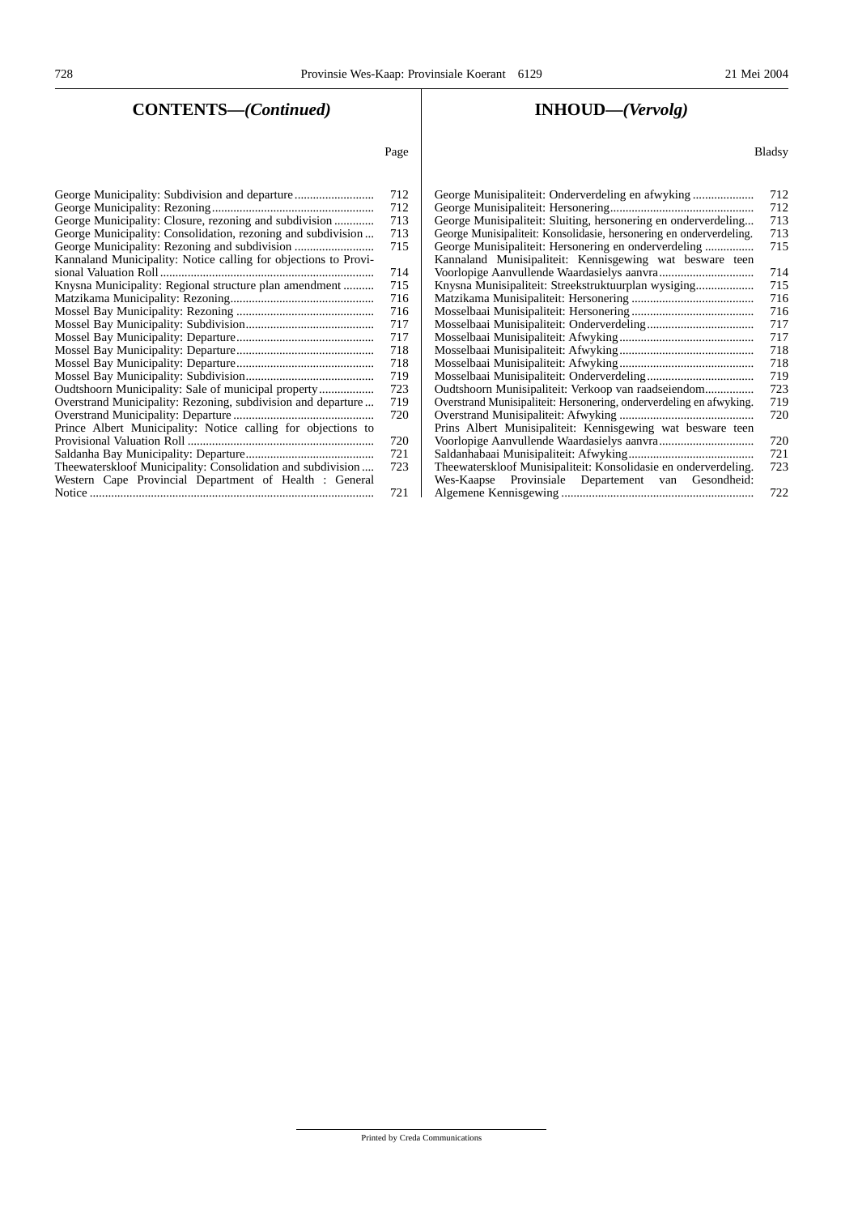## CONTENTS—*(Continued)*

| | Page |
|---|---|
| George Municipality: Subdivision and departure | 712 |
| George Municipality: Rezoning | 712 |
| George Municipality: Closure, rezoning and subdivision | 713 |
| George Municipality: Consolidation, rezoning and subdivision | 713 |
| George Municipality: Rezoning and subdivision | 715 |
| Kannaland Municipality: Notice calling for objections to Provisional Valuation Roll | 714 |
| Knysna Municipality: Regional structure plan amendment | 715 |
| Matzikama Municipality: Rezoning | 716 |
| Mossel Bay Municipality: Rezoning | 716 |
| Mossel Bay Municipality: Subdivision | 717 |
| Mossel Bay Municipality: Departure | 717 |
| Mossel Bay Municipality: Departure | 718 |
| Mossel Bay Municipality: Departure | 718 |
| Mossel Bay Municipality: Subdivision | 719 |
| Oudtshoorn Municipality: Sale of municipal property | 723 |
| Overstrand Municipality: Rezoning, subdivision and departure | 719 |
| Overstrand Municipality: Departure | 720 |
| Prince Albert Municipality: Notice calling for objections to Provisional Valuation Roll | 720 |
| Saldanha Bay Municipality: Departure | 721 |
| Theewaterskloof Municipality: Consolidation and subdivision | 723 |
| Western Cape Provincial Department of Health : General Notice | 721 |

## INHOUD—*(Vervolg)*

| | Bladsy |
|---|---|
| George Munisipaliteit: Onderverdeling en afwyking | 712 |
| George Munisipaliteit: Hersonering | 712 |
| George Munisipaliteit: Sluiting, hersonering en onderverdeling | 713 |
| George Munisipaliteit: Konsolidasie, hersonering en onderverdeling. | 713 |
| George Munisipaliteit: Hersonering en onderverdeling | 715 |
| Kannaland Munisipaliteit: Kennisgewing wat besware teen Voorlopige Aanvullende Waardasielys aanvra | 714 |
| Knysna Munisipaliteit: Streekstruktuurplan wysiging | 715 |
| Matzikama Munisipaliteit: Hersonering | 716 |
| Mosselbaai Munisipaliteit: Hersonering | 716 |
| Mosselbaai Munisipaliteit: Onderverdeling | 717 |
| Mosselbaai Munisipaliteit: Afwyking | 717 |
| Mosselbaai Munisipaliteit: Afwyking | 718 |
| Mosselbaai Munisipaliteit: Afwyking | 718 |
| Mosselbaai Munisipaliteit: Onderverdeling | 719 |
| Oudtshoorn Munisipaliteit: Verkoop van raadseiendom | 723 |
| Overstrand Munisipaliteit: Hersonering, onderverdeling en afwyking. | 719 |
| Overstrand Munisipaliteit: Afwyking | 720 |
| Prins Albert Munisipaliteit: Kennisgewing wat besware teen Voorlopige Aanvullende Waardasielys aanvra | 720 |
| Saldanhabaai Munisipaliteit: Afwyking | 721 |
| Theewaterskloof Munisipaliteit: Konsolidasie en onderverdeling. | 723 |
| Wes-Kaapse Provinsiale Departement van Gesondheid: Algemene Kennisgewing | 722 |

Printed by Creda Communications